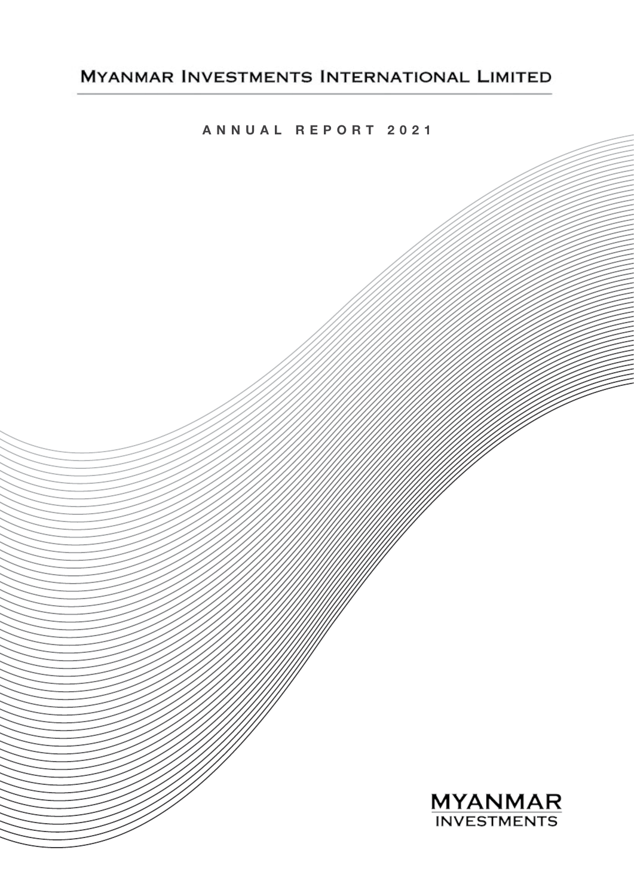# Myanmar Investments International Limited

## ANNUAL REPORT 2021

MYANMAR
INVESTMENTS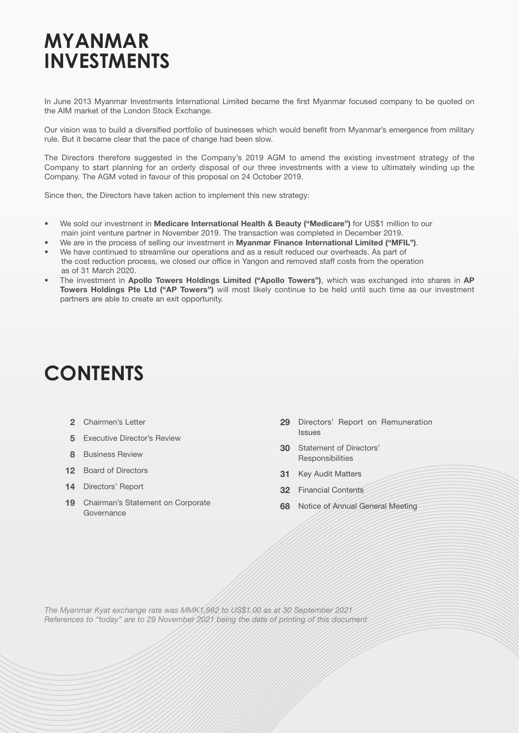# MYANMAR INVESTMENTS

In June 2013 Myanmar Investments International Limited became the first Myanmar focused company to be quoted on the AIM market of the London Stock Exchange.

Our vision was to build a diversified portfolio of businesses which would benefit from Myanmar's emergence from military rule. But it became clear that the pace of change had been slow.

The Directors therefore suggested in the Company's 2019 AGM to amend the existing investment strategy of the Company to start planning for an orderly disposal of our three investments with a view to ultimately winding up the Company. The AGM voted in favour of this proposal on 24 October 2019.

Since then, the Directors have taken action to implement this new strategy:

- We sold our investment in **Medicare International Health & Beauty ("Medicare")** for US$1 million to our main joint venture partner in November 2019. The transaction was completed in December 2019.
- We are in the process of selling our investment in **Myanmar Finance International Limited ("MFIL")**.
- We have continued to streamline our operations and as a result reduced our overheads. As part of the cost reduction process, we closed our office in Yangon and removed staff costs from the operation as of 31 March 2020.
- The investment in **Apollo Towers Holdings Limited ("Apollo Towers")**, which was exchanged into shares in **AP Towers Holdings Pte Ltd ("AP Towers")** will most likely continue to be held until such time as our investment partners are able to create an exit opportunity.

# CONTENTS

- **2** Chairmen's Letter
- **5** Executive Director's Review
- **8** Business Review
- **12** Board of Directors
- **14** Directors' Report
- **19** Chairman's Statement on Corporate Governance
- **29** Directors' Report on Remuneration Issues
- **30** Statement of Directors' Responsibilities
- **31** Key Audit Matters
- **32** Financial Contents
- **68** Notice of Annual General Meeting

*The Myanmar Kyat exchange rate was MMK1,982 to US$1.00 as at 30 September 2021*
*References to "today" are to 29 November 2021 being the date of printing of this document*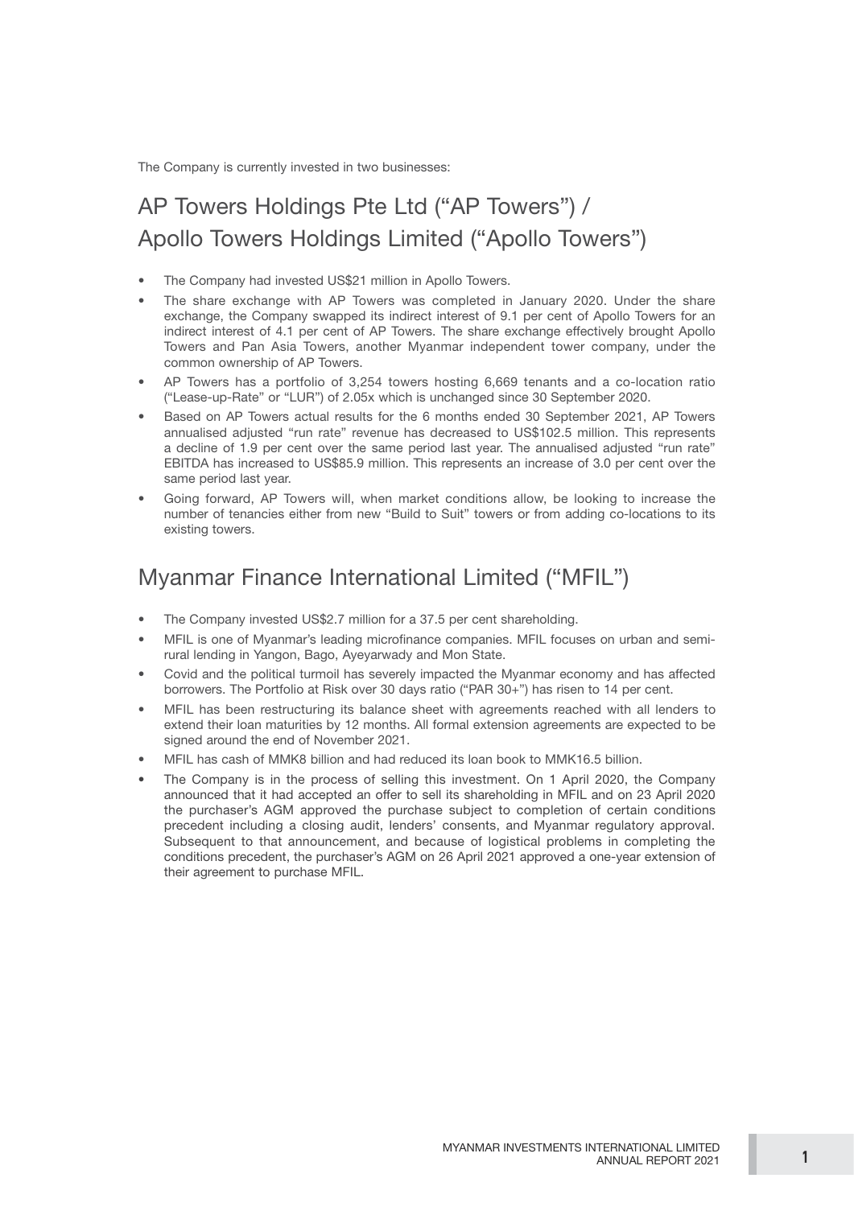The Company is currently invested in two businesses:

## AP Towers Holdings Pte Ltd ("AP Towers") / Apollo Towers Holdings Limited ("Apollo Towers")

- The Company had invested US$21 million in Apollo Towers.
- The share exchange with AP Towers was completed in January 2020. Under the share exchange, the Company swapped its indirect interest of 9.1 per cent of Apollo Towers for an indirect interest of 4.1 per cent of AP Towers. The share exchange effectively brought Apollo Towers and Pan Asia Towers, another Myanmar independent tower company, under the common ownership of AP Towers.
- AP Towers has a portfolio of 3,254 towers hosting 6,669 tenants and a co-location ratio ("Lease-up-Rate" or "LUR") of 2.05x which is unchanged since 30 September 2020.
- Based on AP Towers actual results for the 6 months ended 30 September 2021, AP Towers annualised adjusted "run rate" revenue has decreased to US$102.5 million. This represents a decline of 1.9 per cent over the same period last year. The annualised adjusted "run rate" EBITDA has increased to US$85.9 million. This represents an increase of 3.0 per cent over the same period last year.
- Going forward, AP Towers will, when market conditions allow, be looking to increase the number of tenancies either from new "Build to Suit" towers or from adding co-locations to its existing towers.

## Myanmar Finance International Limited ("MFIL")

- The Company invested US$2.7 million for a 37.5 per cent shareholding.
- MFIL is one of Myanmar's leading microfinance companies. MFIL focuses on urban and semi-rural lending in Yangon, Bago, Ayeyarwady and Mon State.
- Covid and the political turmoil has severely impacted the Myanmar economy and has affected borrowers. The Portfolio at Risk over 30 days ratio ("PAR 30+") has risen to 14 per cent.
- MFIL has been restructuring its balance sheet with agreements reached with all lenders to extend their loan maturities by 12 months. All formal extension agreements are expected to be signed around the end of November 2021.
- MFIL has cash of MMK8 billion and had reduced its loan book to MMK16.5 billion.
- The Company is in the process of selling this investment. On 1 April 2020, the Company announced that it had accepted an offer to sell its shareholding in MFIL and on 23 April 2020 the purchaser's AGM approved the purchase subject to completion of certain conditions precedent including a closing audit, lenders' consents, and Myanmar regulatory approval. Subsequent to that announcement, and because of logistical problems in completing the conditions precedent, the purchaser's AGM on 26 April 2021 approved a one-year extension of their agreement to purchase MFIL.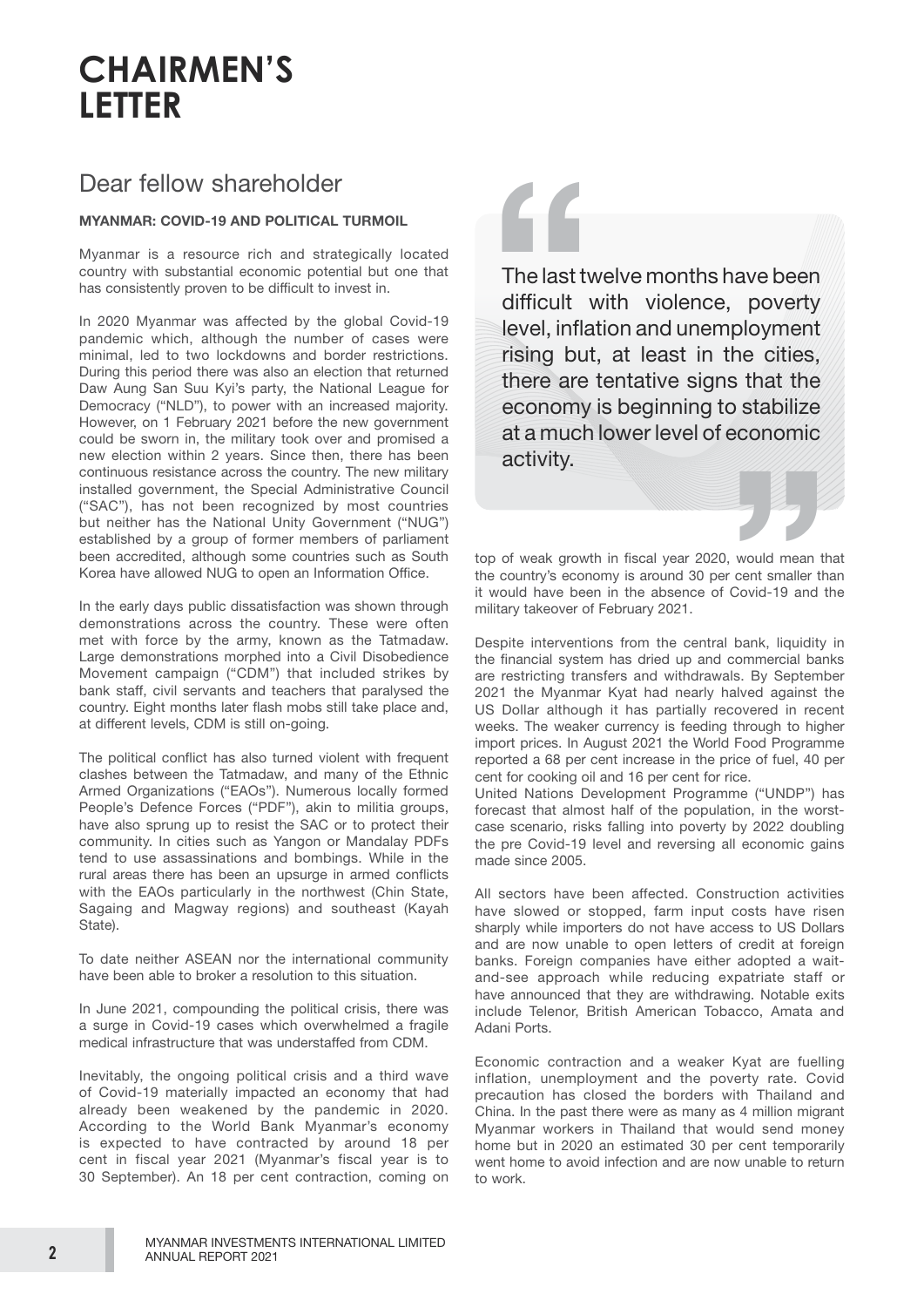# CHAIRMEN'S LETTER

## Dear fellow shareholder

**MYANMAR: COVID-19 AND POLITICAL TURMOIL**

Myanmar is a resource rich and strategically located country with substantial economic potential but one that has consistently proven to be difficult to invest in.

In 2020 Myanmar was affected by the global Covid-19 pandemic which, although the number of cases were minimal, led to two lockdowns and border restrictions. During this period there was also an election that returned Daw Aung San Suu Kyi's party, the National League for Democracy ("NLD"), to power with an increased majority. However, on 1 February 2021 before the new government could be sworn in, the military took over and promised a new election within 2 years. Since then, there has been continuous resistance across the country. The new military installed government, the Special Administrative Council ("SAC"), has not been recognized by most countries but neither has the National Unity Government ("NUG") established by a group of former members of parliament been accredited, although some countries such as South Korea have allowed NUG to open an Information Office.

In the early days public dissatisfaction was shown through demonstrations across the country. These were often met with force by the army, known as the Tatmadaw. Large demonstrations morphed into a Civil Disobedience Movement campaign ("CDM") that included strikes by bank staff, civil servants and teachers that paralysed the country. Eight months later flash mobs still take place and, at different levels, CDM is still on-going.

The political conflict has also turned violent with frequent clashes between the Tatmadaw, and many of the Ethnic Armed Organizations ("EAOs"). Numerous locally formed People's Defence Forces ("PDF"), akin to militia groups, have also sprung up to resist the SAC or to protect their community. In cities such as Yangon or Mandalay PDFs tend to use assassinations and bombings. While in the rural areas there has been an upsurge in armed conflicts with the EAOs particularly in the northwest (Chin State, Sagaing and Magway regions) and southeast (Kayah State).

To date neither ASEAN nor the international community have been able to broker a resolution to this situation.

In June 2021, compounding the political crisis, there was a surge in Covid-19 cases which overwhelmed a fragile medical infrastructure that was understaffed from CDM.

Inevitably, the ongoing political crisis and a third wave of Covid-19 materially impacted an economy that had already been weakened by the pandemic in 2020. According to the World Bank Myanmar's economy is expected to have contracted by around 18 per cent in fiscal year 2021 (Myanmar's fiscal year is to 30 September). An 18 per cent contraction, coming on top of weak growth in fiscal year 2020, would mean that the country's economy is around 30 per cent smaller than it would have been in the absence of Covid-19 and the military takeover of February 2021.

> The last twelve months have been difficult with violence, poverty level, inflation and unemployment rising but, at least in the cities, there are tentative signs that the economy is beginning to stabilize at a much lower level of economic activity.

Despite interventions from the central bank, liquidity in the financial system has dried up and commercial banks are restricting transfers and withdrawals. By September 2021 the Myanmar Kyat had nearly halved against the US Dollar although it has partially recovered in recent weeks. The weaker currency is feeding through to higher import prices. In August 2021 the World Food Programme reported a 68 per cent increase in the price of fuel, 40 per cent for cooking oil and 16 per cent for rice.

United Nations Development Programme ("UNDP") has forecast that almost half of the population, in the worst-case scenario, risks falling into poverty by 2022 doubling the pre Covid-19 level and reversing all economic gains made since 2005.

All sectors have been affected. Construction activities have slowed or stopped, farm input costs have risen sharply while importers do not have access to US Dollars and are now unable to open letters of credit at foreign banks. Foreign companies have either adopted a wait-and-see approach while reducing expatriate staff or have announced that they are withdrawing. Notable exits include Telenor, British American Tobacco, Amata and Adani Ports.

Economic contraction and a weaker Kyat are fuelling inflation, unemployment and the poverty rate. Covid precaution has closed the borders with Thailand and China. In the past there were as many as 4 million migrant Myanmar workers in Thailand that would send money home but in 2020 an estimated 30 per cent temporarily went home to avoid infection and are now unable to return to work.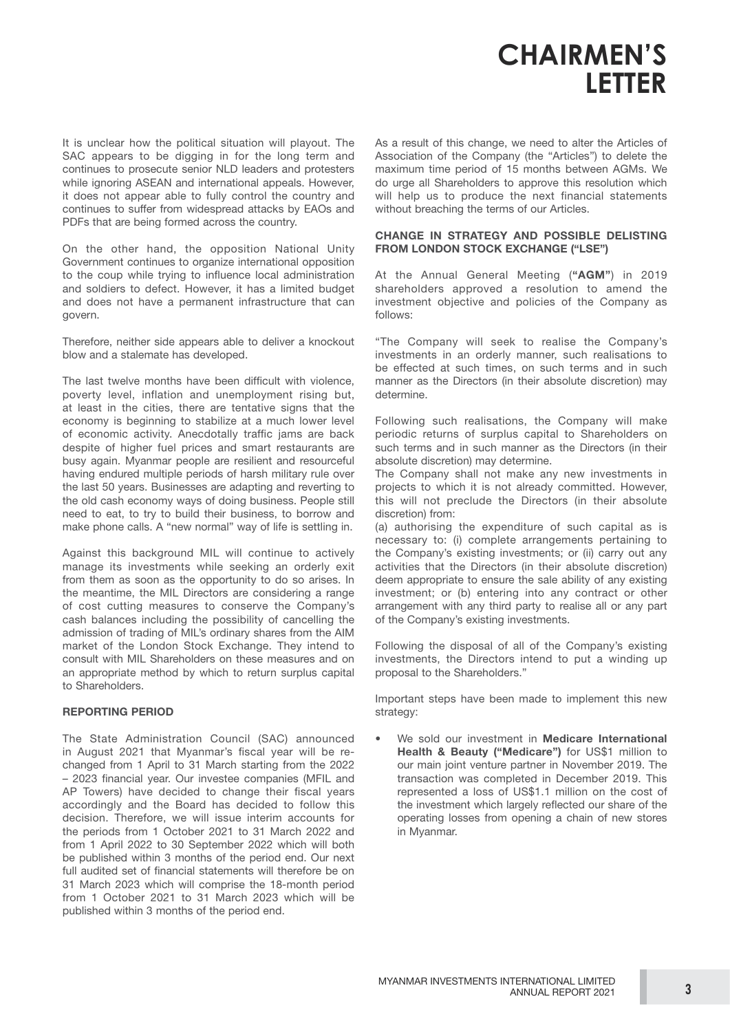# CHAIRMEN'S LETTER

It is unclear how the political situation will playout. The SAC appears to be digging in for the long term and continues to prosecute senior NLD leaders and protesters while ignoring ASEAN and international appeals. However, it does not appear able to fully control the country and continues to suffer from widespread attacks by EAOs and PDFs that are being formed across the country.

On the other hand, the opposition National Unity Government continues to organize international opposition to the coup while trying to influence local administration and soldiers to defect. However, it has a limited budget and does not have a permanent infrastructure that can govern.

Therefore, neither side appears able to deliver a knockout blow and a stalemate has developed.

The last twelve months have been difficult with violence, poverty level, inflation and unemployment rising but, at least in the cities, there are tentative signs that the economy is beginning to stabilize at a much lower level of economic activity. Anecdotally traffic jams are back despite of higher fuel prices and smart restaurants are busy again. Myanmar people are resilient and resourceful having endured multiple periods of harsh military rule over the last 50 years. Businesses are adapting and reverting to the old cash economy ways of doing business. People still need to eat, to try to build their business, to borrow and make phone calls. A "new normal" way of life is settling in.

Against this background MIL will continue to actively manage its investments while seeking an orderly exit from them as soon as the opportunity to do so arises. In the meantime, the MIL Directors are considering a range of cost cutting measures to conserve the Company's cash balances including the possibility of cancelling the admission of trading of MIL's ordinary shares from the AIM market of the London Stock Exchange. They intend to consult with MIL Shareholders on these measures and on an appropriate method by which to return surplus capital to Shareholders.

## REPORTING PERIOD

The State Administration Council (SAC) announced in August 2021 that Myanmar's fiscal year will be re-changed from 1 April to 31 March starting from the 2022 – 2023 financial year. Our investee companies (MFIL and AP Towers) have decided to change their fiscal years accordingly and the Board has decided to follow this decision. Therefore, we will issue interim accounts for the periods from 1 October 2021 to 31 March 2022 and from 1 April 2022 to 30 September 2022 which will both be published within 3 months of the period end. Our next full audited set of financial statements will therefore be on 31 March 2023 which will comprise the 18-month period from 1 October 2021 to 31 March 2023 which will be published within 3 months of the period end.

As a result of this change, we need to alter the Articles of Association of the Company (the "Articles") to delete the maximum time period of 15 months between AGMs. We do urge all Shareholders to approve this resolution which will help us to produce the next financial statements without breaching the terms of our Articles.

## CHANGE IN STRATEGY AND POSSIBLE DELISTING FROM LONDON STOCK EXCHANGE ("LSE")

At the Annual General Meeting (**"AGM"**) in 2019 shareholders approved a resolution to amend the investment objective and policies of the Company as follows:

"The Company will seek to realise the Company's investments in an orderly manner, such realisations to be effected at such times, on such terms and in such manner as the Directors (in their absolute discretion) may determine.

Following such realisations, the Company will make periodic returns of surplus capital to Shareholders on such terms and in such manner as the Directors (in their absolute discretion) may determine.

The Company shall not make any new investments in projects to which it is not already committed. However, this will not preclude the Directors (in their absolute discretion) from:

(a) authorising the expenditure of such capital as is necessary to: (i) complete arrangements pertaining to the Company's existing investments; or (ii) carry out any activities that the Directors (in their absolute discretion) deem appropriate to ensure the sale ability of any existing investment; or (b) entering into any contract or other arrangement with any third party to realise all or any part of the Company's existing investments.

Following the disposal of all of the Company's existing investments, the Directors intend to put a winding up proposal to the Shareholders."

Important steps have been made to implement this new strategy:

- We sold our investment in **Medicare International Health & Beauty ("Medicare")** for US$1 million to our main joint venture partner in November 2019. The transaction was completed in December 2019. This represented a loss of US$1.1 million on the cost of the investment which largely reflected our share of the operating losses from opening a chain of new stores in Myanmar.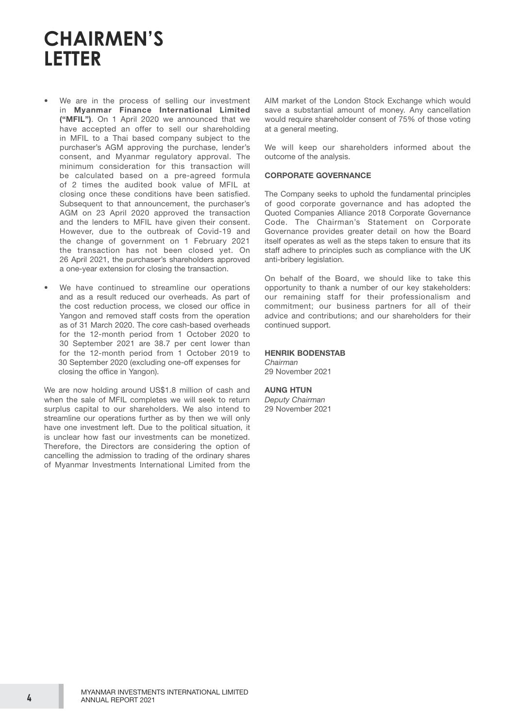# CHAIRMEN'S LETTER

- We are in the process of selling our investment in **Myanmar Finance International Limited ("MFIL")**. On 1 April 2020 we announced that we have accepted an offer to sell our shareholding in MFIL to a Thai based company subject to the purchaser's AGM approving the purchase, lender's consent, and Myanmar regulatory approval. The minimum consideration for this transaction will be calculated based on a pre-agreed formula of 2 times the audited book value of MFIL at closing once these conditions have been satisfied. Subsequent to that announcement, the purchaser's AGM on 23 April 2020 approved the transaction and the lenders to MFIL have given their consent. However, due to the outbreak of Covid-19 and the change of government on 1 February 2021 the transaction has not been closed yet. On 26 April 2021, the purchaser's shareholders approved a one-year extension for closing the transaction.

- We have continued to streamline our operations and as a result reduced our overheads. As part of the cost reduction process, we closed our office in Yangon and removed staff costs from the operation as of 31 March 2020. The core cash-based overheads for the 12-month period from 1 October 2020 to 30 September 2021 are 38.7 per cent lower than for the 12-month period from 1 October 2019 to 30 September 2020 (excluding one-off expenses for closing the office in Yangon).

We are now holding around US$1.8 million of cash and when the sale of MFIL completes we will seek to return surplus capital to our shareholders. We also intend to streamline our operations further as by then we will only have one investment left. Due to the political situation, it is unclear how fast our investments can be monetized. Therefore, the Directors are considering the option of cancelling the admission to trading of the ordinary shares of Myanmar Investments International Limited from the AIM market of the London Stock Exchange which would save a substantial amount of money. Any cancellation would require shareholder consent of 75% of those voting at a general meeting.

We will keep our shareholders informed about the outcome of the analysis.

**CORPORATE GOVERNANCE**

The Company seeks to uphold the fundamental principles of good corporate governance and has adopted the Quoted Companies Alliance 2018 Corporate Governance Code. The Chairman's Statement on Corporate Governance provides greater detail on how the Board itself operates as well as the steps taken to ensure that its staff adhere to principles such as compliance with the UK anti-bribery legislation.

On behalf of the Board, we should like to take this opportunity to thank a number of our key stakeholders: our remaining staff for their professionalism and commitment; our business partners for all of their advice and contributions; and our shareholders for their continued support.

**HENRIK BODENSTAB**
*Chairman*
29 November 2021

**AUNG HTUN**
*Deputy Chairman*
29 November 2021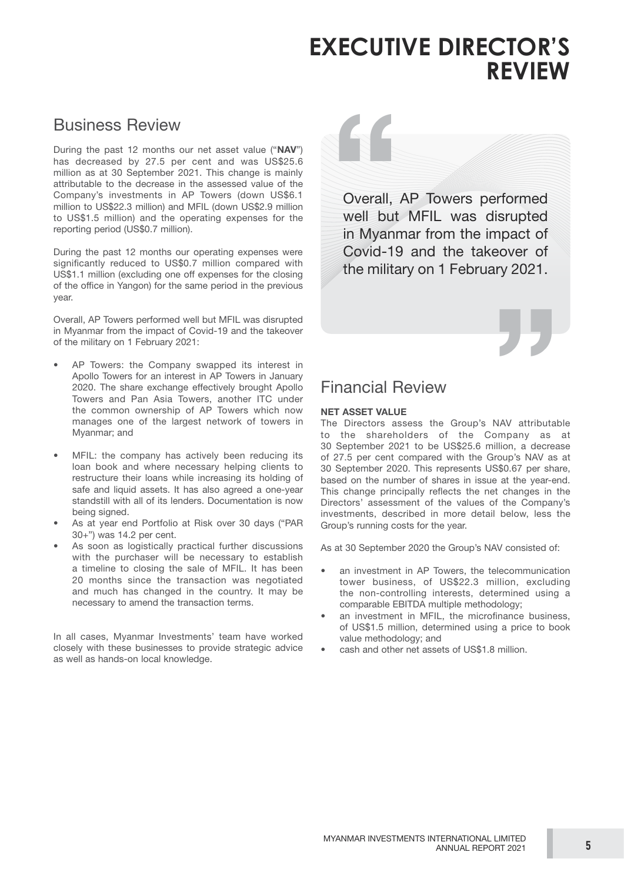# EXECUTIVE DIRECTOR'S REVIEW

## Business Review

During the past 12 months our net asset value ("**NAV**") has decreased by 27.5 per cent and was US$25.6 million as at 30 September 2021. This change is mainly attributable to the decrease in the assessed value of the Company's investments in AP Towers (down US$6.1 million to US$22.3 million) and MFIL (down US$2.9 million to US$1.5 million) and the operating expenses for the reporting period (US$0.7 million).

During the past 12 months our operating expenses were significantly reduced to US$0.7 million compared with US$1.1 million (excluding one off expenses for the closing of the office in Yangon) for the same period in the previous year.

Overall, AP Towers performed well but MFIL was disrupted in Myanmar from the impact of Covid-19 and the takeover of the military on 1 February 2021:

- AP Towers: the Company swapped its interest in Apollo Towers for an interest in AP Towers in January 2020. The share exchange effectively brought Apollo Towers and Pan Asia Towers, another ITC under the common ownership of AP Towers which now manages one of the largest network of towers in Myanmar; and
- MFIL: the company has actively been reducing its loan book and where necessary helping clients to restructure their loans while increasing its holding of safe and liquid assets. It has also agreed a one-year standstill with all of its lenders. Documentation is now being signed.
- As at year end Portfolio at Risk over 30 days ("PAR 30+") was 14.2 per cent.
- As soon as logistically practical further discussions with the purchaser will be necessary to establish a timeline to closing the sale of MFIL. It has been 20 months since the transaction was negotiated and much has changed in the country. It may be necessary to amend the transaction terms.

In all cases, Myanmar Investments' team have worked closely with these businesses to provide strategic advice as well as hands-on local knowledge.

> Overall, AP Towers performed well but MFIL was disrupted in Myanmar from the impact of Covid-19 and the takeover of the military on 1 February 2021.

## Financial Review

### NET ASSET VALUE

The Directors assess the Group's NAV attributable to the shareholders of the Company as at 30 September 2021 to be US$25.6 million, a decrease of 27.5 per cent compared with the Group's NAV as at 30 September 2020. This represents US$0.67 per share, based on the number of shares in issue at the year-end. This change principally reflects the net changes in the Directors' assessment of the values of the Company's investments, described in more detail below, less the Group's running costs for the year.

As at 30 September 2020 the Group's NAV consisted of:

- an investment in AP Towers, the telecommunication tower business, of US$22.3 million, excluding the non-controlling interests, determined using a comparable EBITDA multiple methodology;
- an investment in MFIL, the microfinance business, of US$1.5 million, determined using a price to book value methodology; and
- cash and other net assets of US$1.8 million.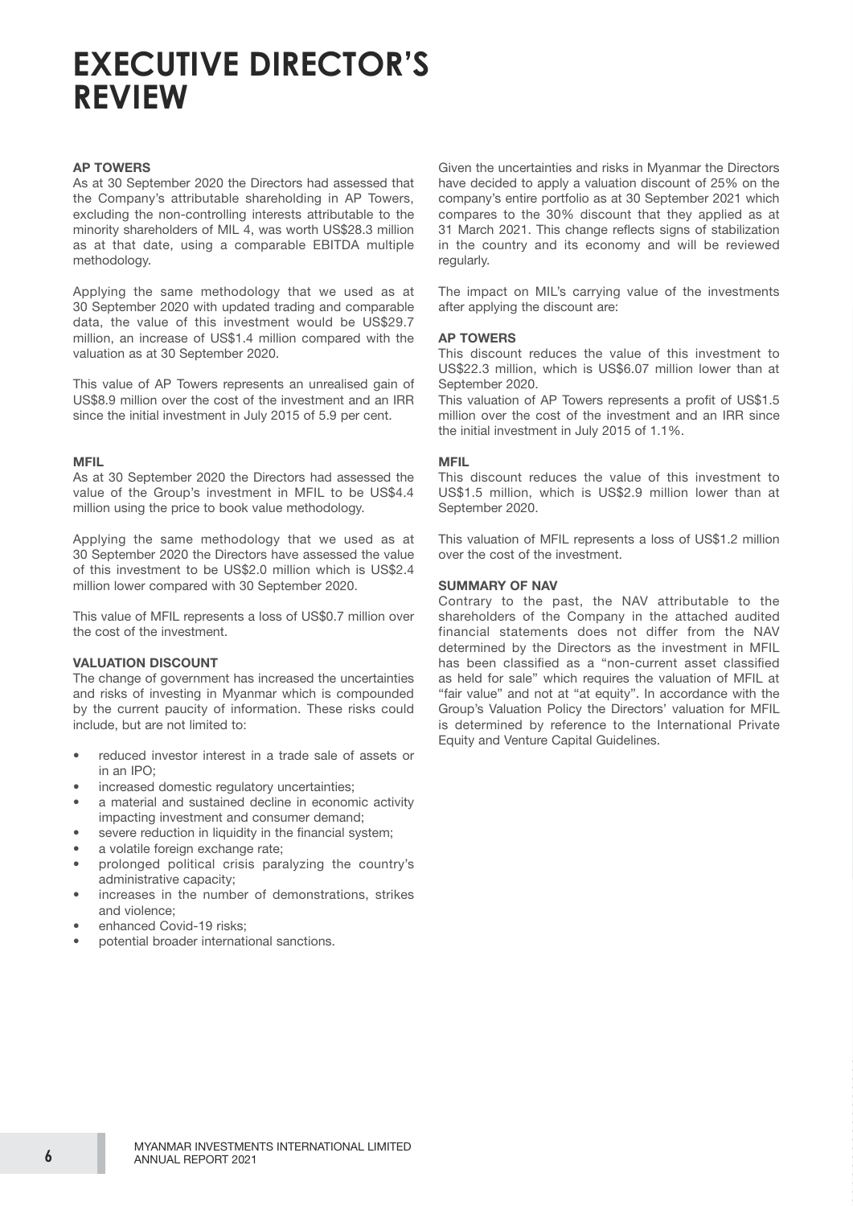# EXECUTIVE DIRECTOR'S REVIEW

**AP TOWERS**

As at 30 September 2020 the Directors had assessed that the Company's attributable shareholding in AP Towers, excluding the non-controlling interests attributable to the minority shareholders of MIL 4, was worth US$28.3 million as at that date, using a comparable EBITDA multiple methodology.

Applying the same methodology that we used as at 30 September 2020 with updated trading and comparable data, the value of this investment would be US$29.7 million, an increase of US$1.4 million compared with the valuation as at 30 September 2020.

This value of AP Towers represents an unrealised gain of US$8.9 million over the cost of the investment and an IRR since the initial investment in July 2015 of 5.9 per cent.

**MFIL**

As at 30 September 2020 the Directors had assessed the value of the Group's investment in MFIL to be US$4.4 million using the price to book value methodology.

Applying the same methodology that we used as at 30 September 2020 the Directors have assessed the value of this investment to be US$2.0 million which is US$2.4 million lower compared with 30 September 2020.

This value of MFIL represents a loss of US$0.7 million over the cost of the investment.

**VALUATION DISCOUNT**

The change of government has increased the uncertainties and risks of investing in Myanmar which is compounded by the current paucity of information. These risks could include, but are not limited to:

- reduced investor interest in a trade sale of assets or in an IPO;
- increased domestic regulatory uncertainties;
- a material and sustained decline in economic activity impacting investment and consumer demand;
- severe reduction in liquidity in the financial system;
- a volatile foreign exchange rate;
- prolonged political crisis paralyzing the country's administrative capacity;
- increases in the number of demonstrations, strikes and violence;
- enhanced Covid-19 risks;
- potential broader international sanctions.

Given the uncertainties and risks in Myanmar the Directors have decided to apply a valuation discount of 25% on the company's entire portfolio as at 30 September 2021 which compares to the 30% discount that they applied as at 31 March 2021. This change reflects signs of stabilization in the country and its economy and will be reviewed regularly.

The impact on MIL's carrying value of the investments after applying the discount are:

**AP TOWERS**

This discount reduces the value of this investment to US$22.3 million, which is US$6.07 million lower than at September 2020.

This valuation of AP Towers represents a profit of US$1.5 million over the cost of the investment and an IRR since the initial investment in July 2015 of 1.1%.

**MFIL**

This discount reduces the value of this investment to US$1.5 million, which is US$2.9 million lower than at September 2020.

This valuation of MFIL represents a loss of US$1.2 million over the cost of the investment.

**SUMMARY OF NAV**

Contrary to the past, the NAV attributable to the shareholders of the Company in the attached audited financial statements does not differ from the NAV determined by the Directors as the investment in MFIL has been classified as a "non-current asset classified as held for sale" which requires the valuation of MFIL at "fair value" and not at "at equity". In accordance with the Group's Valuation Policy the Directors' valuation for MFIL is determined by reference to the International Private Equity and Venture Capital Guidelines.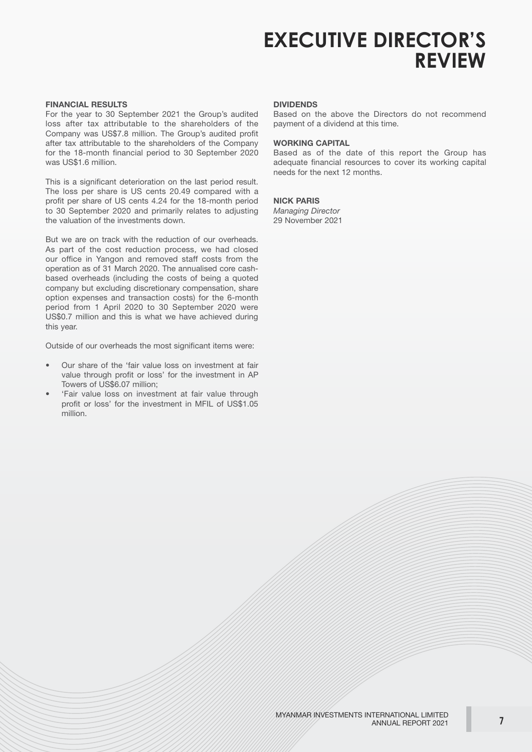# EXECUTIVE DIRECTOR'S REVIEW

**FINANCIAL RESULTS**

For the year to 30 September 2021 the Group's audited loss after tax attributable to the shareholders of the Company was US$7.8 million. The Group's audited profit after tax attributable to the shareholders of the Company for the 18-month financial period to 30 September 2020 was US$1.6 million.

This is a significant deterioration on the last period result. The loss per share is US cents 20.49 compared with a profit per share of US cents 4.24 for the 18-month period to 30 September 2020 and primarily relates to adjusting the valuation of the investments down.

But we are on track with the reduction of our overheads. As part of the cost reduction process, we had closed our office in Yangon and removed staff costs from the operation as of 31 March 2020. The annualised core cash-based overheads (including the costs of being a quoted company but excluding discretionary compensation, share option expenses and transaction costs) for the 6-month period from 1 April 2020 to 30 September 2020 were US$0.7 million and this is what we have achieved during this year.

Outside of our overheads the most significant items were:

- Our share of the 'fair value loss on investment at fair value through profit or loss' for the investment in AP Towers of US$6.07 million;
- 'Fair value loss on investment at fair value through profit or loss' for the investment in MFIL of US$1.05 million.

**DIVIDENDS**

Based on the above the Directors do not recommend payment of a dividend at this time.

**WORKING CAPITAL**

Based as of the date of this report the Group has adequate financial resources to cover its working capital needs for the next 12 months.

**NICK PARIS**
*Managing Director*
29 November 2021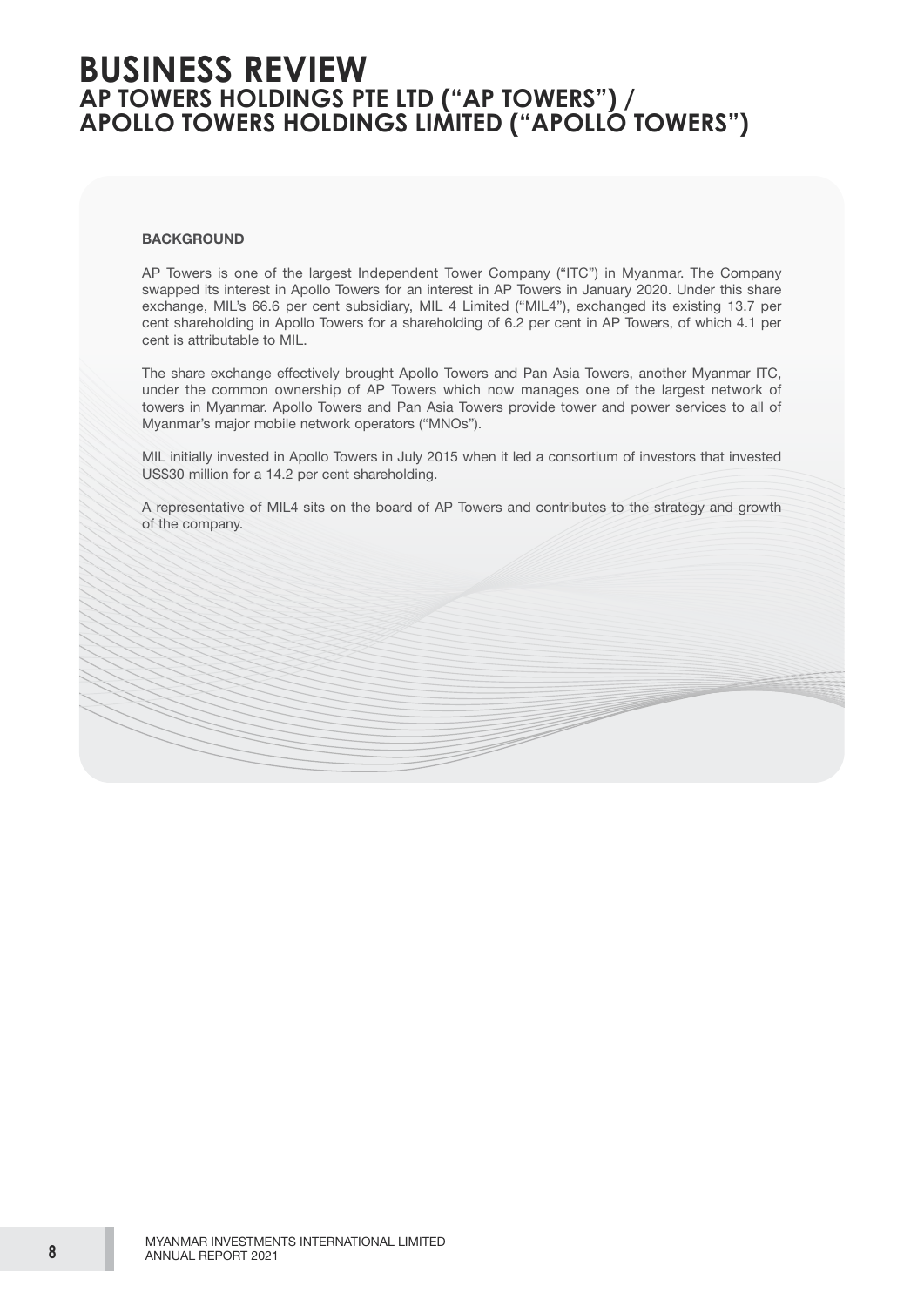# BUSINESS REVIEW

## AP TOWERS HOLDINGS PTE LTD ("AP TOWERS") / APOLLO TOWERS HOLDINGS LIMITED ("APOLLO TOWERS")

**BACKGROUND**

AP Towers is one of the largest Independent Tower Company ("ITC") in Myanmar. The Company swapped its interest in Apollo Towers for an interest in AP Towers in January 2020. Under this share exchange, MIL's 66.6 per cent subsidiary, MIL 4 Limited ("MIL4"), exchanged its existing 13.7 per cent shareholding in Apollo Towers for a shareholding of 6.2 per cent in AP Towers, of which 4.1 per cent is attributable to MIL.

The share exchange effectively brought Apollo Towers and Pan Asia Towers, another Myanmar ITC, under the common ownership of AP Towers which now manages one of the largest network of towers in Myanmar. Apollo Towers and Pan Asia Towers provide tower and power services to all of Myanmar's major mobile network operators ("MNOs").

MIL initially invested in Apollo Towers in July 2015 when it led a consortium of investors that invested US$30 million for a 14.2 per cent shareholding.

A representative of MIL4 sits on the board of AP Towers and contributes to the strategy and growth of the company.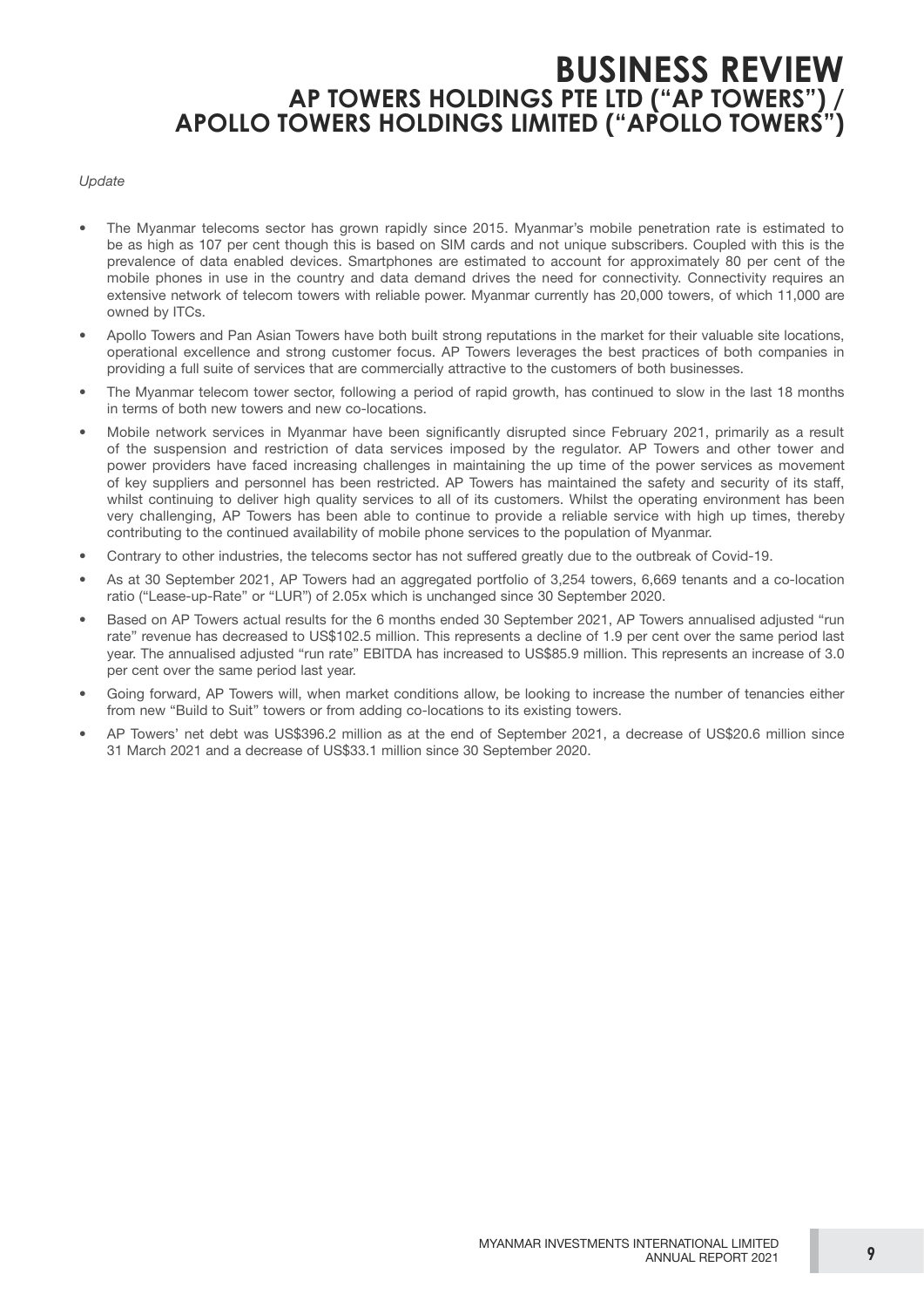# BUSINESS REVIEW
## AP TOWERS HOLDINGS PTE LTD ("AP TOWERS") / APOLLO TOWERS HOLDINGS LIMITED ("APOLLO TOWERS")

*Update*

- The Myanmar telecoms sector has grown rapidly since 2015. Myanmar's mobile penetration rate is estimated to be as high as 107 per cent though this is based on SIM cards and not unique subscribers. Coupled with this is the prevalence of data enabled devices. Smartphones are estimated to account for approximately 80 per cent of the mobile phones in use in the country and data demand drives the need for connectivity. Connectivity requires an extensive network of telecom towers with reliable power. Myanmar currently has 20,000 towers, of which 11,000 are owned by ITCs.
- Apollo Towers and Pan Asian Towers have both built strong reputations in the market for their valuable site locations, operational excellence and strong customer focus. AP Towers leverages the best practices of both companies in providing a full suite of services that are commercially attractive to the customers of both businesses.
- The Myanmar telecom tower sector, following a period of rapid growth, has continued to slow in the last 18 months in terms of both new towers and new co-locations.
- Mobile network services in Myanmar have been significantly disrupted since February 2021, primarily as a result of the suspension and restriction of data services imposed by the regulator. AP Towers and other tower and power providers have faced increasing challenges in maintaining the up time of the power services as movement of key suppliers and personnel has been restricted. AP Towers has maintained the safety and security of its staff, whilst continuing to deliver high quality services to all of its customers. Whilst the operating environment has been very challenging, AP Towers has been able to continue to provide a reliable service with high up times, thereby contributing to the continued availability of mobile phone services to the population of Myanmar.
- Contrary to other industries, the telecoms sector has not suffered greatly due to the outbreak of Covid-19.
- As at 30 September 2021, AP Towers had an aggregated portfolio of 3,254 towers, 6,669 tenants and a co-location ratio ("Lease-up-Rate" or "LUR") of 2.05x which is unchanged since 30 September 2020.
- Based on AP Towers actual results for the 6 months ended 30 September 2021, AP Towers annualised adjusted "run rate" revenue has decreased to US$102.5 million. This represents a decline of 1.9 per cent over the same period last year. The annualised adjusted "run rate" EBITDA has increased to US$85.9 million. This represents an increase of 3.0 per cent over the same period last year.
- Going forward, AP Towers will, when market conditions allow, be looking to increase the number of tenancies either from new "Build to Suit" towers or from adding co-locations to its existing towers.
- AP Towers' net debt was US$396.2 million as at the end of September 2021, a decrease of US$20.6 million since 31 March 2021 and a decrease of US$33.1 million since 30 September 2020.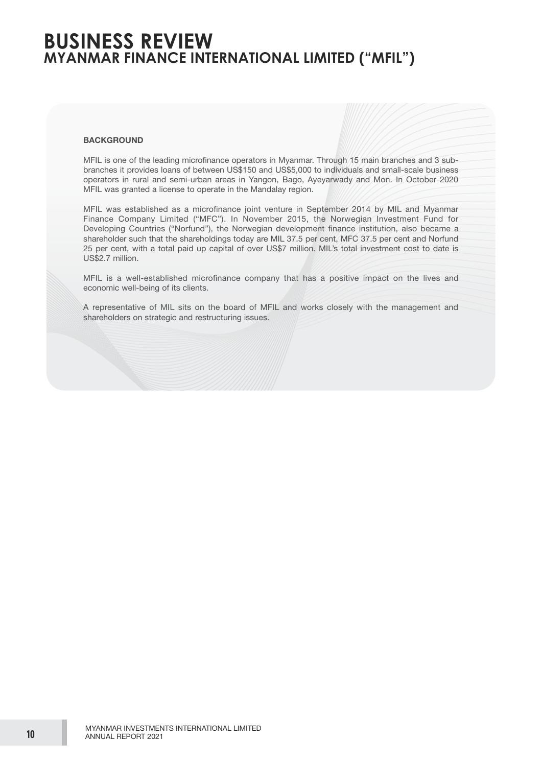# BUSINESS REVIEW

## MYANMAR FINANCE INTERNATIONAL LIMITED ("MFIL")

### BACKGROUND

MFIL is one of the leading microfinance operators in Myanmar. Through 15 main branches and 3 sub-branches it provides loans of between US$150 and US$5,000 to individuals and small-scale business operators in rural and semi-urban areas in Yangon, Bago, Ayeyarwady and Mon. In October 2020 MFIL was granted a license to operate in the Mandalay region.

MFIL was established as a microfinance joint venture in September 2014 by MIL and Myanmar Finance Company Limited ("MFC"). In November 2015, the Norwegian Investment Fund for Developing Countries ("Norfund"), the Norwegian development finance institution, also became a shareholder such that the shareholdings today are MIL 37.5 per cent, MFC 37.5 per cent and Norfund 25 per cent, with a total paid up capital of over US$7 million. MIL's total investment cost to date is US$2.7 million.

MFIL is a well-established microfinance company that has a positive impact on the lives and economic well-being of its clients.

A representative of MIL sits on the board of MFIL and works closely with the management and shareholders on strategic and restructuring issues.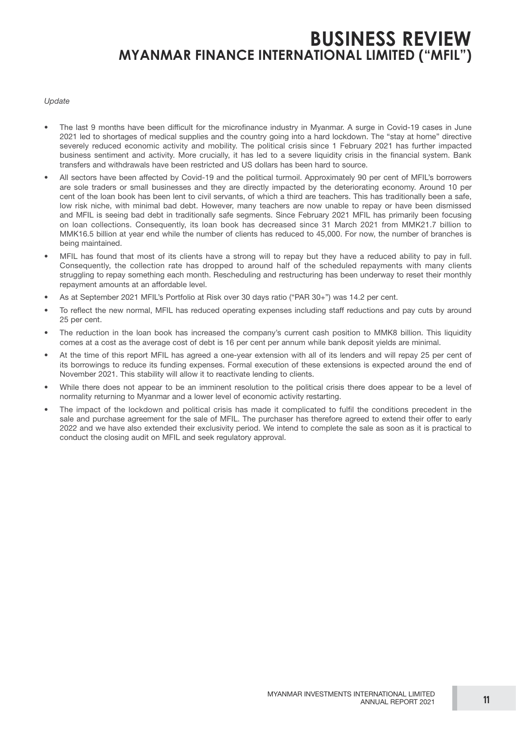# BUSINESS REVIEW
## MYANMAR FINANCE INTERNATIONAL LIMITED ("MFIL")

*Update*

- The last 9 months have been difficult for the microfinance industry in Myanmar. A surge in Covid-19 cases in June 2021 led to shortages of medical supplies and the country going into a hard lockdown. The "stay at home" directive severely reduced economic activity and mobility. The political crisis since 1 February 2021 has further impacted business sentiment and activity. More crucially, it has led to a severe liquidity crisis in the financial system. Bank transfers and withdrawals have been restricted and US dollars has been hard to source.
- All sectors have been affected by Covid-19 and the political turmoil. Approximately 90 per cent of MFIL's borrowers are sole traders or small businesses and they are directly impacted by the deteriorating economy. Around 10 per cent of the loan book has been lent to civil servants, of which a third are teachers. This has traditionally been a safe, low risk niche, with minimal bad debt. However, many teachers are now unable to repay or have been dismissed and MFIL is seeing bad debt in traditionally safe segments. Since February 2021 MFIL has primarily been focusing on loan collections. Consequently, its loan book has decreased since 31 March 2021 from MMK21.7 billion to MMK16.5 billion at year end while the number of clients has reduced to 45,000. For now, the number of branches is being maintained.
- MFIL has found that most of its clients have a strong will to repay but they have a reduced ability to pay in full. Consequently, the collection rate has dropped to around half of the scheduled repayments with many clients struggling to repay something each month. Rescheduling and restructuring has been underway to reset their monthly repayment amounts at an affordable level.
- As at September 2021 MFIL's Portfolio at Risk over 30 days ratio ("PAR 30+") was 14.2 per cent.
- To reflect the new normal, MFIL has reduced operating expenses including staff reductions and pay cuts by around 25 per cent.
- The reduction in the loan book has increased the company's current cash position to MMK8 billion. This liquidity comes at a cost as the average cost of debt is 16 per cent per annum while bank deposit yields are minimal.
- At the time of this report MFIL has agreed a one-year extension with all of its lenders and will repay 25 per cent of its borrowings to reduce its funding expenses. Formal execution of these extensions is expected around the end of November 2021. This stability will allow it to reactivate lending to clients.
- While there does not appear to be an imminent resolution to the political crisis there does appear to be a level of normality returning to Myanmar and a lower level of economic activity restarting.
- The impact of the lockdown and political crisis has made it complicated to fulfil the conditions precedent in the sale and purchase agreement for the sale of MFIL. The purchaser has therefore agreed to extend their offer to early 2022 and we have also extended their exclusivity period. We intend to complete the sale as soon as it is practical to conduct the closing audit on MFIL and seek regulatory approval.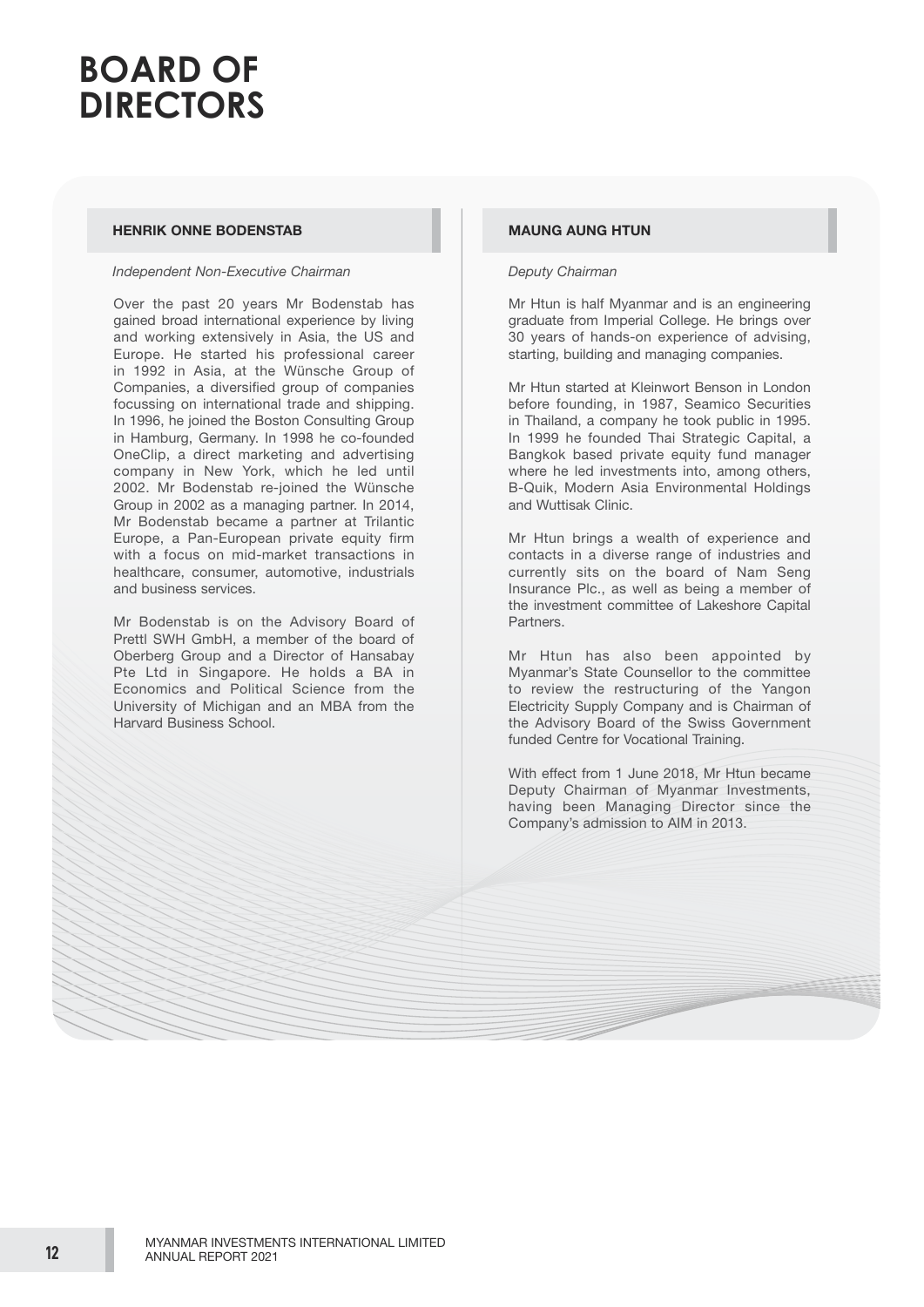# BOARD OF DIRECTORS

### HENRIK ONNE BODENSTAB

*Independent Non-Executive Chairman*

Over the past 20 years Mr Bodenstab has gained broad international experience by living and working extensively in Asia, the US and Europe. He started his professional career in 1992 in Asia, at the Wünsche Group of Companies, a diversified group of companies focussing on international trade and shipping. In 1996, he joined the Boston Consulting Group in Hamburg, Germany. In 1998 he co-founded OneClip, a direct marketing and advertising company in New York, which he led until 2002. Mr Bodenstab re-joined the Wünsche Group in 2002 as a managing partner. In 2014, Mr Bodenstab became a partner at Trilantic Europe, a Pan-European private equity firm with a focus on mid-market transactions in healthcare, consumer, automotive, industrials and business services.

Mr Bodenstab is on the Advisory Board of Prettl SWH GmbH, a member of the board of Oberberg Group and a Director of Hansabay Pte Ltd in Singapore. He holds a BA in Economics and Political Science from the University of Michigan and an MBA from the Harvard Business School.

### MAUNG AUNG HTUN

*Deputy Chairman*

Mr Htun is half Myanmar and is an engineering graduate from Imperial College. He brings over 30 years of hands-on experience of advising, starting, building and managing companies.

Mr Htun started at Kleinwort Benson in London before founding, in 1987, Seamico Securities in Thailand, a company he took public in 1995. In 1999 he founded Thai Strategic Capital, a Bangkok based private equity fund manager where he led investments into, among others, B-Quik, Modern Asia Environmental Holdings and Wuttisak Clinic.

Mr Htun brings a wealth of experience and contacts in a diverse range of industries and currently sits on the board of Nam Seng Insurance Plc., as well as being a member of the investment committee of Lakeshore Capital Partners.

Mr Htun has also been appointed by Myanmar's State Counsellor to the committee to review the restructuring of the Yangon Electricity Supply Company and is Chairman of the Advisory Board of the Swiss Government funded Centre for Vocational Training.

With effect from 1 June 2018, Mr Htun became Deputy Chairman of Myanmar Investments, having been Managing Director since the Company's admission to AIM in 2013.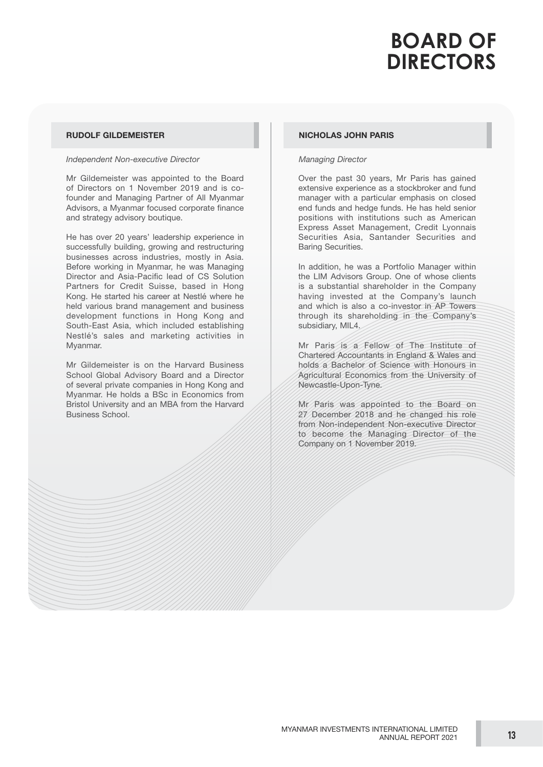# BOARD OF DIRECTORS

## RUDOLF GILDEMEISTER

*Independent Non-executive Director*

Mr Gildemeister was appointed to the Board of Directors on 1 November 2019 and is co-founder and Managing Partner of All Myanmar Advisors, a Myanmar focused corporate finance and strategy advisory boutique.

He has over 20 years' leadership experience in successfully building, growing and restructuring businesses across industries, mostly in Asia. Before working in Myanmar, he was Managing Director and Asia-Pacific lead of CS Solution Partners for Credit Suisse, based in Hong Kong. He started his career at Nestlé where he held various brand management and business development functions in Hong Kong and South-East Asia, which included establishing Nestlé's sales and marketing activities in Myanmar.

Mr Gildemeister is on the Harvard Business School Global Advisory Board and a Director of several private companies in Hong Kong and Myanmar. He holds a BSc in Economics from Bristol University and an MBA from the Harvard Business School.

## NICHOLAS JOHN PARIS

*Managing Director*

Over the past 30 years, Mr Paris has gained extensive experience as a stockbroker and fund manager with a particular emphasis on closed end funds and hedge funds. He has held senior positions with institutions such as American Express Asset Management, Credit Lyonnais Securities Asia, Santander Securities and Baring Securities.

In addition, he was a Portfolio Manager within the LIM Advisors Group. One of whose clients is a substantial shareholder in the Company having invested at the Company's launch and which is also a co-investor in AP Towers through its shareholding in the Company's subsidiary, MIL4.

Mr Paris is a Fellow of The Institute of Chartered Accountants in England & Wales and holds a Bachelor of Science with Honours in Agricultural Economics from the University of Newcastle-Upon-Tyne.

Mr Paris was appointed to the Board on 27 December 2018 and he changed his role from Non-independent Non-executive Director to become the Managing Director of the Company on 1 November 2019.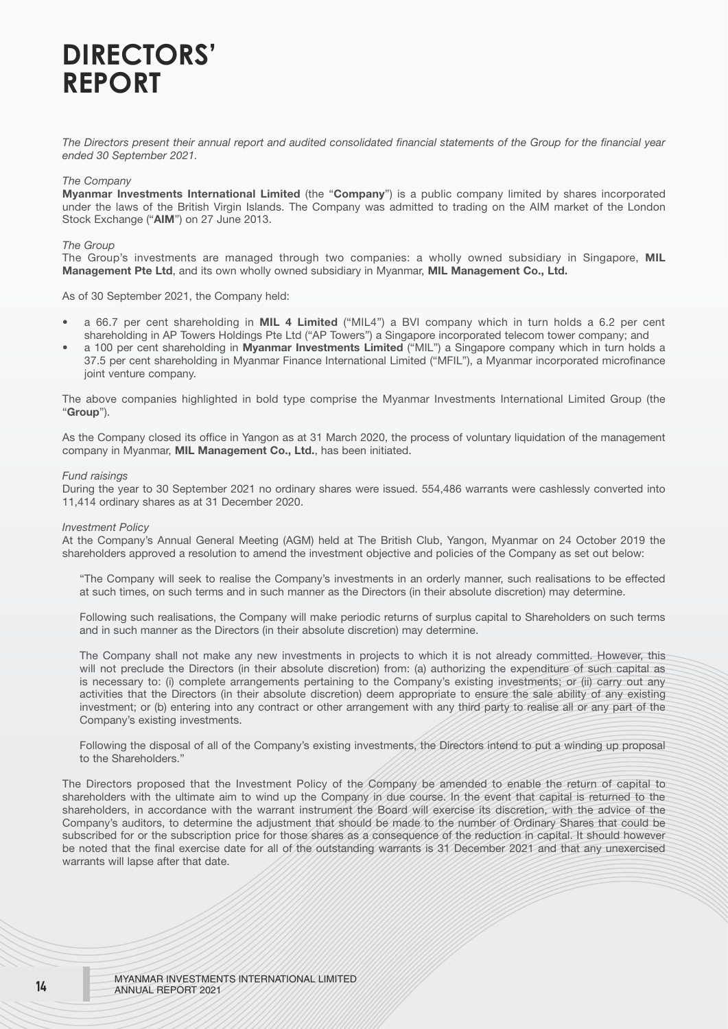# DIRECTORS' REPORT

*The Directors present their annual report and audited consolidated financial statements of the Group for the financial year ended 30 September 2021.*

*The Company*

**Myanmar Investments International Limited** (the "**Company**") is a public company limited by shares incorporated under the laws of the British Virgin Islands. The Company was admitted to trading on the AIM market of the London Stock Exchange ("**AIM**") on 27 June 2013.

*The Group*

The Group's investments are managed through two companies: a wholly owned subsidiary in Singapore, **MIL Management Pte Ltd**, and its own wholly owned subsidiary in Myanmar, **MIL Management Co., Ltd.**

As of 30 September 2021, the Company held:

- a 66.7 per cent shareholding in **MIL 4 Limited** ("MIL4") a BVI company which in turn holds a 6.2 per cent shareholding in AP Towers Holdings Pte Ltd ("AP Towers") a Singapore incorporated telecom tower company; and
- a 100 per cent shareholding in **Myanmar Investments Limited** ("MIL") a Singapore company which in turn holds a 37.5 per cent shareholding in Myanmar Finance International Limited ("MFIL"), a Myanmar incorporated microfinance joint venture company.

The above companies highlighted in bold type comprise the Myanmar Investments International Limited Group (the "**Group**").

As the Company closed its office in Yangon as at 31 March 2020, the process of voluntary liquidation of the management company in Myanmar, **MIL Management Co., Ltd.**, has been initiated.

*Fund raisings*

During the year to 30 September 2021 no ordinary shares were issued. 554,486 warrants were cashlessly converted into 11,414 ordinary shares as at 31 December 2020.

*Investment Policy*

At the Company's Annual General Meeting (AGM) held at The British Club, Yangon, Myanmar on 24 October 2019 the shareholders approved a resolution to amend the investment objective and policies of the Company as set out below:

> "The Company will seek to realise the Company's investments in an orderly manner, such realisations to be effected at such times, on such terms and in such manner as the Directors (in their absolute discretion) may determine.
>
> Following such realisations, the Company will make periodic returns of surplus capital to Shareholders on such terms and in such manner as the Directors (in their absolute discretion) may determine.
>
> The Company shall not make any new investments in projects to which it is not already committed. However, this will not preclude the Directors (in their absolute discretion) from: (a) authorizing the expenditure of such capital as is necessary to: (i) complete arrangements pertaining to the Company's existing investments; or (ii) carry out any activities that the Directors (in their absolute discretion) deem appropriate to ensure the sale ability of any existing investment; or (b) entering into any contract or other arrangement with any third party to realise all or any part of the Company's existing investments.
>
> Following the disposal of all of the Company's existing investments, the Directors intend to put a winding up proposal to the Shareholders."

The Directors proposed that the Investment Policy of the Company be amended to enable the return of capital to shareholders with the ultimate aim to wind up the Company in due course. In the event that capital is returned to the shareholders, in accordance with the warrant instrument the Board will exercise its discretion, with the advice of the Company's auditors, to determine the adjustment that should be made to the number of Ordinary Shares that could be subscribed for or the subscription price for those shares as a consequence of the reduction in capital. It should however be noted that the final exercise date for all of the outstanding warrants is 31 December 2021 and that any unexercised warrants will lapse after that date.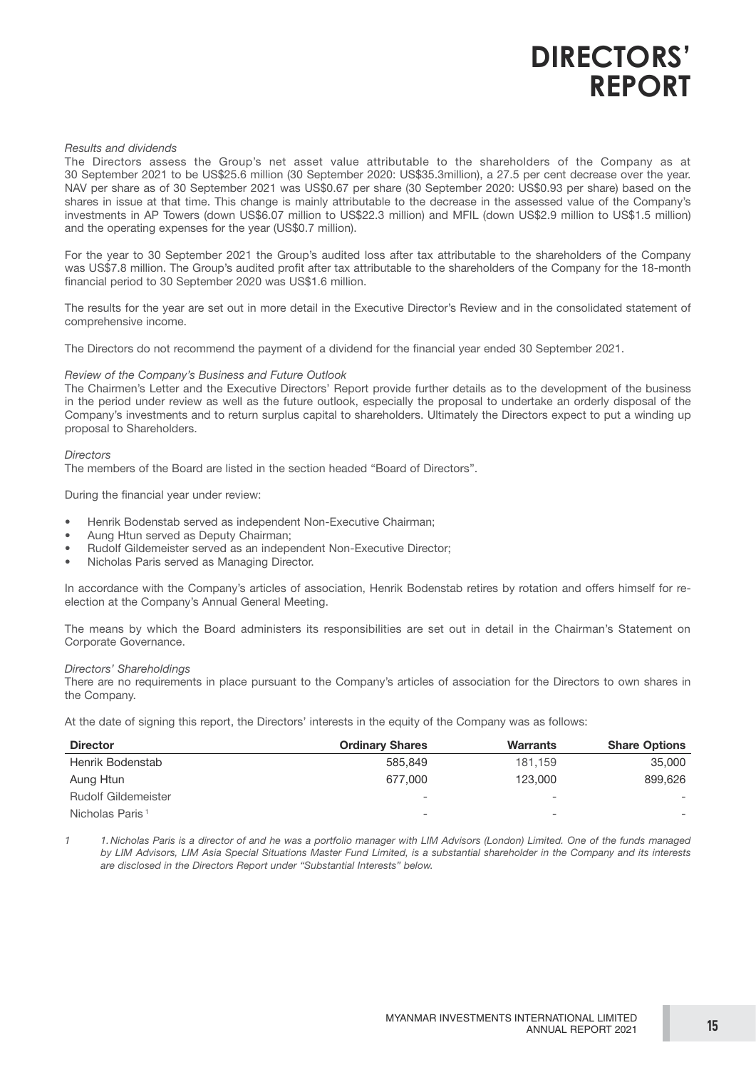# DIRECTORS' REPORT

*Results and dividends*

The Directors assess the Group's net asset value attributable to the shareholders of the Company as at 30 September 2021 to be US$25.6 million (30 September 2020: US$35.3million), a 27.5 per cent decrease over the year. NAV per share as of 30 September 2021 was US$0.67 per share (30 September 2020: US$0.93 per share) based on the shares in issue at that time. This change is mainly attributable to the decrease in the assessed value of the Company's investments in AP Towers (down US$6.07 million to US$22.3 million) and MFIL (down US$2.9 million to US$1.5 million) and the operating expenses for the year (US$0.7 million).

For the year to 30 September 2021 the Group's audited loss after tax attributable to the shareholders of the Company was US$7.8 million. The Group's audited profit after tax attributable to the shareholders of the Company for the 18-month financial period to 30 September 2020 was US$1.6 million.

The results for the year are set out in more detail in the Executive Director's Review and in the consolidated statement of comprehensive income.

The Directors do not recommend the payment of a dividend for the financial year ended 30 September 2021.

*Review of the Company's Business and Future Outlook*

The Chairmen's Letter and the Executive Directors' Report provide further details as to the development of the business in the period under review as well as the future outlook, especially the proposal to undertake an orderly disposal of the Company's investments and to return surplus capital to shareholders. Ultimately the Directors expect to put a winding up proposal to Shareholders.

*Directors*

The members of the Board are listed in the section headed "Board of Directors".

During the financial year under review:

- Henrik Bodenstab served as independent Non-Executive Chairman;
- Aung Htun served as Deputy Chairman;
- Rudolf Gildemeister served as an independent Non-Executive Director;
- Nicholas Paris served as Managing Director.

In accordance with the Company's articles of association, Henrik Bodenstab retires by rotation and offers himself for re-election at the Company's Annual General Meeting.

The means by which the Board administers its responsibilities are set out in detail in the Chairman's Statement on Corporate Governance.

*Directors' Shareholdings*

There are no requirements in place pursuant to the Company's articles of association for the Directors to own shares in the Company.

At the date of signing this report, the Directors' interests in the equity of the Company was as follows:

| Director | Ordinary Shares | Warrants | Share Options |
|---|---|---|---|
| Henrik Bodenstab | 585,849 | 181,159 | 35,000 |
| Aung Htun | 677,000 | 123,000 | 899,626 |
| Rudolf Gildemeister | - | - | - |
| Nicholas Paris [1] | - | - | - |

1 *1. Nicholas Paris is a director of and he was a portfolio manager with LIM Advisors (London) Limited. One of the funds managed by LIM Advisors, LIM Asia Special Situations Master Fund Limited, is a substantial shareholder in the Company and its interests are disclosed in the Directors Report under "Substantial Interests" below.*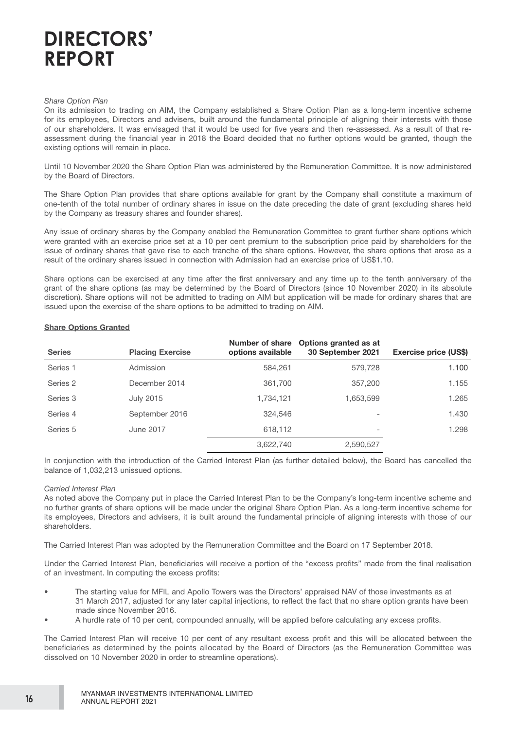# DIRECTORS' REPORT

*Share Option Plan*

On its admission to trading on AIM, the Company established a Share Option Plan as a long-term incentive scheme for its employees, Directors and advisers, built around the fundamental principle of aligning their interests with those of our shareholders. It was envisaged that it would be used for five years and then re-assessed. As a result of that re-assessment during the financial year in 2018 the Board decided that no further options would be granted, though the existing options will remain in place.

Until 10 November 2020 the Share Option Plan was administered by the Remuneration Committee. It is now administered by the Board of Directors.

The Share Option Plan provides that share options available for grant by the Company shall constitute a maximum of one-tenth of the total number of ordinary shares in issue on the date preceding the date of grant (excluding shares held by the Company as treasury shares and founder shares).

Any issue of ordinary shares by the Company enabled the Remuneration Committee to grant further share options which were granted with an exercise price set at a 10 per cent premium to the subscription price paid by shareholders for the issue of ordinary shares that gave rise to each tranche of the share options. However, the share options that arose as a result of the ordinary shares issued in connection with Admission had an exercise price of US$1.10.

Share options can be exercised at any time after the first anniversary and any time up to the tenth anniversary of the grant of the share options (as may be determined by the Board of Directors (since 10 November 2020) in its absolute discretion). Share options will not be admitted to trading on AIM but application will be made for ordinary shares that are issued upon the exercise of the share options to be admitted to trading on AIM.

**Share Options Granted**

| Series | Placing Exercise | Number of share options available | Options granted as at 30 September 2021 | Exercise price (US$) |
|---|---|---|---|---|
| Series 1 | Admission | 584,261 | 579,728 | 1.100 |
| Series 2 | December 2014 | 361,700 | 357,200 | 1.155 |
| Series 3 | July 2015 | 1,734,121 | 1,653,599 | 1.265 |
| Series 4 | September 2016 | 324,546 | - | 1.430 |
| Series 5 | June 2017 | 618,112 | - | 1.298 |
| | | 3,622,740 | 2,590,527 | |

In conjunction with the introduction of the Carried Interest Plan (as further detailed below), the Board has cancelled the balance of 1,032,213 unissued options.

*Carried Interest Plan*

As noted above the Company put in place the Carried Interest Plan to be the Company's long-term incentive scheme and no further grants of share options will be made under the original Share Option Plan. As a long-term incentive scheme for its employees, Directors and advisers, it is built around the fundamental principle of aligning interests with those of our shareholders.

The Carried Interest Plan was adopted by the Remuneration Committee and the Board on 17 September 2018.

Under the Carried Interest Plan, beneficiaries will receive a portion of the "excess profits" made from the final realisation of an investment. In computing the excess profits:

- The starting value for MFIL and Apollo Towers was the Directors' appraised NAV of those investments as at 31 March 2017, adjusted for any later capital injections, to reflect the fact that no share option grants have been made since November 2016.
- A hurdle rate of 10 per cent, compounded annually, will be applied before calculating any excess profits.

The Carried Interest Plan will receive 10 per cent of any resultant excess profit and this will be allocated between the beneficiaries as determined by the points allocated by the Board of Directors (as the Remuneration Committee was dissolved on 10 November 2020 in order to streamline operations).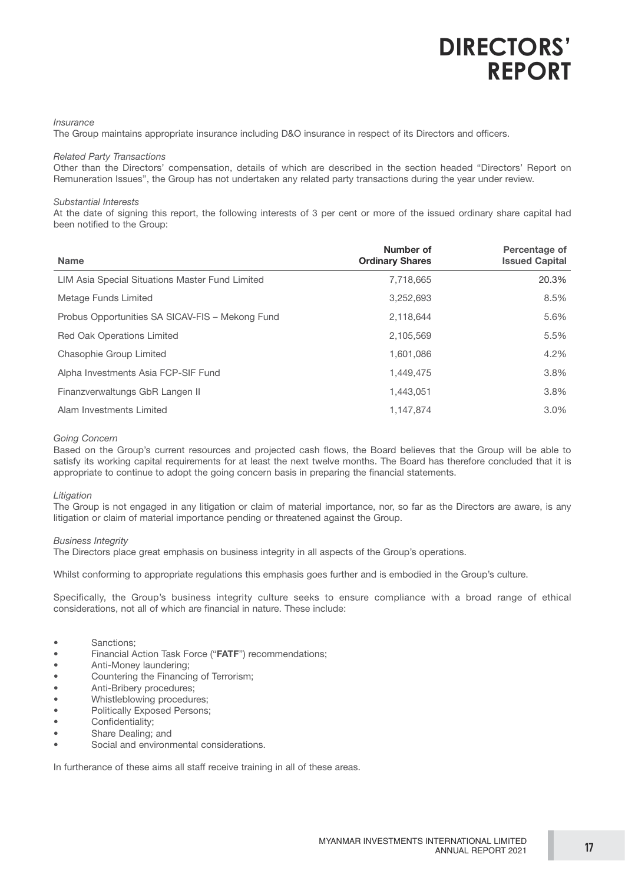# DIRECTORS' REPORT

*Insurance*

The Group maintains appropriate insurance including D&O insurance in respect of its Directors and officers.

*Related Party Transactions*

Other than the Directors' compensation, details of which are described in the section headed "Directors' Report on Remuneration Issues", the Group has not undertaken any related party transactions during the year under review.

*Substantial Interests*

At the date of signing this report, the following interests of 3 per cent or more of the issued ordinary share capital had been notified to the Group:

| Name | Number of Ordinary Shares | Percentage of Issued Capital |
|---|---|---|
| LIM Asia Special Situations Master Fund Limited | 7,718,665 | 20.3% |
| Metage Funds Limited | 3,252,693 | 8.5% |
| Probus Opportunities SA SICAV-FIS – Mekong Fund | 2,118,644 | 5.6% |
| Red Oak Operations Limited | 2,105,569 | 5.5% |
| Chasophie Group Limited | 1,601,086 | 4.2% |
| Alpha Investments Asia FCP-SIF Fund | 1,449,475 | 3.8% |
| Finanzverwaltungs GbR Langen II | 1,443,051 | 3.8% |
| Alam Investments Limited | 1,147,874 | 3.0% |

*Going Concern*

Based on the Group's current resources and projected cash flows, the Board believes that the Group will be able to satisfy its working capital requirements for at least the next twelve months. The Board has therefore concluded that it is appropriate to continue to adopt the going concern basis in preparing the financial statements.

*Litigation*

The Group is not engaged in any litigation or claim of material importance, nor, so far as the Directors are aware, is any litigation or claim of material importance pending or threatened against the Group.

*Business Integrity*

The Directors place great emphasis on business integrity in all aspects of the Group's operations.

Whilst conforming to appropriate regulations this emphasis goes further and is embodied in the Group's culture.

Specifically, the Group's business integrity culture seeks to ensure compliance with a broad range of ethical considerations, not all of which are financial in nature. These include:

- Sanctions;
- Financial Action Task Force ("**FATF**") recommendations;
- Anti-Money laundering;
- Countering the Financing of Terrorism;
- Anti-Bribery procedures;
- Whistleblowing procedures;
- Politically Exposed Persons;
- Confidentiality;
- Share Dealing; and
- Social and environmental considerations.

In furtherance of these aims all staff receive training in all of these areas.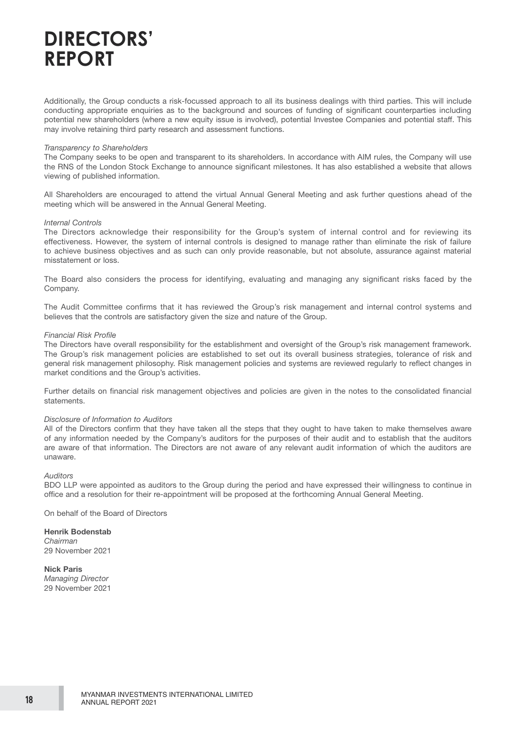# DIRECTORS' REPORT

Additionally, the Group conducts a risk-focussed approach to all its business dealings with third parties. This will include conducting appropriate enquiries as to the background and sources of funding of significant counterparties including potential new shareholders (where a new equity issue is involved), potential Investee Companies and potential staff. This may involve retaining third party research and assessment functions.

*Transparency to Shareholders*

The Company seeks to be open and transparent to its shareholders. In accordance with AIM rules, the Company will use the RNS of the London Stock Exchange to announce significant milestones. It has also established a website that allows viewing of published information.

All Shareholders are encouraged to attend the virtual Annual General Meeting and ask further questions ahead of the meeting which will be answered in the Annual General Meeting.

*Internal Controls*

The Directors acknowledge their responsibility for the Group's system of internal control and for reviewing its effectiveness. However, the system of internal controls is designed to manage rather than eliminate the risk of failure to achieve business objectives and as such can only provide reasonable, but not absolute, assurance against material misstatement or loss.

The Board also considers the process for identifying, evaluating and managing any significant risks faced by the Company.

The Audit Committee confirms that it has reviewed the Group's risk management and internal control systems and believes that the controls are satisfactory given the size and nature of the Group.

*Financial Risk Profile*

The Directors have overall responsibility for the establishment and oversight of the Group's risk management framework. The Group's risk management policies are established to set out its overall business strategies, tolerance of risk and general risk management philosophy. Risk management policies and systems are reviewed regularly to reflect changes in market conditions and the Group's activities.

Further details on financial risk management objectives and policies are given in the notes to the consolidated financial statements.

*Disclosure of Information to Auditors*

All of the Directors confirm that they have taken all the steps that they ought to have taken to make themselves aware of any information needed by the Company's auditors for the purposes of their audit and to establish that the auditors are aware of that information. The Directors are not aware of any relevant audit information of which the auditors are unaware.

*Auditors*

BDO LLP were appointed as auditors to the Group during the period and have expressed their willingness to continue in office and a resolution for their re-appointment will be proposed at the forthcoming Annual General Meeting.

On behalf of the Board of Directors

**Henrik Bodenstab**
*Chairman*
29 November 2021

**Nick Paris**
*Managing Director*
29 November 2021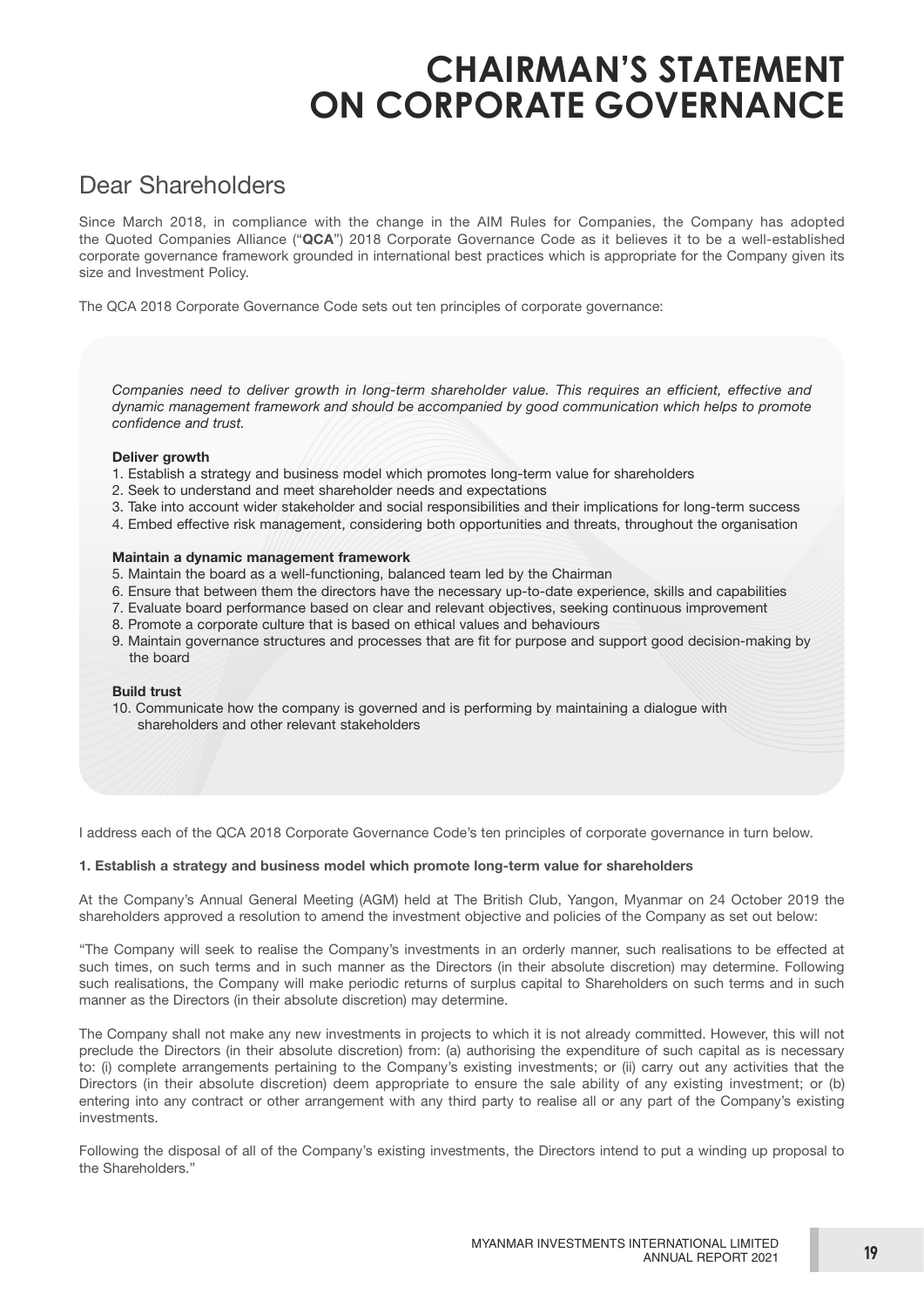# CHAIRMAN'S STATEMENT ON CORPORATE GOVERNANCE

## Dear Shareholders

Since March 2018, in compliance with the change in the AIM Rules for Companies, the Company has adopted the Quoted Companies Alliance ("**QCA**") 2018 Corporate Governance Code as it believes it to be a well-established corporate governance framework grounded in international best practices which is appropriate for the Company given its size and Investment Policy.

The QCA 2018 Corporate Governance Code sets out ten principles of corporate governance:

*Companies need to deliver growth in long-term shareholder value. This requires an efficient, effective and dynamic management framework and should be accompanied by good communication which helps to promote confidence and trust.*

**Deliver growth**

1. Establish a strategy and business model which promotes long-term value for shareholders
2. Seek to understand and meet shareholder needs and expectations
3. Take into account wider stakeholder and social responsibilities and their implications for long-term success
4. Embed effective risk management, considering both opportunities and threats, throughout the organisation

**Maintain a dynamic management framework**

5. Maintain the board as a well-functioning, balanced team led by the Chairman
6. Ensure that between them the directors have the necessary up-to-date experience, skills and capabilities
7. Evaluate board performance based on clear and relevant objectives, seeking continuous improvement
8. Promote a corporate culture that is based on ethical values and behaviours
9. Maintain governance structures and processes that are fit for purpose and support good decision-making by the board

**Build trust**

10. Communicate how the company is governed and is performing by maintaining a dialogue with shareholders and other relevant stakeholders

I address each of the QCA 2018 Corporate Governance Code's ten principles of corporate governance in turn below.

**1. Establish a strategy and business model which promote long-term value for shareholders**

At the Company's Annual General Meeting (AGM) held at The British Club, Yangon, Myanmar on 24 October 2019 the shareholders approved a resolution to amend the investment objective and policies of the Company as set out below:

"The Company will seek to realise the Company's investments in an orderly manner, such realisations to be effected at such times, on such terms and in such manner as the Directors (in their absolute discretion) may determine. Following such realisations, the Company will make periodic returns of surplus capital to Shareholders on such terms and in such manner as the Directors (in their absolute discretion) may determine.

The Company shall not make any new investments in projects to which it is not already committed. However, this will not preclude the Directors (in their absolute discretion) from: (a) authorising the expenditure of such capital as is necessary to: (i) complete arrangements pertaining to the Company's existing investments; or (ii) carry out any activities that the Directors (in their absolute discretion) deem appropriate to ensure the sale ability of any existing investment; or (b) entering into any contract or other arrangement with any third party to realise all or any part of the Company's existing investments.

Following the disposal of all of the Company's existing investments, the Directors intend to put a winding up proposal to the Shareholders."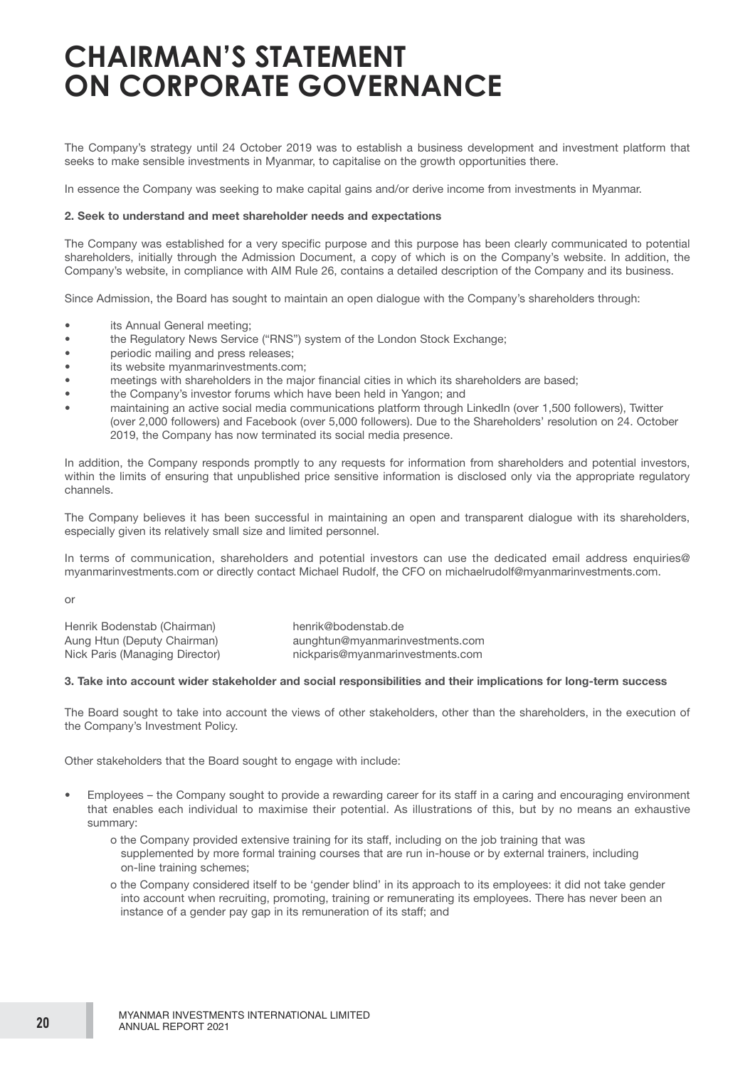# CHAIRMAN'S STATEMENT ON CORPORATE GOVERNANCE

The Company's strategy until 24 October 2019 was to establish a business development and investment platform that seeks to make sensible investments in Myanmar, to capitalise on the growth opportunities there.

In essence the Company was seeking to make capital gains and/or derive income from investments in Myanmar.

**2. Seek to understand and meet shareholder needs and expectations**

The Company was established for a very specific purpose and this purpose has been clearly communicated to potential shareholders, initially through the Admission Document, a copy of which is on the Company's website. In addition, the Company's website, in compliance with AIM Rule 26, contains a detailed description of the Company and its business.

Since Admission, the Board has sought to maintain an open dialogue with the Company's shareholders through:

- its Annual General meeting;
- the Regulatory News Service ("RNS") system of the London Stock Exchange;
- periodic mailing and press releases;
- its website myanmarinvestments.com;
- meetings with shareholders in the major financial cities in which its shareholders are based;
- the Company's investor forums which have been held in Yangon; and
- maintaining an active social media communications platform through LinkedIn (over 1,500 followers), Twitter (over 2,000 followers) and Facebook (over 5,000 followers). Due to the Shareholders' resolution on 24. October 2019, the Company has now terminated its social media presence.

In addition, the Company responds promptly to any requests for information from shareholders and potential investors, within the limits of ensuring that unpublished price sensitive information is disclosed only via the appropriate regulatory channels.

The Company believes it has been successful in maintaining an open and transparent dialogue with its shareholders, especially given its relatively small size and limited personnel.

In terms of communication, shareholders and potential investors can use the dedicated email address enquiries@myanmarinvestments.com or directly contact Michael Rudolf, the CFO on michaelrudolf@myanmarinvestments.com.

or

| | |
|---|---|
| Henrik Bodenstab (Chairman) | henrik@bodenstab.de |
| Aung Htun (Deputy Chairman) | aunghtun@myanmarinvestments.com |
| Nick Paris (Managing Director) | nickparis@myanmarinvestments.com |

**3. Take into account wider stakeholder and social responsibilities and their implications for long-term success**

The Board sought to take into account the views of other stakeholders, other than the shareholders, in the execution of the Company's Investment Policy.

Other stakeholders that the Board sought to engage with include:

- Employees – the Company sought to provide a rewarding career for its staff in a caring and encouraging environment that enables each individual to maximise their potential. As illustrations of this, but by no means an exhaustive summary:
  - the Company provided extensive training for its staff, including on the job training that was supplemented by more formal training courses that are run in-house or by external trainers, including on-line training schemes;
  - the Company considered itself to be 'gender blind' in its approach to its employees: it did not take gender into account when recruiting, promoting, training or remunerating its employees. There has never been an instance of a gender pay gap in its remuneration of its staff; and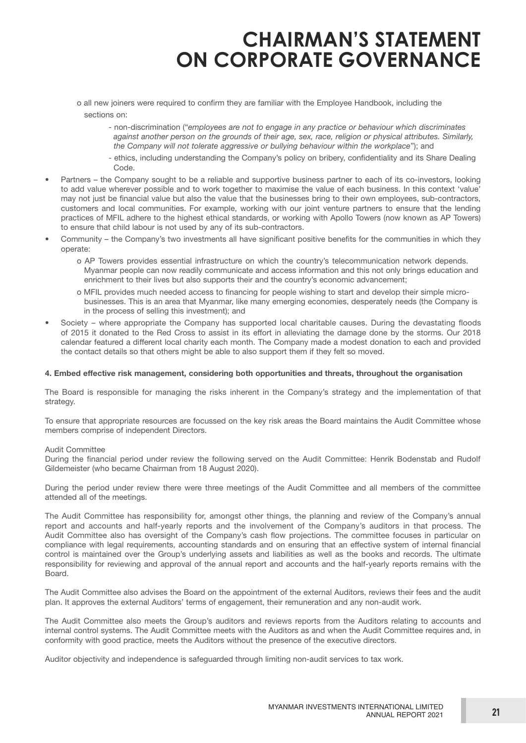# CHAIRMAN'S STATEMENT ON CORPORATE GOVERNANCE

- o all new joiners were required to confirm they are familiar with the Employee Handbook, including the sections on:
  - non-discrimination ("*employees are not to engage in any practice or behaviour which discriminates against another person on the grounds of their age, sex, race, religion or physical attributes. Similarly, the Company will not tolerate aggressive or bullying behaviour within the workplace*"); and
  - ethics, including understanding the Company's policy on bribery, confidentiality and its Share Dealing Code.

- Partners – the Company sought to be a reliable and supportive business partner to each of its co-investors, looking to add value wherever possible and to work together to maximise the value of each business. In this context 'value' may not just be financial value but also the value that the businesses bring to their own employees, sub-contractors, customers and local communities. For example, working with our joint venture partners to ensure that the lending practices of MFIL adhere to the highest ethical standards, or working with Apollo Towers (now known as AP Towers) to ensure that child labour is not used by any of its sub-contractors.
- Community – the Company's two investments all have significant positive benefits for the communities in which they operate:
  - o AP Towers provides essential infrastructure on which the country's telecommunication network depends. Myanmar people can now readily communicate and access information and this not only brings education and enrichment to their lives but also supports their and the country's economic advancement;
  - o MFIL provides much needed access to financing for people wishing to start and develop their simple micro-businesses. This is an area that Myanmar, like many emerging economies, desperately needs (the Company is in the process of selling this investment); and
- Society – where appropriate the Company has supported local charitable causes. During the devastating floods of 2015 it donated to the Red Cross to assist in its effort in alleviating the damage done by the storms. Our 2018 calendar featured a different local charity each month. The Company made a modest donation to each and provided the contact details so that others might be able to also support them if they felt so moved.

**4. Embed effective risk management, considering both opportunities and threats, throughout the organisation**

The Board is responsible for managing the risks inherent in the Company's strategy and the implementation of that strategy.

To ensure that appropriate resources are focussed on the key risk areas the Board maintains the Audit Committee whose members comprise of independent Directors.

Audit Committee
During the financial period under review the following served on the Audit Committee: Henrik Bodenstab and Rudolf Gildemeister (who became Chairman from 18 August 2020).

During the period under review there were three meetings of the Audit Committee and all members of the committee attended all of the meetings.

The Audit Committee has responsibility for, amongst other things, the planning and review of the Company's annual report and accounts and half-yearly reports and the involvement of the Company's auditors in that process. The Audit Committee also has oversight of the Company's cash flow projections. The committee focuses in particular on compliance with legal requirements, accounting standards and on ensuring that an effective system of internal financial control is maintained over the Group's underlying assets and liabilities as well as the books and records. The ultimate responsibility for reviewing and approval of the annual report and accounts and the half-yearly reports remains with the Board.

The Audit Committee also advises the Board on the appointment of the external Auditors, reviews their fees and the audit plan. It approves the external Auditors' terms of engagement, their remuneration and any non-audit work.

The Audit Committee also meets the Group's auditors and reviews reports from the Auditors relating to accounts and internal control systems. The Audit Committee meets with the Auditors as and when the Audit Committee requires and, in conformity with good practice, meets the Auditors without the presence of the executive directors.

Auditor objectivity and independence is safeguarded through limiting non-audit services to tax work.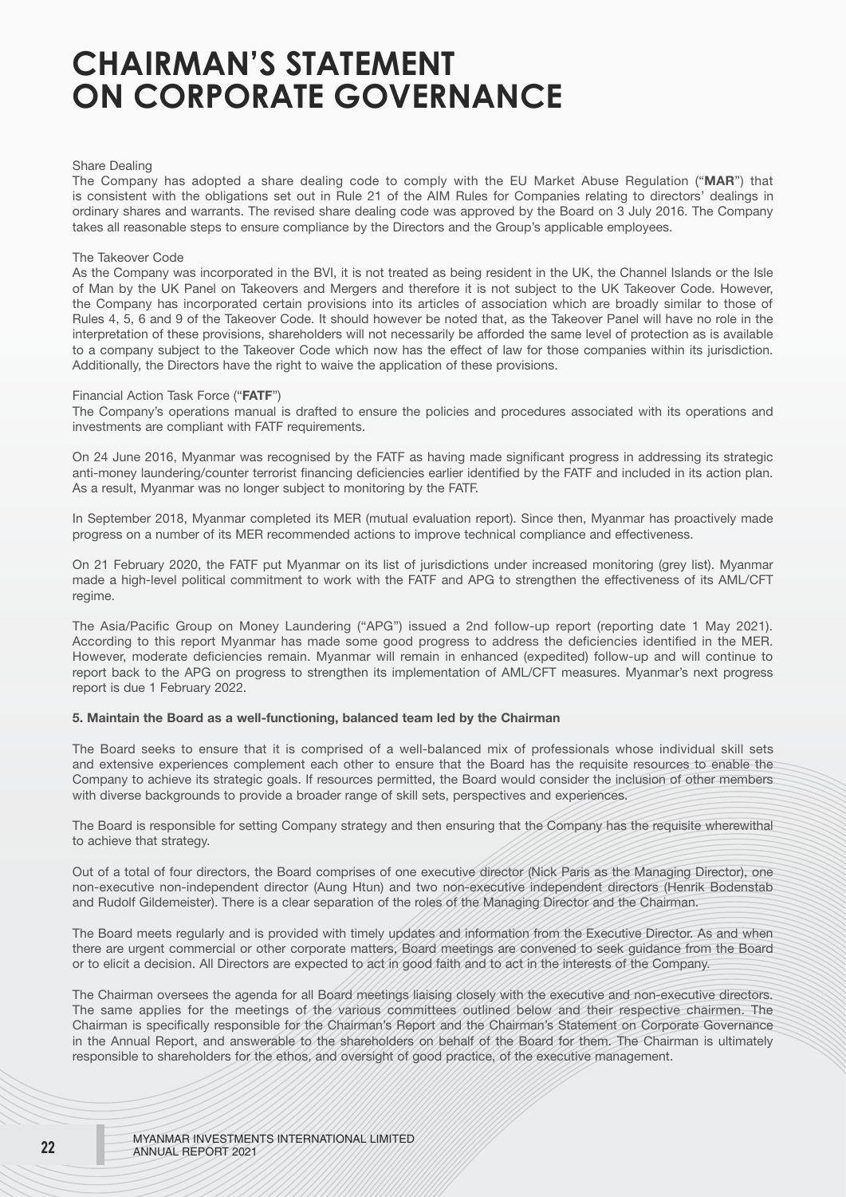# CHAIRMAN'S STATEMENT ON CORPORATE GOVERNANCE

Share Dealing

The Company has adopted a share dealing code to comply with the EU Market Abuse Regulation ("**MAR**") that is consistent with the obligations set out in Rule 21 of the AIM Rules for Companies relating to directors' dealings in ordinary shares and warrants. The revised share dealing code was approved by the Board on 3 July 2016. The Company takes all reasonable steps to ensure compliance by the Directors and the Group's applicable employees.

The Takeover Code

As the Company was incorporated in the BVI, it is not treated as being resident in the UK, the Channel Islands or the Isle of Man by the UK Panel on Takeovers and Mergers and therefore it is not subject to the UK Takeover Code. However, the Company has incorporated certain provisions into its articles of association which are broadly similar to those of Rules 4, 5, 6 and 9 of the Takeover Code. It should however be noted that, as the Takeover Panel will have no role in the interpretation of these provisions, shareholders will not necessarily be afforded the same level of protection as is available to a company subject to the Takeover Code which now has the effect of law for those companies within its jurisdiction. Additionally, the Directors have the right to waive the application of these provisions.

Financial Action Task Force ("**FATF**")

The Company's operations manual is drafted to ensure the policies and procedures associated with its operations and investments are compliant with FATF requirements.

On 24 June 2016, Myanmar was recognised by the FATF as having made significant progress in addressing its strategic anti-money laundering/counter terrorist financing deficiencies earlier identified by the FATF and included in its action plan. As a result, Myanmar was no longer subject to monitoring by the FATF.

In September 2018, Myanmar completed its MER (mutual evaluation report). Since then, Myanmar has proactively made progress on a number of its MER recommended actions to improve technical compliance and effectiveness.

On 21 February 2020, the FATF put Myanmar on its list of jurisdictions under increased monitoring (grey list). Myanmar made a high-level political commitment to work with the FATF and APG to strengthen the effectiveness of its AML/CFT regime.

The Asia/Pacific Group on Money Laundering ("APG") issued a 2nd follow-up report (reporting date 1 May 2021). According to this report Myanmar has made some good progress to address the deficiencies identified in the MER. However, moderate deficiencies remain. Myanmar will remain in enhanced (expedited) follow-up and will continue to report back to the APG on progress to strengthen its implementation of AML/CFT measures. Myanmar's next progress report is due 1 February 2022.

**5. Maintain the Board as a well-functioning, balanced team led by the Chairman**

The Board seeks to ensure that it is comprised of a well-balanced mix of professionals whose individual skill sets and extensive experiences complement each other to ensure that the Board has the requisite resources to enable the Company to achieve its strategic goals. If resources permitted, the Board would consider the inclusion of other members with diverse backgrounds to provide a broader range of skill sets, perspectives and experiences.

The Board is responsible for setting Company strategy and then ensuring that the Company has the requisite wherewithal to achieve that strategy.

Out of a total of four directors, the Board comprises of one executive director (Nick Paris as the Managing Director), one non-executive non-independent director (Aung Htun) and two non-executive independent directors (Henrik Bodenstab and Rudolf Gildemeister). There is a clear separation of the roles of the Managing Director and the Chairman.

The Board meets regularly and is provided with timely updates and information from the Executive Director. As and when there are urgent commercial or other corporate matters, Board meetings are convened to seek guidance from the Board or to elicit a decision. All Directors are expected to act in good faith and to act in the interests of the Company.

The Chairman oversees the agenda for all Board meetings liaising closely with the executive and non-executive directors. The same applies for the meetings of the various committees outlined below and their respective chairmen. The Chairman is specifically responsible for the Chairman's Report and the Chairman's Statement on Corporate Governance in the Annual Report, and answerable to the shareholders on behalf of the Board for them. The Chairman is ultimately responsible to shareholders for the ethos, and oversight of good practice, of the executive management.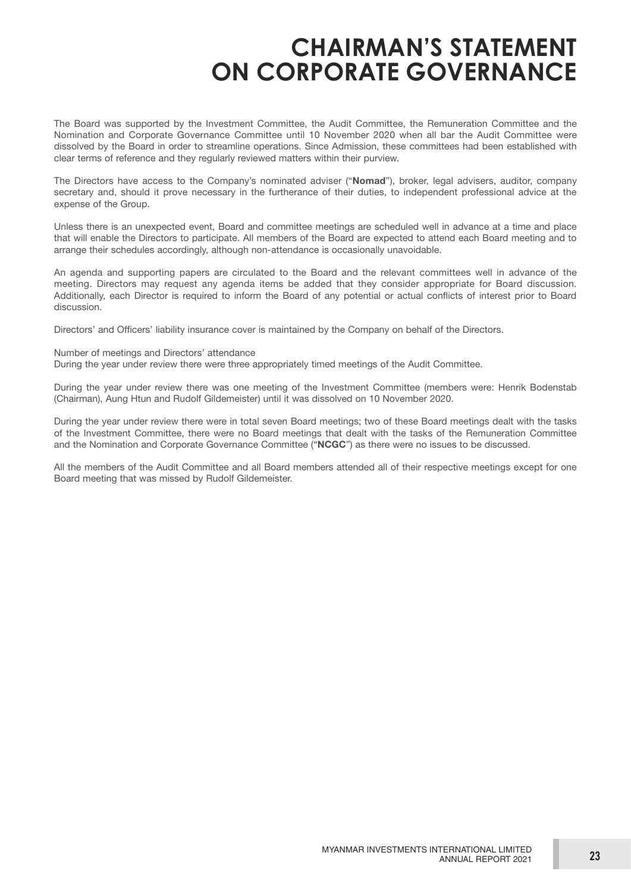# CHAIRMAN'S STATEMENT ON CORPORATE GOVERNANCE

The Board was supported by the Investment Committee, the Audit Committee, the Remuneration Committee and the Nomination and Corporate Governance Committee until 10 November 2020 when all bar the Audit Committee were dissolved by the Board in order to streamline operations. Since Admission, these committees had been established with clear terms of reference and they regularly reviewed matters within their purview.

The Directors have access to the Company's nominated adviser ("**Nomad**"), broker, legal advisers, auditor, company secretary and, should it prove necessary in the furtherance of their duties, to independent professional advice at the expense of the Group.

Unless there is an unexpected event, Board and committee meetings are scheduled well in advance at a time and place that will enable the Directors to participate. All members of the Board are expected to attend each Board meeting and to arrange their schedules accordingly, although non-attendance is occasionally unavoidable.

An agenda and supporting papers are circulated to the Board and the relevant committees well in advance of the meeting. Directors may request any agenda items be added that they consider appropriate for Board discussion. Additionally, each Director is required to inform the Board of any potential or actual conflicts of interest prior to Board discussion.

Directors' and Officers' liability insurance cover is maintained by the Company on behalf of the Directors.

Number of meetings and Directors' attendance
During the year under review there were three appropriately timed meetings of the Audit Committee.

During the year under review there was one meeting of the Investment Committee (members were: Henrik Bodenstab (Chairman), Aung Htun and Rudolf Gildemeister) until it was dissolved on 10 November 2020.

During the year under review there were in total seven Board meetings; two of these Board meetings dealt with the tasks of the Investment Committee, there were no Board meetings that dealt with the tasks of the Remuneration Committee and the Nomination and Corporate Governance Committee ("**NCGC**") as there were no issues to be discussed.

All the members of the Audit Committee and all Board members attended all of their respective meetings except for one Board meeting that was missed by Rudolf Gildemeister.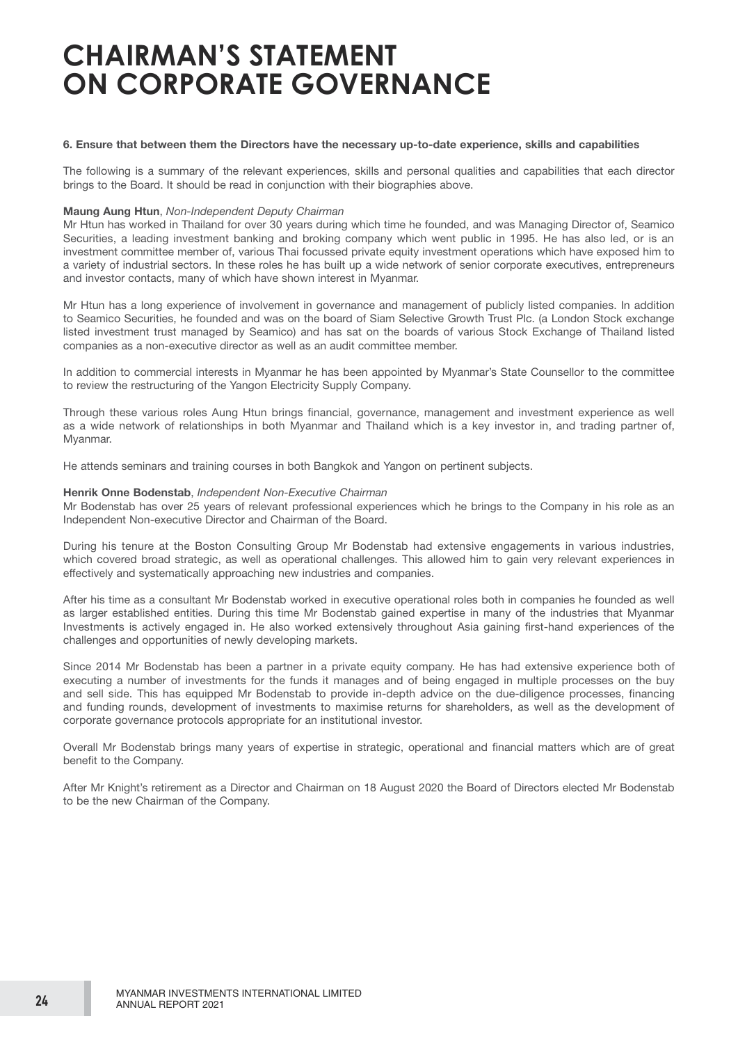# CHAIRMAN'S STATEMENT ON CORPORATE GOVERNANCE

**6. Ensure that between them the Directors have the necessary up-to-date experience, skills and capabilities**

The following is a summary of the relevant experiences, skills and personal qualities and capabilities that each director brings to the Board. It should be read in conjunction with their biographies above.

**Maung Aung Htun**, *Non-Independent Deputy Chairman*

Mr Htun has worked in Thailand for over 30 years during which time he founded, and was Managing Director of, Seamico Securities, a leading investment banking and broking company which went public in 1995. He has also led, or is an investment committee member of, various Thai focussed private equity investment operations which have exposed him to a variety of industrial sectors. In these roles he has built up a wide network of senior corporate executives, entrepreneurs and investor contacts, many of which have shown interest in Myanmar.

Mr Htun has a long experience of involvement in governance and management of publicly listed companies. In addition to Seamico Securities, he founded and was on the board of Siam Selective Growth Trust Plc. (a London Stock exchange listed investment trust managed by Seamico) and has sat on the boards of various Stock Exchange of Thailand listed companies as a non-executive director as well as an audit committee member.

In addition to commercial interests in Myanmar he has been appointed by Myanmar's State Counsellor to the committee to review the restructuring of the Yangon Electricity Supply Company.

Through these various roles Aung Htun brings financial, governance, management and investment experience as well as a wide network of relationships in both Myanmar and Thailand which is a key investor in, and trading partner of, Myanmar.

He attends seminars and training courses in both Bangkok and Yangon on pertinent subjects.

**Henrik Onne Bodenstab**, *Independent Non-Executive Chairman*

Mr Bodenstab has over 25 years of relevant professional experiences which he brings to the Company in his role as an Independent Non-executive Director and Chairman of the Board.

During his tenure at the Boston Consulting Group Mr Bodenstab had extensive engagements in various industries, which covered broad strategic, as well as operational challenges. This allowed him to gain very relevant experiences in effectively and systematically approaching new industries and companies.

After his time as a consultant Mr Bodenstab worked in executive operational roles both in companies he founded as well as larger established entities. During this time Mr Bodenstab gained expertise in many of the industries that Myanmar Investments is actively engaged in. He also worked extensively throughout Asia gaining first-hand experiences of the challenges and opportunities of newly developing markets.

Since 2014 Mr Bodenstab has been a partner in a private equity company. He has had extensive experience both of executing a number of investments for the funds it manages and of being engaged in multiple processes on the buy and sell side. This has equipped Mr Bodenstab to provide in-depth advice on the due-diligence processes, financing and funding rounds, development of investments to maximise returns for shareholders, as well as the development of corporate governance protocols appropriate for an institutional investor.

Overall Mr Bodenstab brings many years of expertise in strategic, operational and financial matters which are of great benefit to the Company.

After Mr Knight's retirement as a Director and Chairman on 18 August 2020 the Board of Directors elected Mr Bodenstab to be the new Chairman of the Company.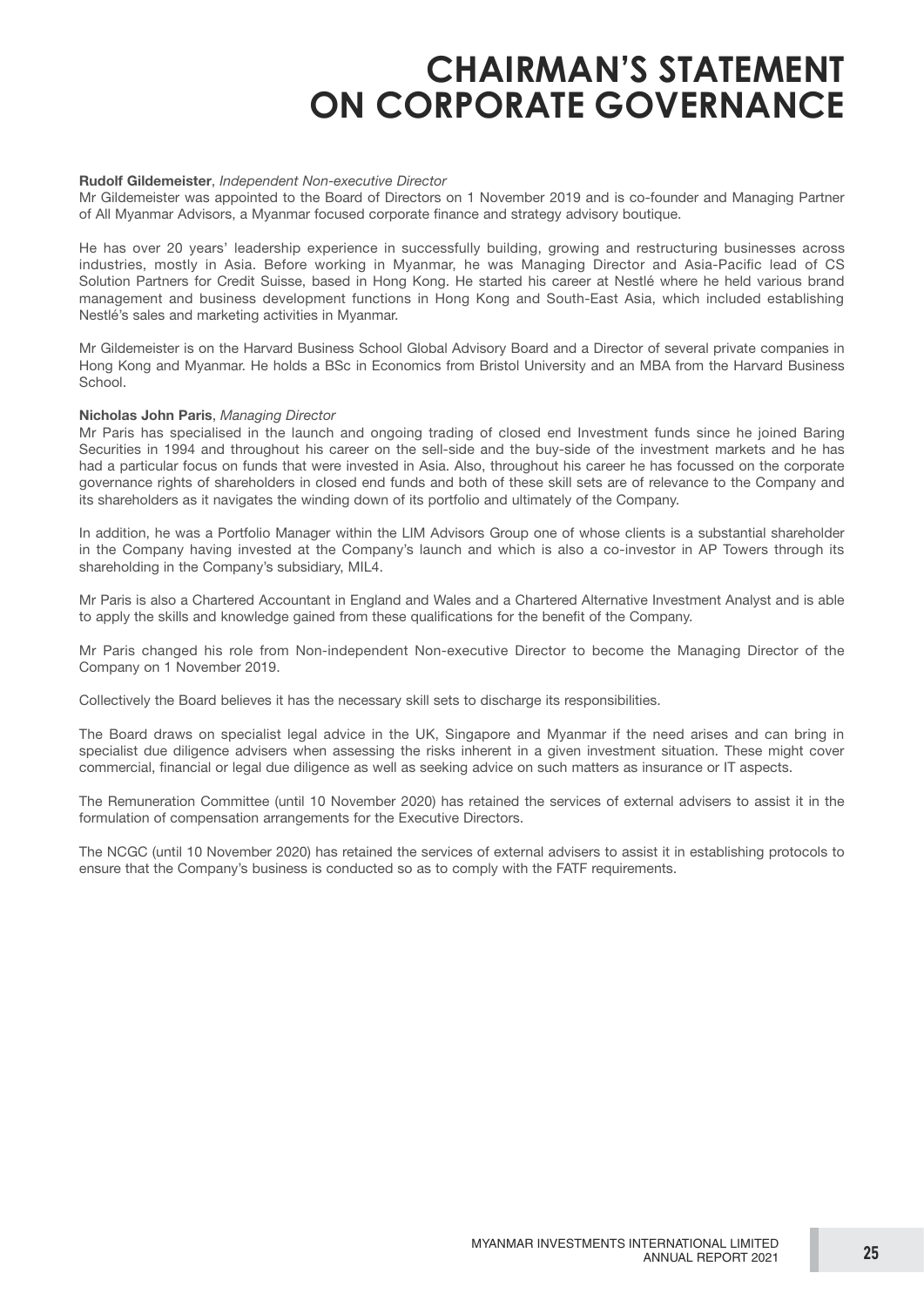# CHAIRMAN'S STATEMENT ON CORPORATE GOVERNANCE

**Rudolf Gildemeister**, *Independent Non-executive Director*
Mr Gildemeister was appointed to the Board of Directors on 1 November 2019 and is co-founder and Managing Partner of All Myanmar Advisors, a Myanmar focused corporate finance and strategy advisory boutique.

He has over 20 years' leadership experience in successfully building, growing and restructuring businesses across industries, mostly in Asia. Before working in Myanmar, he was Managing Director and Asia-Pacific lead of CS Solution Partners for Credit Suisse, based in Hong Kong. He started his career at Nestlé where he held various brand management and business development functions in Hong Kong and South-East Asia, which included establishing Nestlé's sales and marketing activities in Myanmar.

Mr Gildemeister is on the Harvard Business School Global Advisory Board and a Director of several private companies in Hong Kong and Myanmar. He holds a BSc in Economics from Bristol University and an MBA from the Harvard Business School.

**Nicholas John Paris**, *Managing Director*
Mr Paris has specialised in the launch and ongoing trading of closed end Investment funds since he joined Baring Securities in 1994 and throughout his career on the sell-side and the buy-side of the investment markets and he has had a particular focus on funds that were invested in Asia. Also, throughout his career he has focussed on the corporate governance rights of shareholders in closed end funds and both of these skill sets are of relevance to the Company and its shareholders as it navigates the winding down of its portfolio and ultimately of the Company.

In addition, he was a Portfolio Manager within the LIM Advisors Group one of whose clients is a substantial shareholder in the Company having invested at the Company's launch and which is also a co-investor in AP Towers through its shareholding in the Company's subsidiary, MIL4.

Mr Paris is also a Chartered Accountant in England and Wales and a Chartered Alternative Investment Analyst and is able to apply the skills and knowledge gained from these qualifications for the benefit of the Company.

Mr Paris changed his role from Non-independent Non-executive Director to become the Managing Director of the Company on 1 November 2019.

Collectively the Board believes it has the necessary skill sets to discharge its responsibilities.

The Board draws on specialist legal advice in the UK, Singapore and Myanmar if the need arises and can bring in specialist due diligence advisers when assessing the risks inherent in a given investment situation. These might cover commercial, financial or legal due diligence as well as seeking advice on such matters as insurance or IT aspects.

The Remuneration Committee (until 10 November 2020) has retained the services of external advisers to assist it in the formulation of compensation arrangements for the Executive Directors.

The NCGC (until 10 November 2020) has retained the services of external advisers to assist it in establishing protocols to ensure that the Company's business is conducted so as to comply with the FATF requirements.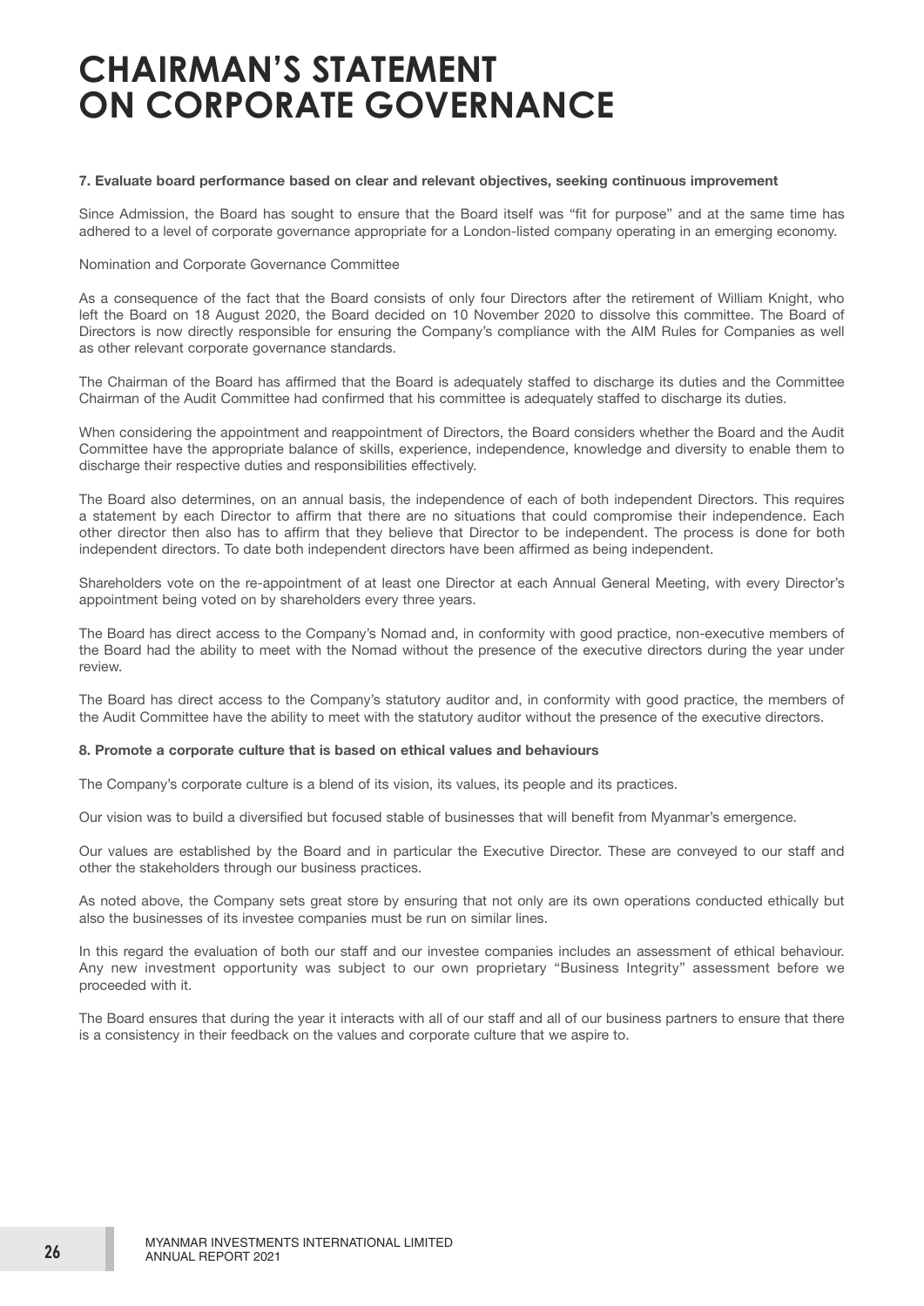# CHAIRMAN'S STATEMENT ON CORPORATE GOVERNANCE

**7. Evaluate board performance based on clear and relevant objectives, seeking continuous improvement**

Since Admission, the Board has sought to ensure that the Board itself was "fit for purpose" and at the same time has adhered to a level of corporate governance appropriate for a London-listed company operating in an emerging economy.

Nomination and Corporate Governance Committee

As a consequence of the fact that the Board consists of only four Directors after the retirement of William Knight, who left the Board on 18 August 2020, the Board decided on 10 November 2020 to dissolve this committee. The Board of Directors is now directly responsible for ensuring the Company's compliance with the AIM Rules for Companies as well as other relevant corporate governance standards.

The Chairman of the Board has affirmed that the Board is adequately staffed to discharge its duties and the Committee Chairman of the Audit Committee had confirmed that his committee is adequately staffed to discharge its duties.

When considering the appointment and reappointment of Directors, the Board considers whether the Board and the Audit Committee have the appropriate balance of skills, experience, independence, knowledge and diversity to enable them to discharge their respective duties and responsibilities effectively.

The Board also determines, on an annual basis, the independence of each of both independent Directors. This requires a statement by each Director to affirm that there are no situations that could compromise their independence. Each other director then also has to affirm that they believe that Director to be independent. The process is done for both independent directors. To date both independent directors have been affirmed as being independent.

Shareholders vote on the re-appointment of at least one Director at each Annual General Meeting, with every Director's appointment being voted on by shareholders every three years.

The Board has direct access to the Company's Nomad and, in conformity with good practice, non-executive members of the Board had the ability to meet with the Nomad without the presence of the executive directors during the year under review.

The Board has direct access to the Company's statutory auditor and, in conformity with good practice, the members of the Audit Committee have the ability to meet with the statutory auditor without the presence of the executive directors.

**8. Promote a corporate culture that is based on ethical values and behaviours**

The Company's corporate culture is a blend of its vision, its values, its people and its practices.

Our vision was to build a diversified but focused stable of businesses that will benefit from Myanmar's emergence.

Our values are established by the Board and in particular the Executive Director. These are conveyed to our staff and other the stakeholders through our business practices.

As noted above, the Company sets great store by ensuring that not only are its own operations conducted ethically but also the businesses of its investee companies must be run on similar lines.

In this regard the evaluation of both our staff and our investee companies includes an assessment of ethical behaviour. Any new investment opportunity was subject to our own proprietary "Business Integrity" assessment before we proceeded with it.

The Board ensures that during the year it interacts with all of our staff and all of our business partners to ensure that there is a consistency in their feedback on the values and corporate culture that we aspire to.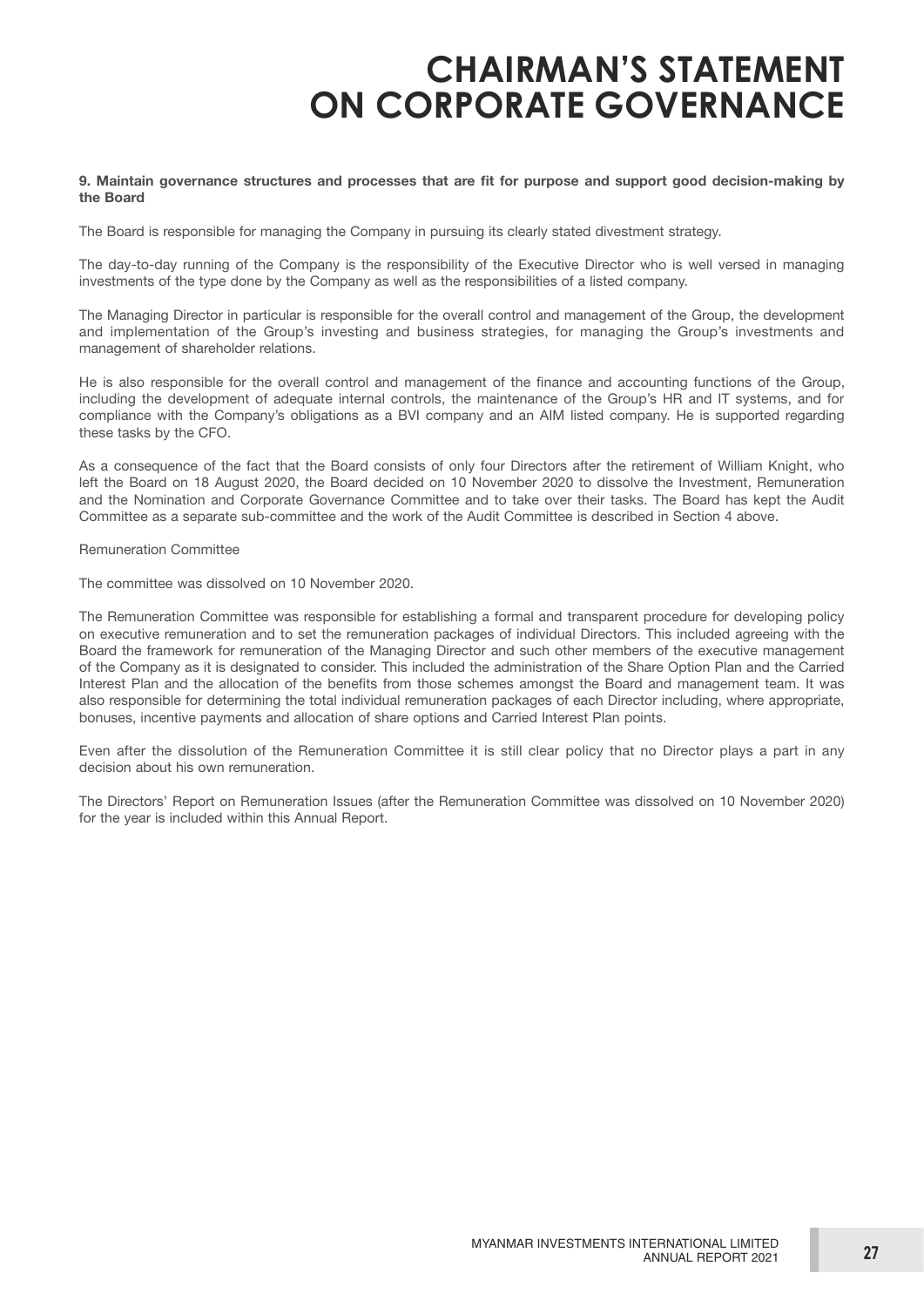# CHAIRMAN'S STATEMENT ON CORPORATE GOVERNANCE

**9. Maintain governance structures and processes that are fit for purpose and support good decision-making by the Board**

The Board is responsible for managing the Company in pursuing its clearly stated divestment strategy.

The day-to-day running of the Company is the responsibility of the Executive Director who is well versed in managing investments of the type done by the Company as well as the responsibilities of a listed company.

The Managing Director in particular is responsible for the overall control and management of the Group, the development and implementation of the Group's investing and business strategies, for managing the Group's investments and management of shareholder relations.

He is also responsible for the overall control and management of the finance and accounting functions of the Group, including the development of adequate internal controls, the maintenance of the Group's HR and IT systems, and for compliance with the Company's obligations as a BVI company and an AIM listed company. He is supported regarding these tasks by the CFO.

As a consequence of the fact that the Board consists of only four Directors after the retirement of William Knight, who left the Board on 18 August 2020, the Board decided on 10 November 2020 to dissolve the Investment, Remuneration and the Nomination and Corporate Governance Committee and to take over their tasks. The Board has kept the Audit Committee as a separate sub-committee and the work of the Audit Committee is described in Section 4 above.

Remuneration Committee

The committee was dissolved on 10 November 2020.

The Remuneration Committee was responsible for establishing a formal and transparent procedure for developing policy on executive remuneration and to set the remuneration packages of individual Directors. This included agreeing with the Board the framework for remuneration of the Managing Director and such other members of the executive management of the Company as it is designated to consider. This included the administration of the Share Option Plan and the Carried Interest Plan and the allocation of the benefits from those schemes amongst the Board and management team. It was also responsible for determining the total individual remuneration packages of each Director including, where appropriate, bonuses, incentive payments and allocation of share options and Carried Interest Plan points.

Even after the dissolution of the Remuneration Committee it is still clear policy that no Director plays a part in any decision about his own remuneration.

The Directors' Report on Remuneration Issues (after the Remuneration Committee was dissolved on 10 November 2020) for the year is included within this Annual Report.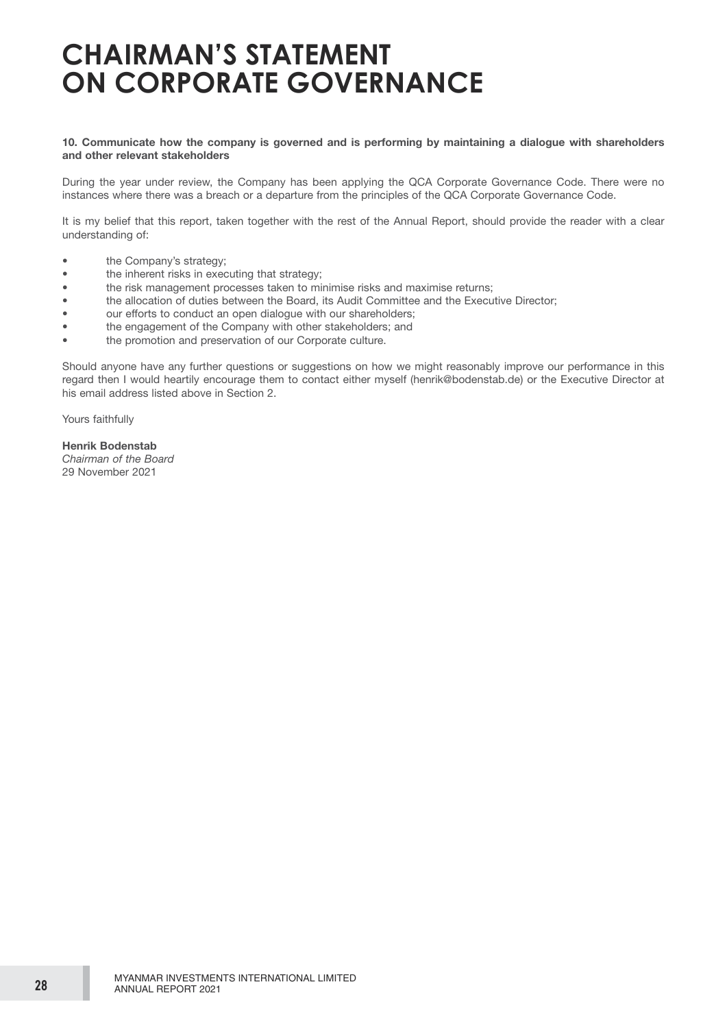# CHAIRMAN'S STATEMENT ON CORPORATE GOVERNANCE

**10. Communicate how the company is governed and is performing by maintaining a dialogue with shareholders and other relevant stakeholders**

During the year under review, the Company has been applying the QCA Corporate Governance Code. There were no instances where there was a breach or a departure from the principles of the QCA Corporate Governance Code.

It is my belief that this report, taken together with the rest of the Annual Report, should provide the reader with a clear understanding of:

- the Company's strategy;
- the inherent risks in executing that strategy;
- the risk management processes taken to minimise risks and maximise returns;
- the allocation of duties between the Board, its Audit Committee and the Executive Director;
- our efforts to conduct an open dialogue with our shareholders;
- the engagement of the Company with other stakeholders; and
- the promotion and preservation of our Corporate culture.

Should anyone have any further questions or suggestions on how we might reasonably improve our performance in this regard then I would heartily encourage them to contact either myself (henrik@bodenstab.de) or the Executive Director at his email address listed above in Section 2.

Yours faithfully

**Henrik Bodenstab**
*Chairman of the Board*
29 November 2021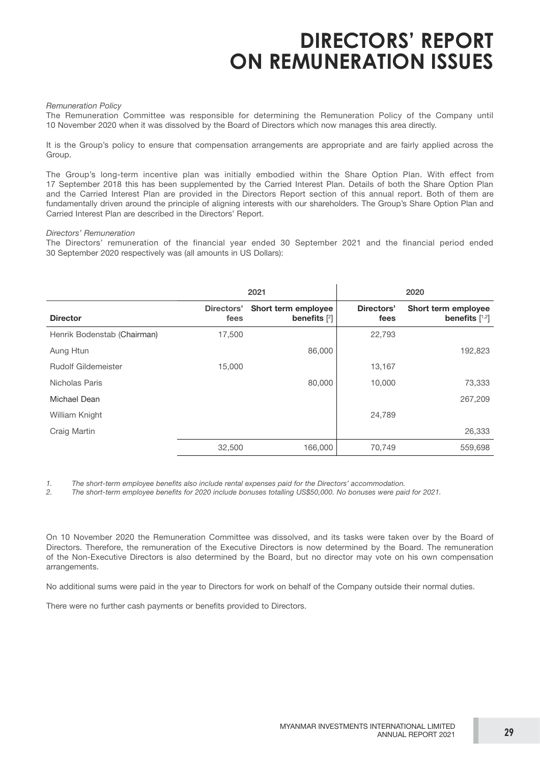# DIRECTORS' REPORT ON REMUNERATION ISSUES

*Remuneration Policy*

The Remuneration Committee was responsible for determining the Remuneration Policy of the Company until 10 November 2020 when it was dissolved by the Board of Directors which now manages this area directly.

It is the Group's policy to ensure that compensation arrangements are appropriate and are fairly applied across the Group.

The Group's long-term incentive plan was initially embodied within the Share Option Plan. With effect from 17 September 2018 this has been supplemented by the Carried Interest Plan. Details of both the Share Option Plan and the Carried Interest Plan are provided in the Directors Report section of this annual report. Both of them are fundamentally driven around the principle of aligning interests with our shareholders. The Group's Share Option Plan and Carried Interest Plan are described in the Directors' Report.

*Directors' Remuneration*

The Directors' remuneration of the financial year ended 30 September 2021 and the financial period ended 30 September 2020 respectively was (all amounts in US Dollars):

| | 2021 | | 2020 | |
|---|---|---|---|---|
| **Director** | **Directors' fees** | **Short term employee benefits [2]** | **Directors' fees** | **Short term employee benefits [1,2]** |
| Henrik Bodenstab (Chairman) | 17,500 | | 22,793 | |
| Aung Htun | | 86,000 | | 192,823 |
| Rudolf Gildemeister | 15,000 | | 13,167 | |
| Nicholas Paris | | 80,000 | 10,000 | 73,333 |
| Michael Dean | | | | 267,209 |
| William Knight | | | 24,789 | |
| Craig Martin | | | | 26,333 |
| | 32,500 | 166,000 | 70,749 | 559,698 |

*1. The short-term employee benefits also include rental expenses paid for the Directors' accommodation.*

*2. The short-term employee benefits for 2020 include bonuses totalling US$50,000. No bonuses were paid for 2021.*

On 10 November 2020 the Remuneration Committee was dissolved, and its tasks were taken over by the Board of Directors. Therefore, the remuneration of the Executive Directors is now determined by the Board. The remuneration of the Non-Executive Directors is also determined by the Board, but no director may vote on his own compensation arrangements.

No additional sums were paid in the year to Directors for work on behalf of the Company outside their normal duties.

There were no further cash payments or benefits provided to Directors.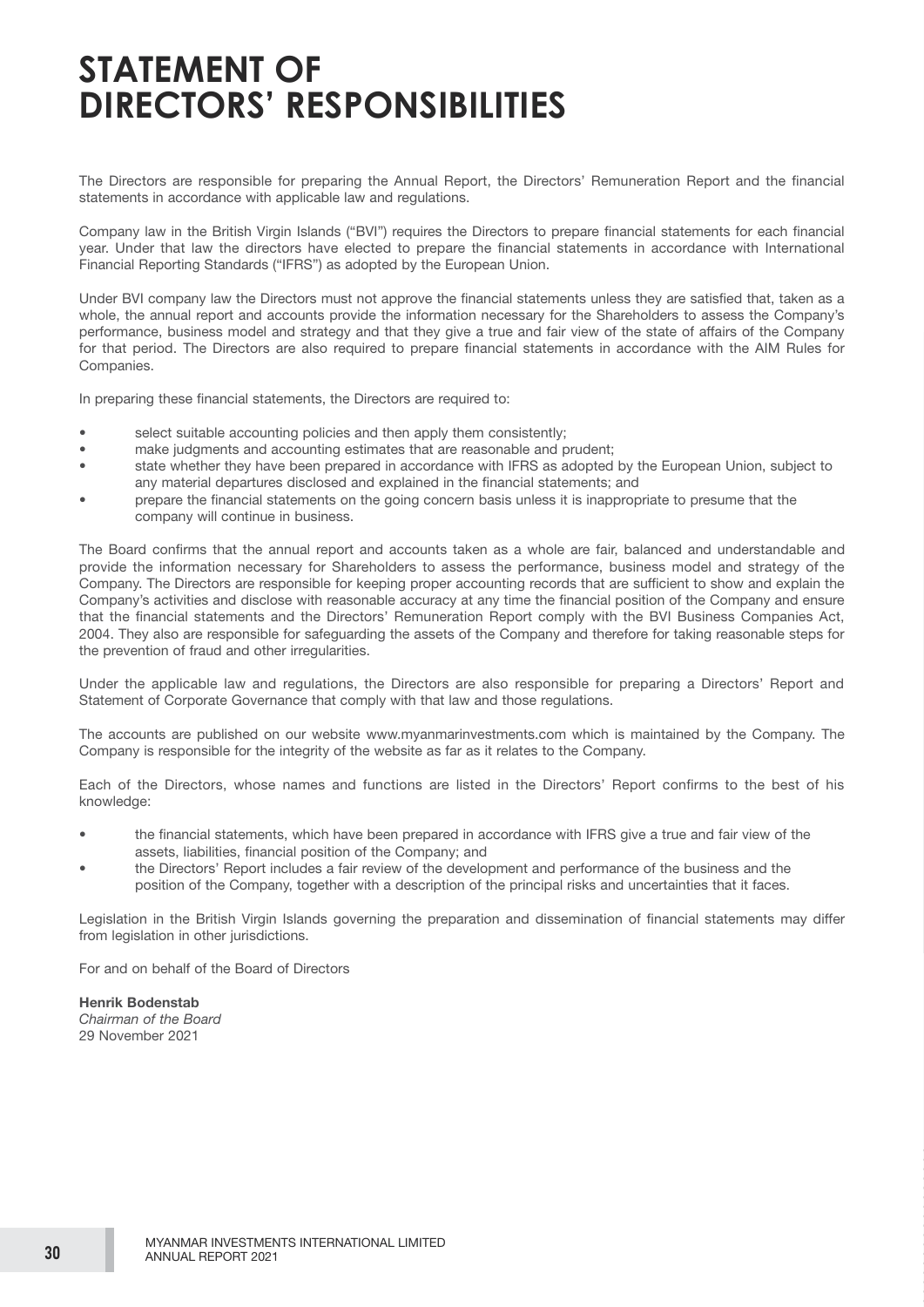# STATEMENT OF DIRECTORS' RESPONSIBILITIES

The Directors are responsible for preparing the Annual Report, the Directors' Remuneration Report and the financial statements in accordance with applicable law and regulations.

Company law in the British Virgin Islands ("BVI") requires the Directors to prepare financial statements for each financial year. Under that law the directors have elected to prepare the financial statements in accordance with International Financial Reporting Standards ("IFRS") as adopted by the European Union.

Under BVI company law the Directors must not approve the financial statements unless they are satisfied that, taken as a whole, the annual report and accounts provide the information necessary for the Shareholders to assess the Company's performance, business model and strategy and that they give a true and fair view of the state of affairs of the Company for that period. The Directors are also required to prepare financial statements in accordance with the AIM Rules for Companies.

In preparing these financial statements, the Directors are required to:

- select suitable accounting policies and then apply them consistently;
- make judgments and accounting estimates that are reasonable and prudent;
- state whether they have been prepared in accordance with IFRS as adopted by the European Union, subject to any material departures disclosed and explained in the financial statements; and
- prepare the financial statements on the going concern basis unless it is inappropriate to presume that the company will continue in business.

The Board confirms that the annual report and accounts taken as a whole are fair, balanced and understandable and provide the information necessary for Shareholders to assess the performance, business model and strategy of the Company. The Directors are responsible for keeping proper accounting records that are sufficient to show and explain the Company's activities and disclose with reasonable accuracy at any time the financial position of the Company and ensure that the financial statements and the Directors' Remuneration Report comply with the BVI Business Companies Act, 2004. They also are responsible for safeguarding the assets of the Company and therefore for taking reasonable steps for the prevention of fraud and other irregularities.

Under the applicable law and regulations, the Directors are also responsible for preparing a Directors' Report and Statement of Corporate Governance that comply with that law and those regulations.

The accounts are published on our website www.myanmarinvestments.com which is maintained by the Company. The Company is responsible for the integrity of the website as far as it relates to the Company.

Each of the Directors, whose names and functions are listed in the Directors' Report confirms to the best of his knowledge:

- the financial statements, which have been prepared in accordance with IFRS give a true and fair view of the assets, liabilities, financial position of the Company; and
- the Directors' Report includes a fair review of the development and performance of the business and the position of the Company, together with a description of the principal risks and uncertainties that it faces.

Legislation in the British Virgin Islands governing the preparation and dissemination of financial statements may differ from legislation in other jurisdictions.

For and on behalf of the Board of Directors

**Henrik Bodenstab**
*Chairman of the Board*
29 November 2021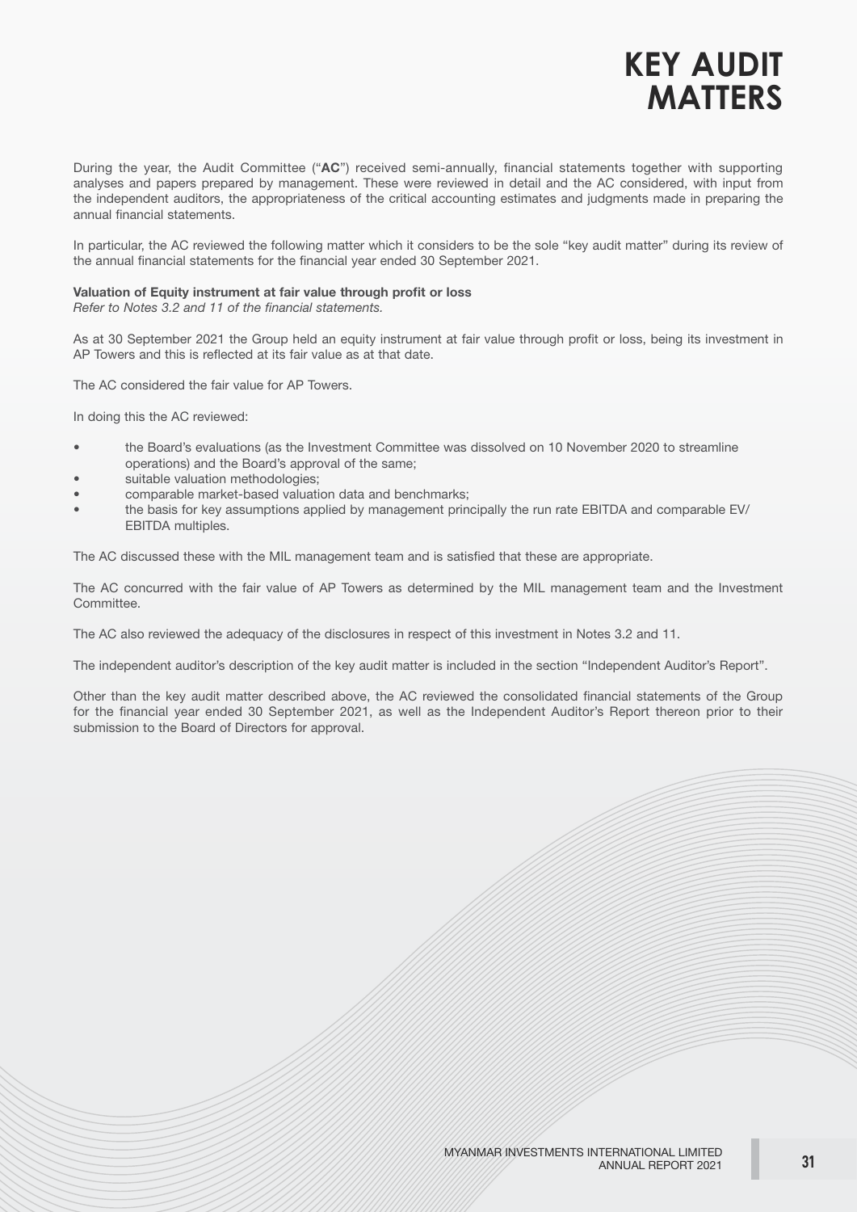# KEY AUDIT MATTERS

During the year, the Audit Committee ("**AC**") received semi-annually, financial statements together with supporting analyses and papers prepared by management. These were reviewed in detail and the AC considered, with input from the independent auditors, the appropriateness of the critical accounting estimates and judgments made in preparing the annual financial statements.

In particular, the AC reviewed the following matter which it considers to be the sole "key audit matter" during its review of the annual financial statements for the financial year ended 30 September 2021.

**Valuation of Equity instrument at fair value through profit or loss**
*Refer to Notes 3.2 and 11 of the financial statements.*

As at 30 September 2021 the Group held an equity instrument at fair value through profit or loss, being its investment in AP Towers and this is reflected at its fair value as at that date.

The AC considered the fair value for AP Towers.

In doing this the AC reviewed:

- the Board's evaluations (as the Investment Committee was dissolved on 10 November 2020 to streamline operations) and the Board's approval of the same;
- suitable valuation methodologies;
- comparable market-based valuation data and benchmarks;
- the basis for key assumptions applied by management principally the run rate EBITDA and comparable EV/EBITDA multiples.

The AC discussed these with the MIL management team and is satisfied that these are appropriate.

The AC concurred with the fair value of AP Towers as determined by the MIL management team and the Investment Committee.

The AC also reviewed the adequacy of the disclosures in respect of this investment in Notes 3.2 and 11.

The independent auditor's description of the key audit matter is included in the section "Independent Auditor's Report".

Other than the key audit matter described above, the AC reviewed the consolidated financial statements of the Group for the financial year ended 30 September 2021, as well as the Independent Auditor's Report thereon prior to their submission to the Board of Directors for approval.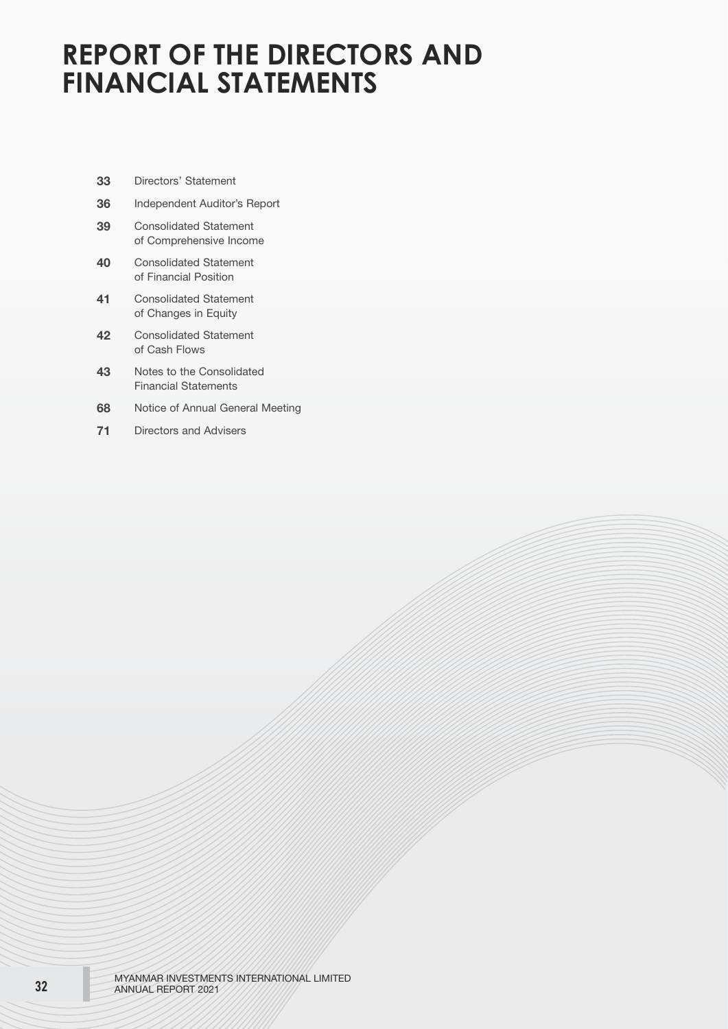# REPORT OF THE DIRECTORS AND FINANCIAL STATEMENTS

| | |
|---|---|
| **33** | Directors' Statement |
| **36** | Independent Auditor's Report |
| **39** | Consolidated Statement of Comprehensive Income |
| **40** | Consolidated Statement of Financial Position |
| **41** | Consolidated Statement of Changes in Equity |
| **42** | Consolidated Statement of Cash Flows |
| **43** | Notes to the Consolidated Financial Statements |
| **68** | Notice of Annual General Meeting |
| **71** | Directors and Advisers |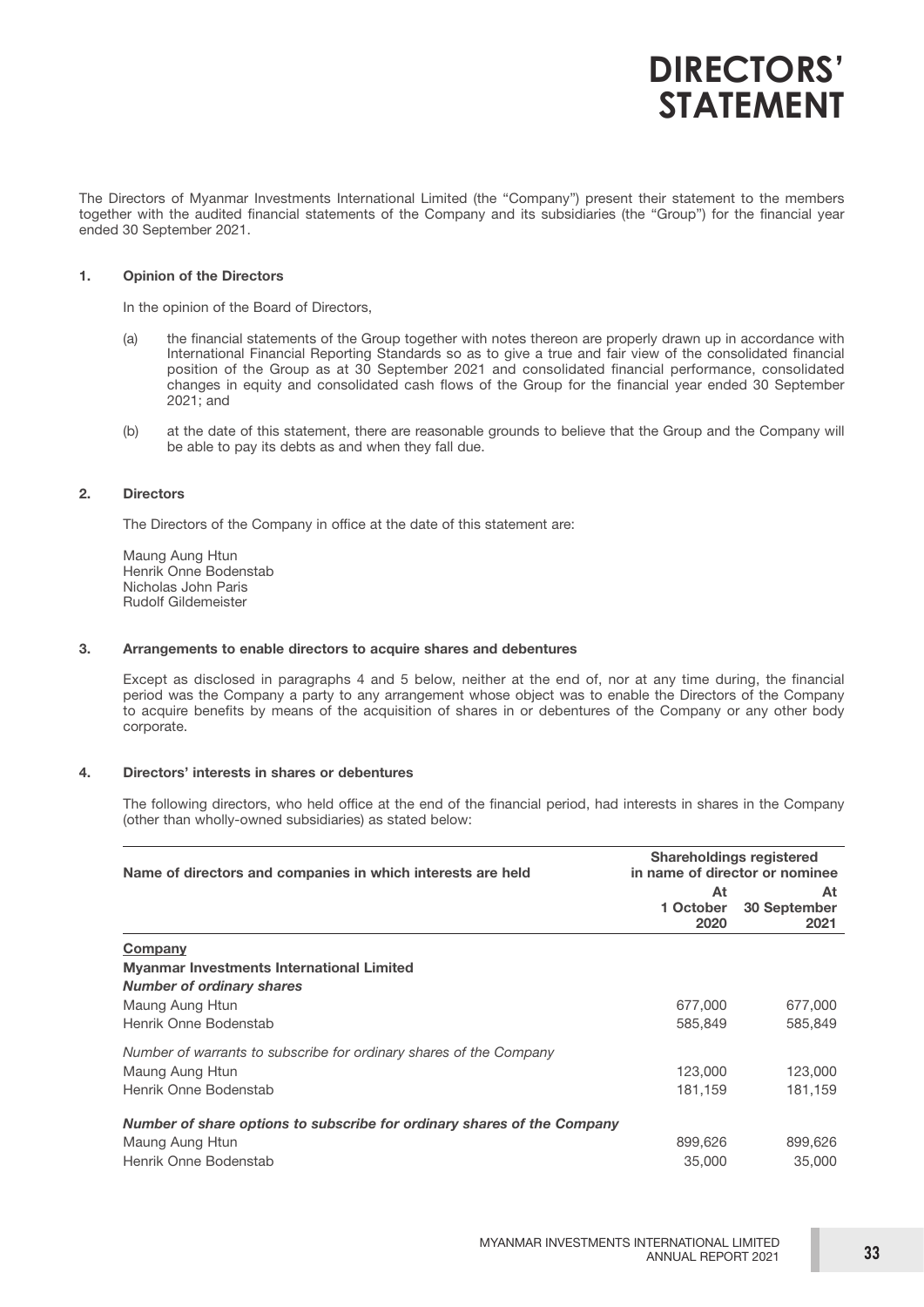# DIRECTORS' STATEMENT

The Directors of Myanmar Investments International Limited (the "Company") present their statement to the members together with the audited financial statements of the Company and its subsidiaries (the "Group") for the financial year ended 30 September 2021.

## 1. Opinion of the Directors

In the opinion of the Board of Directors,

(a) the financial statements of the Group together with notes thereon are properly drawn up in accordance with International Financial Reporting Standards so as to give a true and fair view of the consolidated financial position of the Group as at 30 September 2021 and consolidated financial performance, consolidated changes in equity and consolidated cash flows of the Group for the financial year ended 30 September 2021; and

(b) at the date of this statement, there are reasonable grounds to believe that the Group and the Company will be able to pay its debts as and when they fall due.

## 2. Directors

The Directors of the Company in office at the date of this statement are:

Maung Aung Htun
Henrik Onne Bodenstab
Nicholas John Paris
Rudolf Gildemeister

## 3. Arrangements to enable directors to acquire shares and debentures

Except as disclosed in paragraphs 4 and 5 below, neither at the end of, nor at any time during, the financial period was the Company a party to any arrangement whose object was to enable the Directors of the Company to acquire benefits by means of the acquisition of shares in or debentures of the Company or any other body corporate.

## 4. Directors' interests in shares or debentures

The following directors, who held office at the end of the financial period, had interests in shares in the Company (other than wholly-owned subsidiaries) as stated below:

| Name of directors and companies in which interests are held | Shareholdings registered in name of director or nominee | |
|---|---|---|
| | At 1 October 2020 | At 30 September 2021 |
| <u>**Company**</u> | | |
| **Myanmar Investments International Limited** | | |
| ***Number of ordinary shares*** | | |
| Maung Aung Htun | 677,000 | 677,000 |
| Henrik Onne Bodenstab | 585,849 | 585,849 |
| *Number of warrants to subscribe for ordinary shares of the Company* | | |
| Maung Aung Htun | 123,000 | 123,000 |
| Henrik Onne Bodenstab | 181,159 | 181,159 |
| ***Number of share options to subscribe for ordinary shares of the Company*** | | |
| Maung Aung Htun | 899,626 | 899,626 |
| Henrik Onne Bodenstab | 35,000 | 35,000 |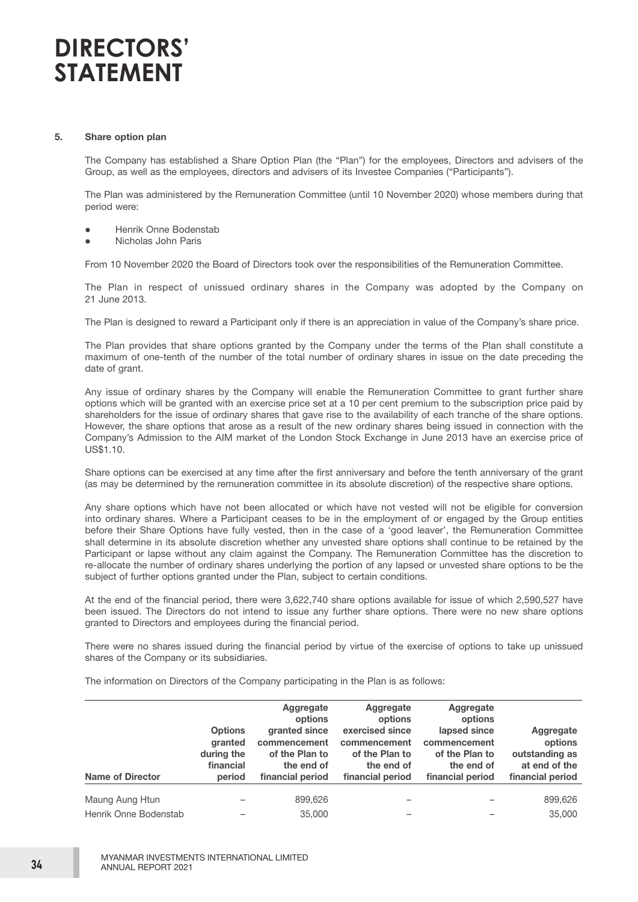# DIRECTORS' STATEMENT

**5. Share option plan**

The Company has established a Share Option Plan (the "Plan") for the employees, Directors and advisers of the Group, as well as the employees, directors and advisers of its Investee Companies ("Participants").

The Plan was administered by the Remuneration Committee (until 10 November 2020) whose members during that period were:

- Henrik Onne Bodenstab
- Nicholas John Paris

From 10 November 2020 the Board of Directors took over the responsibilities of the Remuneration Committee.

The Plan in respect of unissued ordinary shares in the Company was adopted by the Company on 21 June 2013.

The Plan is designed to reward a Participant only if there is an appreciation in value of the Company's share price.

The Plan provides that share options granted by the Company under the terms of the Plan shall constitute a maximum of one-tenth of the number of the total number of ordinary shares in issue on the date preceding the date of grant.

Any issue of ordinary shares by the Company will enable the Remuneration Committee to grant further share options which will be granted with an exercise price set at a 10 per cent premium to the subscription price paid by shareholders for the issue of ordinary shares that gave rise to the availability of each tranche of the share options. However, the share options that arose as a result of the new ordinary shares being issued in connection with the Company's Admission to the AIM market of the London Stock Exchange in June 2013 have an exercise price of US$1.10.

Share options can be exercised at any time after the first anniversary and before the tenth anniversary of the grant (as may be determined by the remuneration committee in its absolute discretion) of the respective share options.

Any share options which have not been allocated or which have not vested will not be eligible for conversion into ordinary shares. Where a Participant ceases to be in the employment of or engaged by the Group entities before their Share Options have fully vested, then in the case of a 'good leaver', the Remuneration Committee shall determine in its absolute discretion whether any unvested share options shall continue to be retained by the Participant or lapse without any claim against the Company. The Remuneration Committee has the discretion to re-allocate the number of ordinary shares underlying the portion of any lapsed or unvested share options to be the subject of further options granted under the Plan, subject to certain conditions.

At the end of the financial period, there were 3,622,740 share options available for issue of which 2,590,527 have been issued. The Directors do not intend to issue any further share options. There were no new share options granted to Directors and employees during the financial period.

There were no shares issued during the financial period by virtue of the exercise of options to take up unissued shares of the Company or its subsidiaries.

The information on Directors of the Company participating in the Plan is as follows:

| Name of Director | Options granted during the financial period | Aggregate options granted since commencement of the Plan to the end of financial period | Aggregate options exercised since commencement of the Plan to the end of financial period | Aggregate options lapsed since commencement of the Plan to the end of financial period | Aggregate options outstanding as at end of the financial period |
|---|---|---|---|---|---|
| Maung Aung Htun | – | 899,626 | – | – | 899,626 |
| Henrik Onne Bodenstab | – | 35,000 | – | – | 35,000 |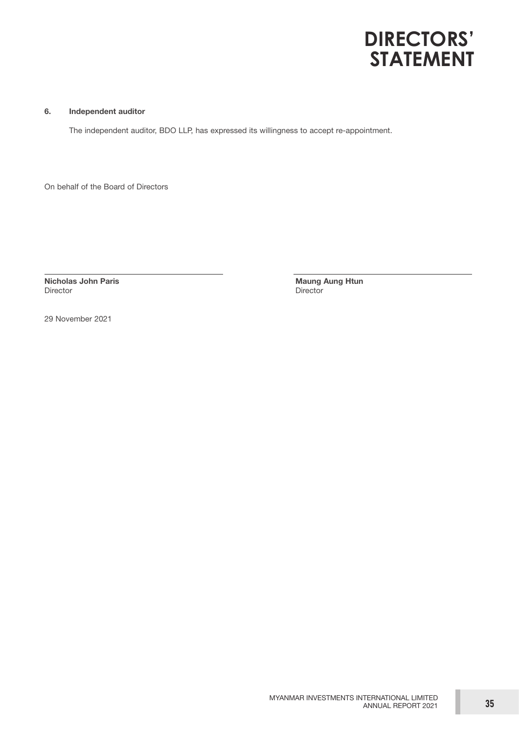# DIRECTORS' STATEMENT

**6. Independent auditor**

The independent auditor, BDO LLP, has expressed its willingness to accept re-appointment.

On behalf of the Board of Directors

| | |
|---|---|
| **Nicholas John Paris** | **Maung Aung Htun** |
| Director | Director |

29 November 2021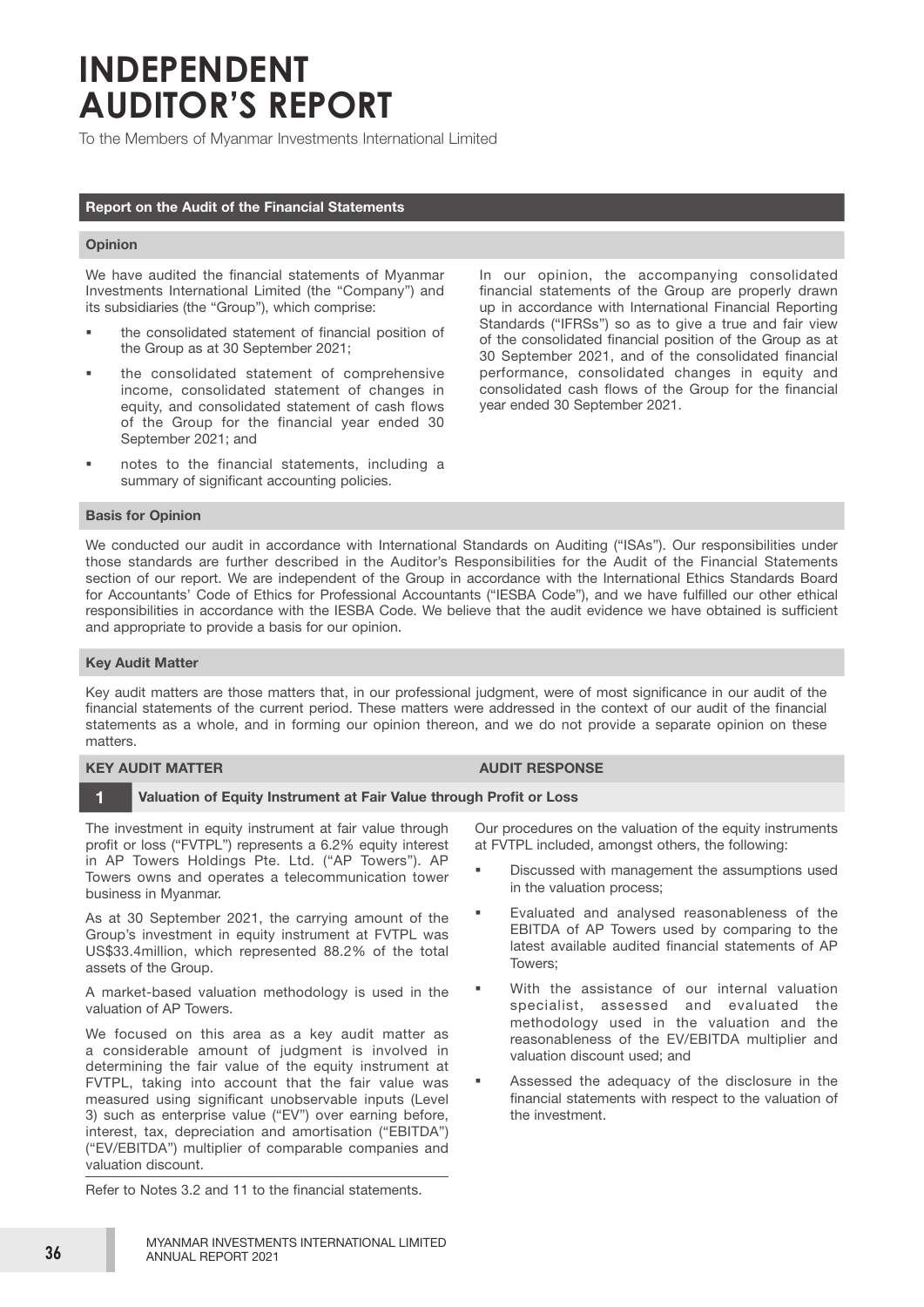# INDEPENDENT AUDITOR'S REPORT

To the Members of Myanmar Investments International Limited

## Report on the Audit of the Financial Statements

### Opinion

We have audited the financial statements of Myanmar Investments International Limited (the "Company") and its subsidiaries (the "Group"), which comprise:

- the consolidated statement of financial position of the Group as at 30 September 2021;
- the consolidated statement of comprehensive income, consolidated statement of changes in equity, and consolidated statement of cash flows of the Group for the financial year ended 30 September 2021; and
- notes to the financial statements, including a summary of significant accounting policies.

In our opinion, the accompanying consolidated financial statements of the Group are properly drawn up in accordance with International Financial Reporting Standards ("IFRSs") so as to give a true and fair view of the consolidated financial position of the Group as at 30 September 2021, and of the consolidated financial performance, consolidated changes in equity and consolidated cash flows of the Group for the financial year ended 30 September 2021.

### Basis for Opinion

We conducted our audit in accordance with International Standards on Auditing ("ISAs"). Our responsibilities under those standards are further described in the Auditor's Responsibilities for the Audit of the Financial Statements section of our report. We are independent of the Group in accordance with the International Ethics Standards Board for Accountants' Code of Ethics for Professional Accountants ("IESBA Code"), and we have fulfilled our other ethical responsibilities in accordance with the IESBA Code. We believe that the audit evidence we have obtained is sufficient and appropriate to provide a basis for our opinion.

### Key Audit Matter

Key audit matters are those matters that, in our professional judgment, were of most significance in our audit of the financial statements of the current period. These matters were addressed in the context of our audit of the financial statements as a whole, and in forming our opinion thereon, and we do not provide a separate opinion on these matters.

| KEY AUDIT MATTER | AUDIT RESPONSE |
|---|---|
| **1 Valuation of Equity Instrument at Fair Value through Profit or Loss** | |
| The investment in equity instrument at fair value through profit or loss ("FVTPL") represents a 6.2% equity interest in AP Towers Holdings Pte. Ltd. ("AP Towers"). AP Towers owns and operates a telecommunication tower business in Myanmar.<br><br>As at 30 September 2021, the carrying amount of the Group's investment in equity instrument at FVTPL was US$33.4million, which represented 88.2% of the total assets of the Group.<br><br>A market-based valuation methodology is used in the valuation of AP Towers.<br><br>We focused on this area as a key audit matter as a considerable amount of judgment is involved in determining the fair value of the equity instrument at FVTPL, taking into account that the fair value was measured using significant unobservable inputs (Level 3) such as enterprise value ("EV") over earning before, interest, tax, depreciation and amortisation ("EBITDA") ("EV/EBITDA") multiplier of comparable companies and valuation discount.<br><br>Refer to Notes 3.2 and 11 to the financial statements. | Our procedures on the valuation of the equity instruments at FVTPL included, amongst others, the following:<br><br>- Discussed with management the assumptions used in the valuation process;<br>- Evaluated and analysed reasonableness of the EBITDA of AP Towers used by comparing to the latest available audited financial statements of AP Towers;<br>- With the assistance of our internal valuation specialist, assessed and evaluated the methodology used in the valuation and the reasonableness of the EV/EBITDA multiplier and valuation discount used; and<br>- Assessed the adequacy of the disclosure in the financial statements with respect to the valuation of the investment. |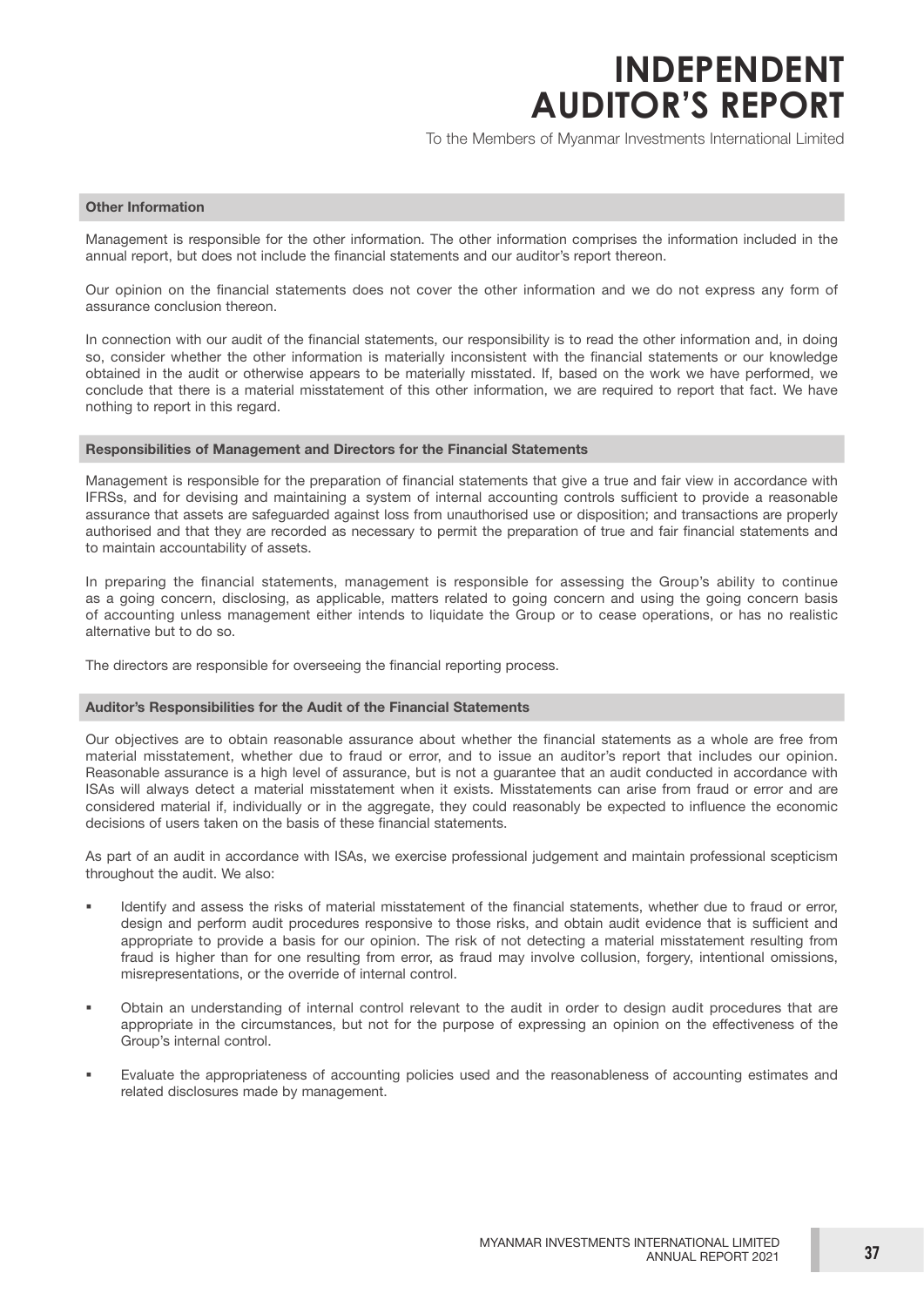# INDEPENDENT AUDITOR'S REPORT

To the Members of Myanmar Investments International Limited

### Other Information

Management is responsible for the other information. The other information comprises the information included in the annual report, but does not include the financial statements and our auditor's report thereon.

Our opinion on the financial statements does not cover the other information and we do not express any form of assurance conclusion thereon.

In connection with our audit of the financial statements, our responsibility is to read the other information and, in doing so, consider whether the other information is materially inconsistent with the financial statements or our knowledge obtained in the audit or otherwise appears to be materially misstated. If, based on the work we have performed, we conclude that there is a material misstatement of this other information, we are required to report that fact. We have nothing to report in this regard.

### Responsibilities of Management and Directors for the Financial Statements

Management is responsible for the preparation of financial statements that give a true and fair view in accordance with IFRSs, and for devising and maintaining a system of internal accounting controls sufficient to provide a reasonable assurance that assets are safeguarded against loss from unauthorised use or disposition; and transactions are properly authorised and that they are recorded as necessary to permit the preparation of true and fair financial statements and to maintain accountability of assets.

In preparing the financial statements, management is responsible for assessing the Group's ability to continue as a going concern, disclosing, as applicable, matters related to going concern and using the going concern basis of accounting unless management either intends to liquidate the Group or to cease operations, or has no realistic alternative but to do so.

The directors are responsible for overseeing the financial reporting process.

### Auditor's Responsibilities for the Audit of the Financial Statements

Our objectives are to obtain reasonable assurance about whether the financial statements as a whole are free from material misstatement, whether due to fraud or error, and to issue an auditor's report that includes our opinion. Reasonable assurance is a high level of assurance, but is not a guarantee that an audit conducted in accordance with ISAs will always detect a material misstatement when it exists. Misstatements can arise from fraud or error and are considered material if, individually or in the aggregate, they could reasonably be expected to influence the economic decisions of users taken on the basis of these financial statements.

As part of an audit in accordance with ISAs, we exercise professional judgement and maintain professional scepticism throughout the audit. We also:

- Identify and assess the risks of material misstatement of the financial statements, whether due to fraud or error, design and perform audit procedures responsive to those risks, and obtain audit evidence that is sufficient and appropriate to provide a basis for our opinion. The risk of not detecting a material misstatement resulting from fraud is higher than for one resulting from error, as fraud may involve collusion, forgery, intentional omissions, misrepresentations, or the override of internal control.
- Obtain an understanding of internal control relevant to the audit in order to design audit procedures that are appropriate in the circumstances, but not for the purpose of expressing an opinion on the effectiveness of the Group's internal control.
- Evaluate the appropriateness of accounting policies used and the reasonableness of accounting estimates and related disclosures made by management.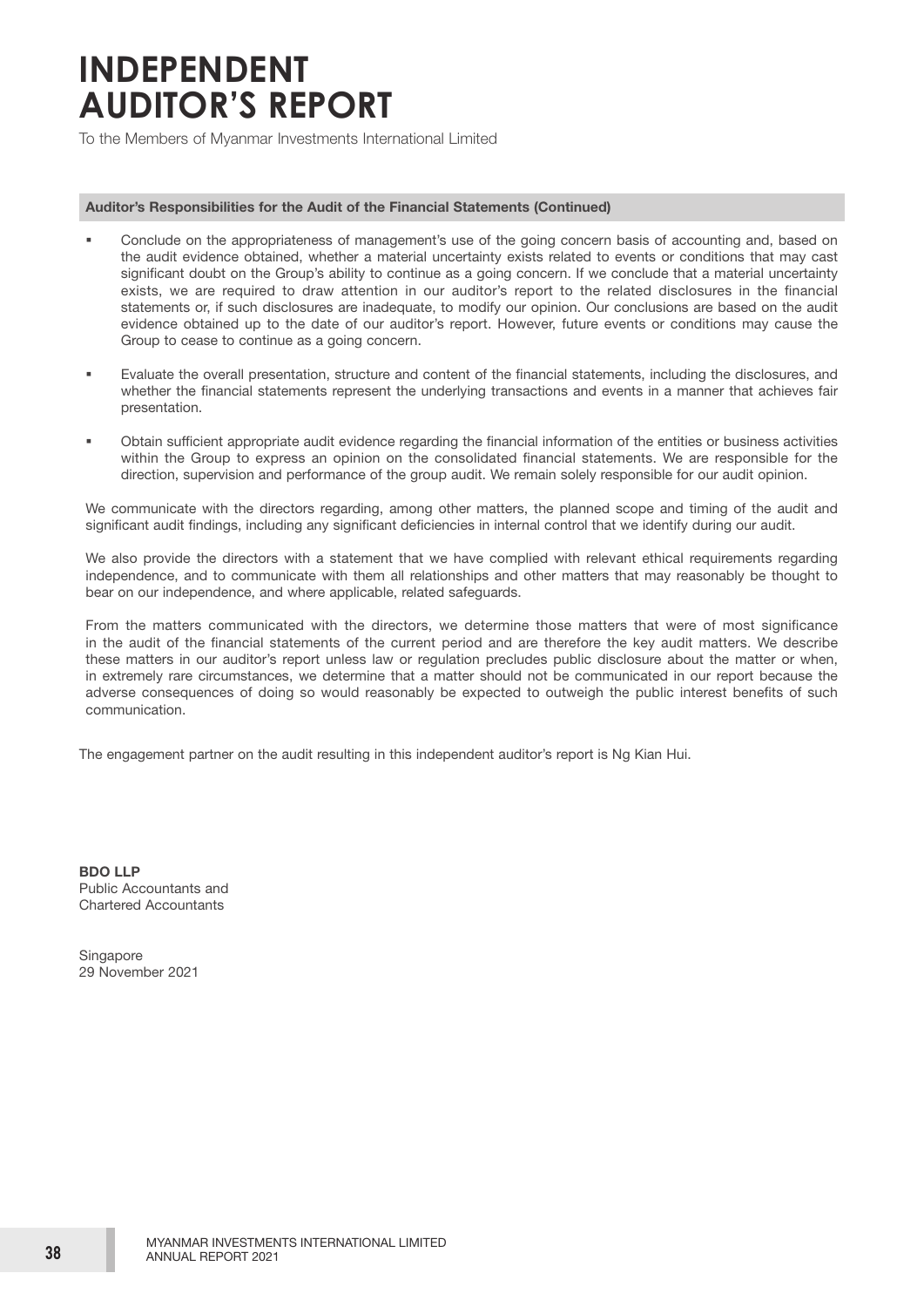# INDEPENDENT AUDITOR'S REPORT

To the Members of Myanmar Investments International Limited

**Auditor's Responsibilities for the Audit of the Financial Statements (Continued)**

- Conclude on the appropriateness of management's use of the going concern basis of accounting and, based on the audit evidence obtained, whether a material uncertainty exists related to events or conditions that may cast significant doubt on the Group's ability to continue as a going concern. If we conclude that a material uncertainty exists, we are required to draw attention in our auditor's report to the related disclosures in the financial statements or, if such disclosures are inadequate, to modify our opinion. Our conclusions are based on the audit evidence obtained up to the date of our auditor's report. However, future events or conditions may cause the Group to cease to continue as a going concern.

- Evaluate the overall presentation, structure and content of the financial statements, including the disclosures, and whether the financial statements represent the underlying transactions and events in a manner that achieves fair presentation.

- Obtain sufficient appropriate audit evidence regarding the financial information of the entities or business activities within the Group to express an opinion on the consolidated financial statements. We are responsible for the direction, supervision and performance of the group audit. We remain solely responsible for our audit opinion.

We communicate with the directors regarding, among other matters, the planned scope and timing of the audit and significant audit findings, including any significant deficiencies in internal control that we identify during our audit.

We also provide the directors with a statement that we have complied with relevant ethical requirements regarding independence, and to communicate with them all relationships and other matters that may reasonably be thought to bear on our independence, and where applicable, related safeguards.

From the matters communicated with the directors, we determine those matters that were of most significance in the audit of the financial statements of the current period and are therefore the key audit matters. We describe these matters in our auditor's report unless law or regulation precludes public disclosure about the matter or when, in extremely rare circumstances, we determine that a matter should not be communicated in our report because the adverse consequences of doing so would reasonably be expected to outweigh the public interest benefits of such communication.

The engagement partner on the audit resulting in this independent auditor's report is Ng Kian Hui.

**BDO LLP**
Public Accountants and
Chartered Accountants

Singapore
29 November 2021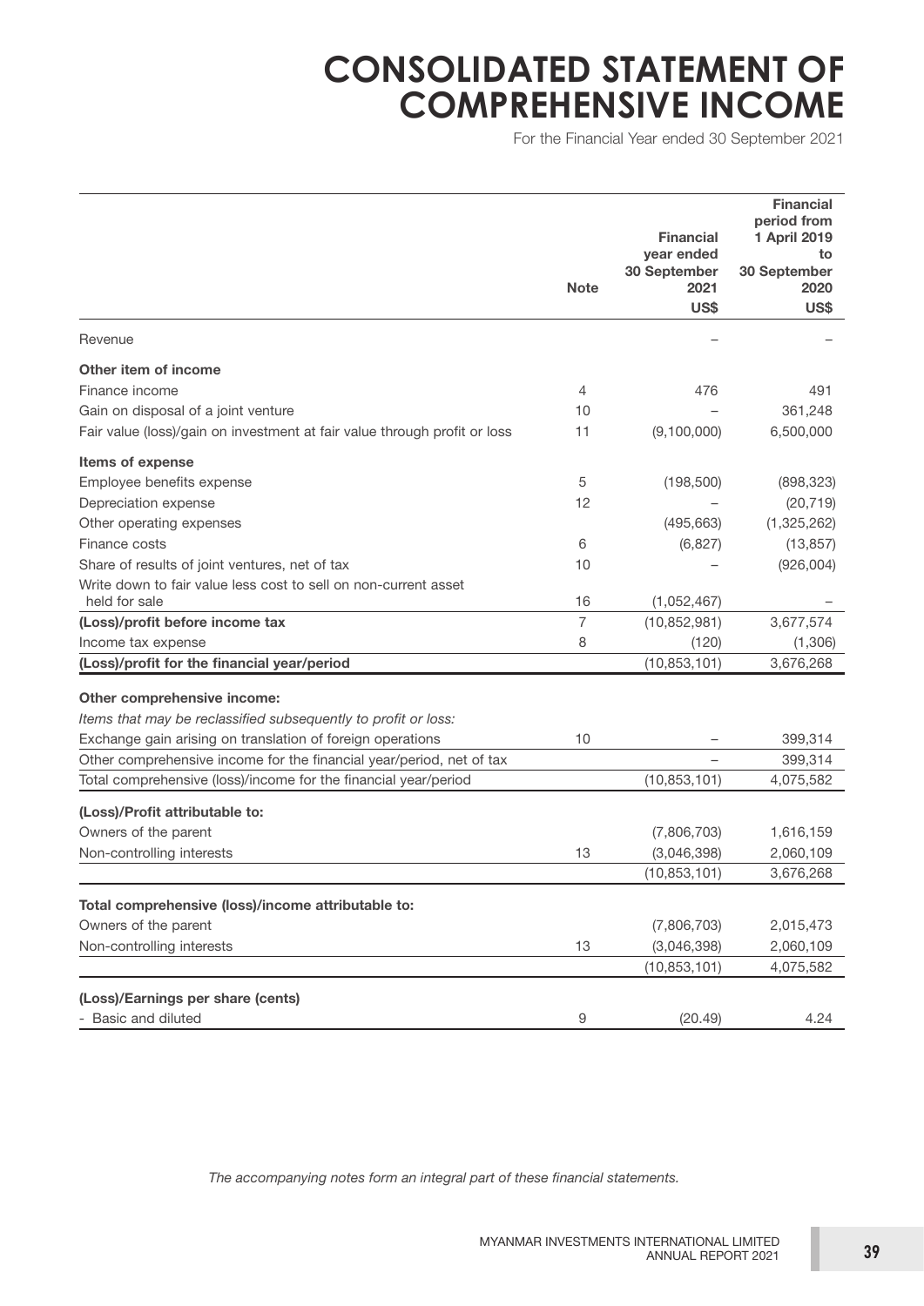# CONSOLIDATED STATEMENT OF COMPREHENSIVE INCOME

For the Financial Year ended 30 September 2021

| | Note | Financial year ended 30 September 2021 US$ | Financial period from 1 April 2019 to 30 September 2020 US$ |
|---|---|---|---|
| Revenue | | – | – |
| **Other item of income** | | | |
| Finance income | 4 | 476 | 491 |
| Gain on disposal of a joint venture | 10 | – | 361,248 |
| Fair value (loss)/gain on investment at fair value through profit or loss | 11 | (9,100,000) | 6,500,000 |
| **Items of expense** | | | |
| Employee benefits expense | 5 | (198,500) | (898,323) |
| Depreciation expense | 12 | – | (20,719) |
| Other operating expenses | | (495,663) | (1,325,262) |
| Finance costs | 6 | (6,827) | (13,857) |
| Share of results of joint ventures, net of tax | 10 | – | (926,004) |
| Write down to fair value less cost to sell on non-current asset held for sale | 16 | (1,052,467) | – |
| **(Loss)/profit before income tax** | 7 | (10,852,981) | 3,677,574 |
| Income tax expense | 8 | (120) | (1,306) |
| **(Loss)/profit for the financial year/period** | | (10,853,101) | 3,676,268 |
| **Other comprehensive income:** | | | |
| *Items that may be reclassified subsequently to profit or loss:* | | | |
| Exchange gain arising on translation of foreign operations | 10 | – | 399,314 |
| Other comprehensive income for the financial year/period, net of tax | | – | 399,314 |
| Total comprehensive (loss)/income for the financial year/period | | (10,853,101) | 4,075,582 |
| **(Loss)/Profit attributable to:** | | | |
| Owners of the parent | | (7,806,703) | 1,616,159 |
| Non-controlling interests | 13 | (3,046,398) | 2,060,109 |
| | | (10,853,101) | 3,676,268 |
| **Total comprehensive (loss)/income attributable to:** | | | |
| Owners of the parent | | (7,806,703) | 2,015,473 |
| Non-controlling interests | 13 | (3,046,398) | 2,060,109 |
| | | (10,853,101) | 4,075,582 |
| **(Loss)/Earnings per share (cents)** | | | |
| - Basic and diluted | 9 | (20.49) | 4.24 |

*The accompanying notes form an integral part of these financial statements.*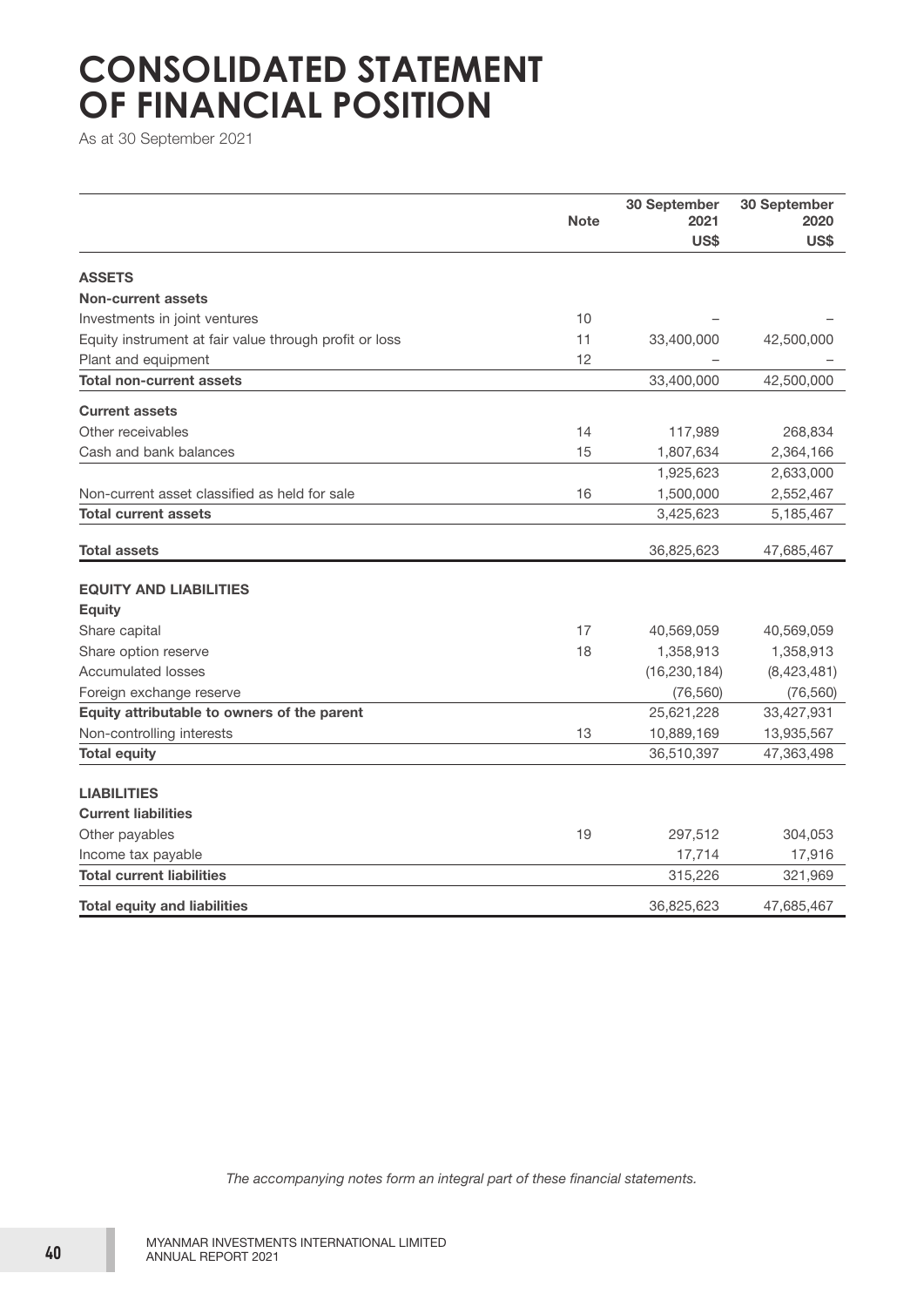# CONSOLIDATED STATEMENT OF FINANCIAL POSITION

As at 30 September 2021

| | Note | 30 September 2021 US$ | 30 September 2020 US$ |
|---|---|---|---|
| **ASSETS** | | | |
| **Non-current assets** | | | |
| Investments in joint ventures | 10 | – | – |
| Equity instrument at fair value through profit or loss | 11 | 33,400,000 | 42,500,000 |
| Plant and equipment | 12 | – | – |
| **Total non-current assets** | | 33,400,000 | 42,500,000 |
| **Current assets** | | | |
| Other receivables | 14 | 117,989 | 268,834 |
| Cash and bank balances | 15 | 1,807,634 | 2,364,166 |
| | | 1,925,623 | 2,633,000 |
| Non-current asset classified as held for sale | 16 | 1,500,000 | 2,552,467 |
| **Total current assets** | | 3,425,623 | 5,185,467 |
| **Total assets** | | 36,825,623 | 47,685,467 |
| **EQUITY AND LIABILITIES** | | | |
| **Equity** | | | |
| Share capital | 17 | 40,569,059 | 40,569,059 |
| Share option reserve | 18 | 1,358,913 | 1,358,913 |
| Accumulated losses | | (16,230,184) | (8,423,481) |
| Foreign exchange reserve | | (76,560) | (76,560) |
| **Equity attributable to owners of the parent** | | 25,621,228 | 33,427,931 |
| Non-controlling interests | 13 | 10,889,169 | 13,935,567 |
| **Total equity** | | 36,510,397 | 47,363,498 |
| **LIABILITIES** | | | |
| **Current liabilities** | | | |
| Other payables | 19 | 297,512 | 304,053 |
| Income tax payable | | 17,714 | 17,916 |
| **Total current liabilities** | | 315,226 | 321,969 |
| **Total equity and liabilities** | | 36,825,623 | 47,685,467 |

*The accompanying notes form an integral part of these financial statements.*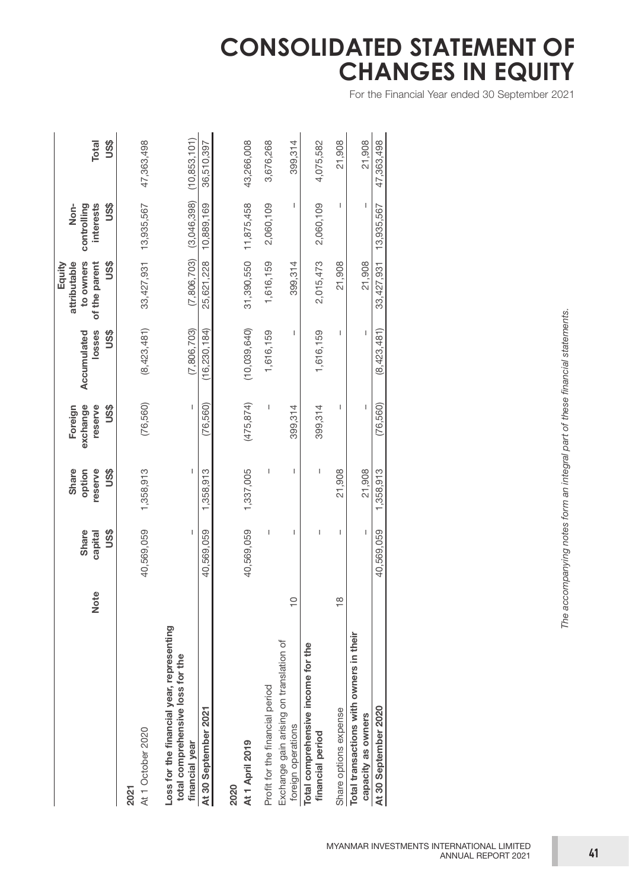# CONSOLIDATED STATEMENT OF CHANGES IN EQUITY

For the Financial Year ended 30 September 2021

| | Note | Share capital US$ | Share option reserve US$ | Foreign exchange reserve US$ | Accumulated losses US$ | Equity attributable to owners of the parent US$ | Non-controlling interests US$ | Total US$ |
|---|---|---|---|---|---|---|---|---|
| **2021** | | | | | | | | |
| At 1 October 2020 | | 40,569,059 | 1,358,913 | (76,560) | (8,423,481) | 33,427,931 | 13,935,567 | 47,363,498 |
| **Loss for the financial year, representing total comprehensive loss for the financial year** | | – | – | – | (7,806,703) | (7,806,703) | (3,046,398) | (10,853,101) |
| **At 30 September 2021** | | 40,569,059 | 1,358,913 | (76,560) | (16,230,184) | 25,621,228 | 10,889,169 | 36,510,397 |
| **2020** | | | | | | | | |
| **At 1 April 2019** | | 40,569,059 | 1,337,005 | (475,874) | (10,039,640) | 31,390,550 | 11,875,458 | 43,266,008 |
| Profit for the financial period | | – | – | – | 1,616,159 | 1,616,159 | 2,060,109 | 3,676,268 |
| Exchange gain arising on translation of foreign operations | 10 | – | – | 399,314 | – | 399,314 | – | 399,314 |
| **Total comprehensive income for the financial period** | | – | – | 399,314 | 1,616,159 | 2,015,473 | 2,060,109 | 4,075,582 |
| Share options expense | 18 | – | 21,908 | – | – | 21,908 | – | 21,908 |
| **Total transactions with owners in their capacity as owners** | | – | 21,908 | – | – | 21,908 | – | 21,908 |
| **At 30 September 2020** | | 40,569,059 | 1,358,913 | (76,560) | (8,423,481) | 33,427,931 | 13,935,567 | 47,363,498 |

*The accompanying notes form an integral part of these financial statements.*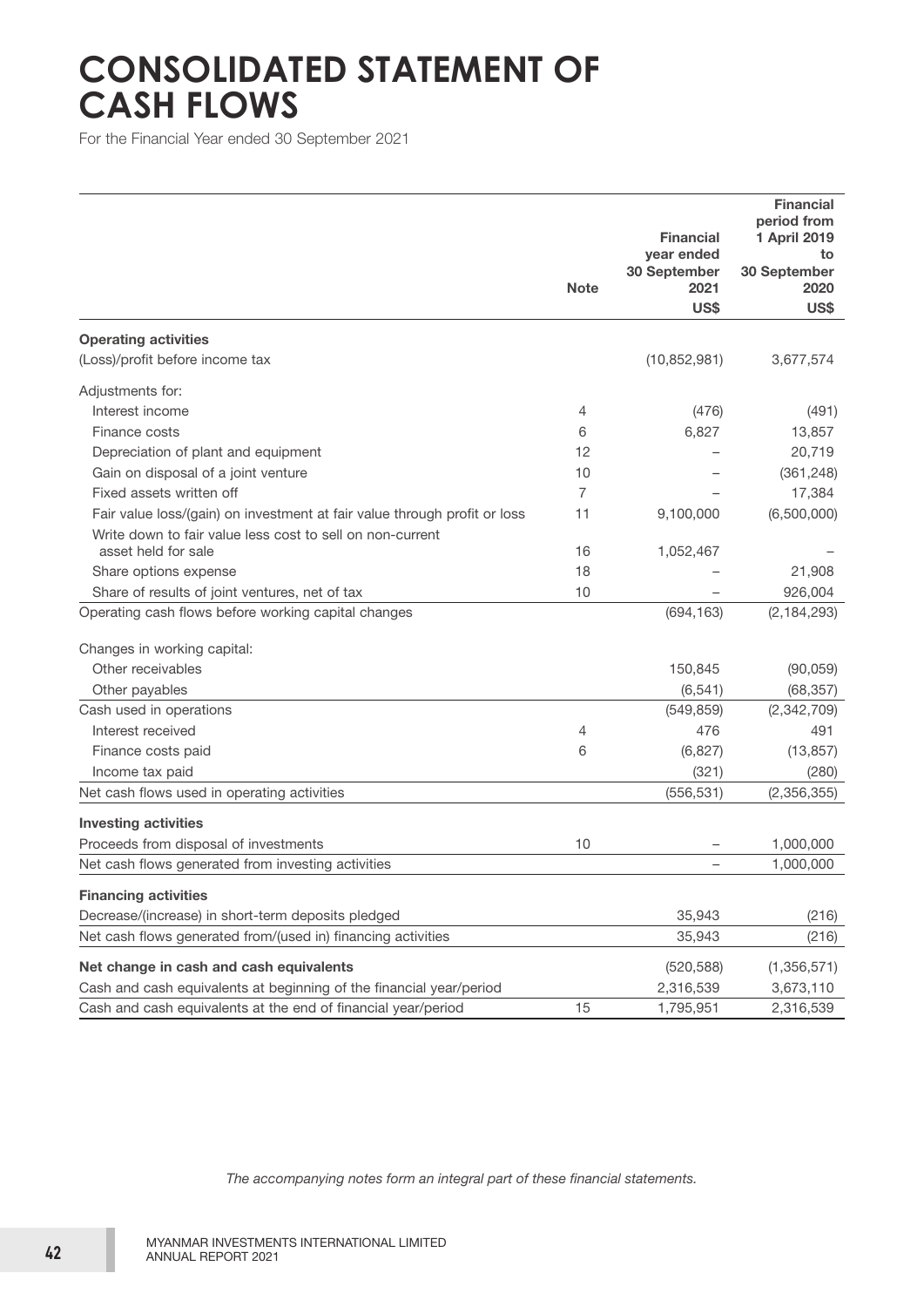# CONSOLIDATED STATEMENT OF CASH FLOWS

For the Financial Year ended 30 September 2021

| | Note | Financial year ended 30 September 2021 US$ | Financial period from 1 April 2019 to 30 September 2020 US$ |
|---|---|---|---|
| **Operating activities** | | | |
| (Loss)/profit before income tax | | (10,852,981) | 3,677,574 |
| Adjustments for: | | | |
| Interest income | 4 | (476) | (491) |
| Finance costs | 6 | 6,827 | 13,857 |
| Depreciation of plant and equipment | 12 | – | 20,719 |
| Gain on disposal of a joint venture | 10 | – | (361,248) |
| Fixed assets written off | 7 | – | 17,384 |
| Fair value loss/(gain) on investment at fair value through profit or loss | 11 | 9,100,000 | (6,500,000) |
| Write down to fair value less cost to sell on non-current asset held for sale | 16 | 1,052,467 | – |
| Share options expense | 18 | – | 21,908 |
| Share of results of joint ventures, net of tax | 10 | – | 926,004 |
| Operating cash flows before working capital changes | | (694,163) | (2,184,293) |
| Changes in working capital: | | | |
| Other receivables | | 150,845 | (90,059) |
| Other payables | | (6,541) | (68,357) |
| Cash used in operations | | (549,859) | (2,342,709) |
| Interest received | 4 | 476 | 491 |
| Finance costs paid | 6 | (6,827) | (13,857) |
| Income tax paid | | (321) | (280) |
| Net cash flows used in operating activities | | (556,531) | (2,356,355) |
| **Investing activities** | | | |
| Proceeds from disposal of investments | 10 | – | 1,000,000 |
| Net cash flows generated from investing activities | | – | 1,000,000 |
| **Financing activities** | | | |
| Decrease/(increase) in short-term deposits pledged | | 35,943 | (216) |
| Net cash flows generated from/(used in) financing activities | | 35,943 | (216) |
| **Net change in cash and cash equivalents** | | (520,588) | (1,356,571) |
| Cash and cash equivalents at beginning of the financial year/period | | 2,316,539 | 3,673,110 |
| Cash and cash equivalents at the end of financial year/period | 15 | 1,795,951 | 2,316,539 |

*The accompanying notes form an integral part of these financial statements.*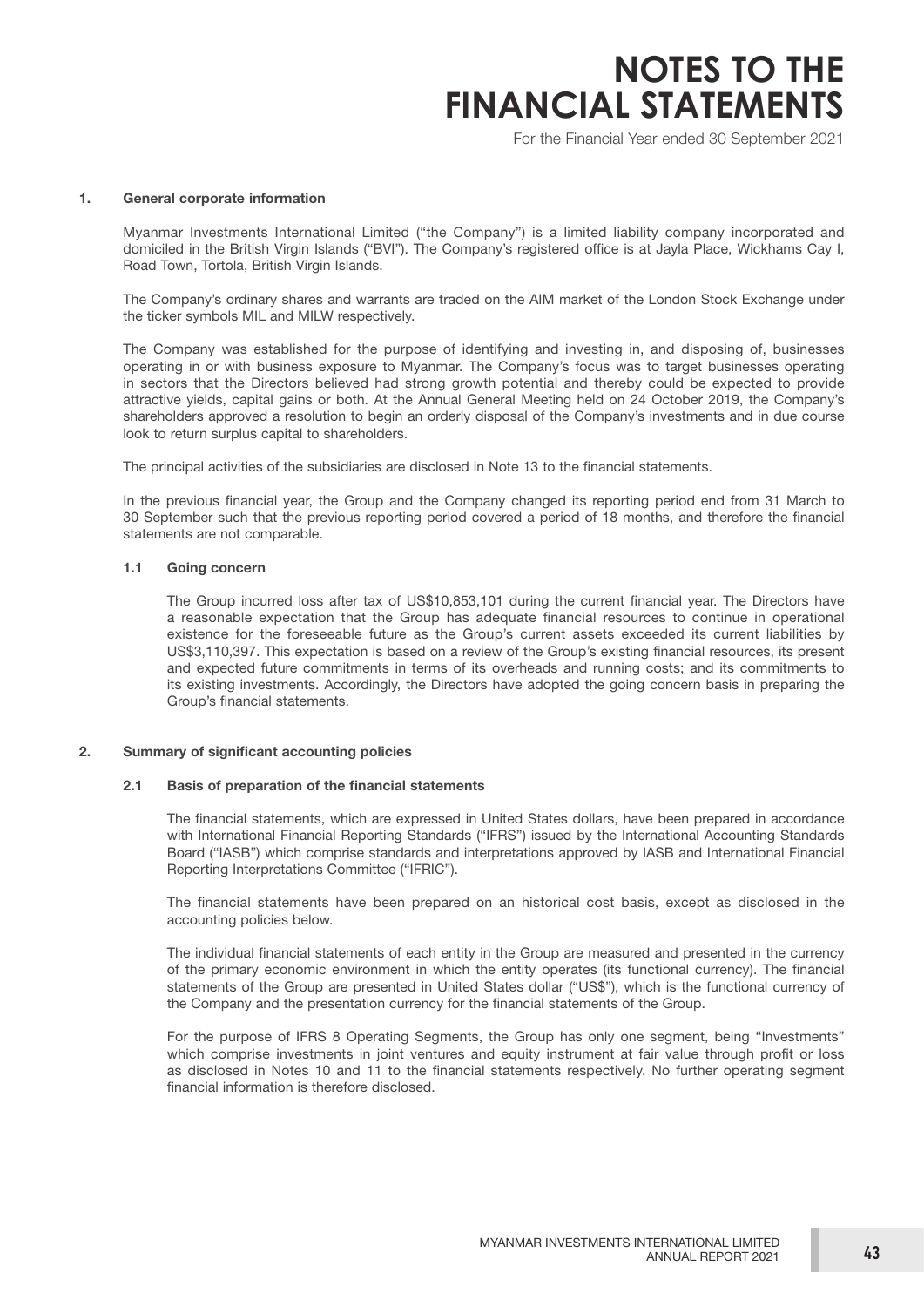# NOTES TO THE FINANCIAL STATEMENTS

For the Financial Year ended 30 September 2021

## 1. General corporate information

Myanmar Investments International Limited ("the Company") is a limited liability company incorporated and domiciled in the British Virgin Islands ("BVI"). The Company's registered office is at Jayla Place, Wickhams Cay I, Road Town, Tortola, British Virgin Islands.

The Company's ordinary shares and warrants are traded on the AIM market of the London Stock Exchange under the ticker symbols MIL and MILW respectively.

The Company was established for the purpose of identifying and investing in, and disposing of, businesses operating in or with business exposure to Myanmar. The Company's focus was to target businesses operating in sectors that the Directors believed had strong growth potential and thereby could be expected to provide attractive yields, capital gains or both. At the Annual General Meeting held on 24 October 2019, the Company's shareholders approved a resolution to begin an orderly disposal of the Company's investments and in due course look to return surplus capital to shareholders.

The principal activities of the subsidiaries are disclosed in Note 13 to the financial statements.

In the previous financial year, the Group and the Company changed its reporting period end from 31 March to 30 September such that the previous reporting period covered a period of 18 months, and therefore the financial statements are not comparable.

### 1.1 Going concern

The Group incurred loss after tax of US$10,853,101 during the current financial year. The Directors have a reasonable expectation that the Group has adequate financial resources to continue in operational existence for the foreseeable future as the Group's current assets exceeded its current liabilities by US$3,110,397. This expectation is based on a review of the Group's existing financial resources, its present and expected future commitments in terms of its overheads and running costs; and its commitments to its existing investments. Accordingly, the Directors have adopted the going concern basis in preparing the Group's financial statements.

## 2. Summary of significant accounting policies

### 2.1 Basis of preparation of the financial statements

The financial statements, which are expressed in United States dollars, have been prepared in accordance with International Financial Reporting Standards ("IFRS") issued by the International Accounting Standards Board ("IASB") which comprise standards and interpretations approved by IASB and International Financial Reporting Interpretations Committee ("IFRIC").

The financial statements have been prepared on an historical cost basis, except as disclosed in the accounting policies below.

The individual financial statements of each entity in the Group are measured and presented in the currency of the primary economic environment in which the entity operates (its functional currency). The financial statements of the Group are presented in United States dollar ("US$"), which is the functional currency of the Company and the presentation currency for the financial statements of the Group.

For the purpose of IFRS 8 Operating Segments, the Group has only one segment, being "Investments" which comprise investments in joint ventures and equity instrument at fair value through profit or loss as disclosed in Notes 10 and 11 to the financial statements respectively. No further operating segment financial information is therefore disclosed.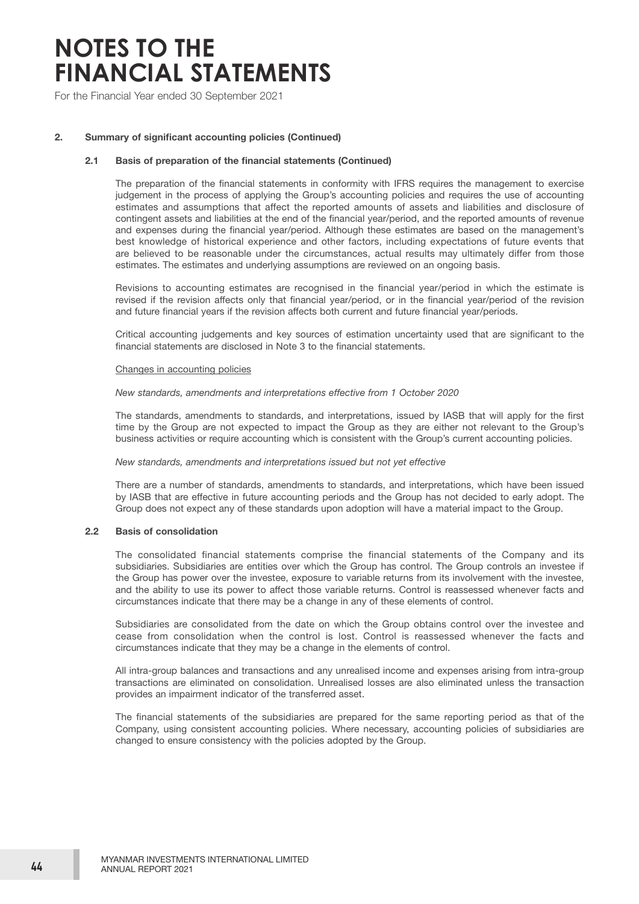## 2. Summary of significant accounting policies (Continued)

### 2.1 Basis of preparation of the financial statements (Continued)

The preparation of the financial statements in conformity with IFRS requires the management to exercise judgement in the process of applying the Group's accounting policies and requires the use of accounting estimates and assumptions that affect the reported amounts of assets and liabilities and disclosure of contingent assets and liabilities at the end of the financial year/period, and the reported amounts of revenue and expenses during the financial year/period. Although these estimates are based on the management's best knowledge of historical experience and other factors, including expectations of future events that are believed to be reasonable under the circumstances, actual results may ultimately differ from those estimates. The estimates and underlying assumptions are reviewed on an ongoing basis.

Revisions to accounting estimates are recognised in the financial year/period in which the estimate is revised if the revision affects only that financial year/period, or in the financial year/period of the revision and future financial years if the revision affects both current and future financial year/periods.

Critical accounting judgements and key sources of estimation uncertainty used that are significant to the financial statements are disclosed in Note 3 to the financial statements.

Changes in accounting policies

*New standards, amendments and interpretations effective from 1 October 2020*

The standards, amendments to standards, and interpretations, issued by IASB that will apply for the first time by the Group are not expected to impact the Group as they are either not relevant to the Group's business activities or require accounting which is consistent with the Group's current accounting policies.

*New standards, amendments and interpretations issued but not yet effective*

There are a number of standards, amendments to standards, and interpretations, which have been issued by IASB that are effective in future accounting periods and the Group has not decided to early adopt. The Group does not expect any of these standards upon adoption will have a material impact to the Group.

### 2.2 Basis of consolidation

The consolidated financial statements comprise the financial statements of the Company and its subsidiaries. Subsidiaries are entities over which the Group has control. The Group controls an investee if the Group has power over the investee, exposure to variable returns from its involvement with the investee, and the ability to use its power to affect those variable returns. Control is reassessed whenever facts and circumstances indicate that there may be a change in any of these elements of control.

Subsidiaries are consolidated from the date on which the Group obtains control over the investee and cease from consolidation when the control is lost. Control is reassessed whenever the facts and circumstances indicate that they may be a change in the elements of control.

All intra-group balances and transactions and any unrealised income and expenses arising from intra-group transactions are eliminated on consolidation. Unrealised losses are also eliminated unless the transaction provides an impairment indicator of the transferred asset.

The financial statements of the subsidiaries are prepared for the same reporting period as that of the Company, using consistent accounting policies. Where necessary, accounting policies of subsidiaries are changed to ensure consistency with the policies adopted by the Group.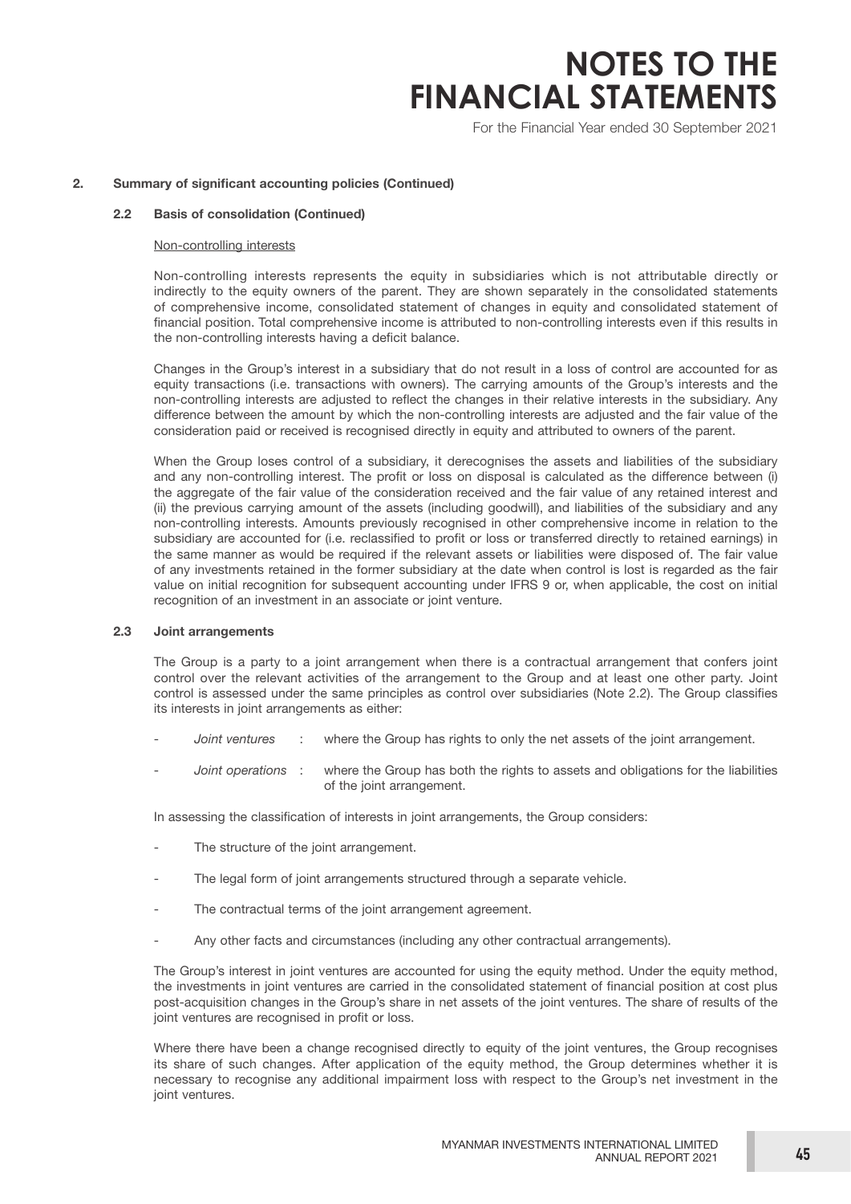**2. Summary of significant accounting policies (Continued)**

**2.2 Basis of consolidation (Continued)**

Non-controlling interests

Non-controlling interests represents the equity in subsidiaries which is not attributable directly or indirectly to the equity owners of the parent. They are shown separately in the consolidated statements of comprehensive income, consolidated statement of changes in equity and consolidated statement of financial position. Total comprehensive income is attributed to non-controlling interests even if this results in the non-controlling interests having a deficit balance.

Changes in the Group's interest in a subsidiary that do not result in a loss of control are accounted for as equity transactions (i.e. transactions with owners). The carrying amounts of the Group's interests and the non-controlling interests are adjusted to reflect the changes in their relative interests in the subsidiary. Any difference between the amount by which the non-controlling interests are adjusted and the fair value of the consideration paid or received is recognised directly in equity and attributed to owners of the parent.

When the Group loses control of a subsidiary, it derecognises the assets and liabilities of the subsidiary and any non-controlling interest. The profit or loss on disposal is calculated as the difference between (i) the aggregate of the fair value of the consideration received and the fair value of any retained interest and (ii) the previous carrying amount of the assets (including goodwill), and liabilities of the subsidiary and any non-controlling interests. Amounts previously recognised in other comprehensive income in relation to the subsidiary are accounted for (i.e. reclassified to profit or loss or transferred directly to retained earnings) in the same manner as would be required if the relevant assets or liabilities were disposed of. The fair value of any investments retained in the former subsidiary at the date when control is lost is regarded as the fair value on initial recognition for subsequent accounting under IFRS 9 or, when applicable, the cost on initial recognition of an investment in an associate or joint venture.

**2.3 Joint arrangements**

The Group is a party to a joint arrangement when there is a contractual arrangement that confers joint control over the relevant activities of the arrangement to the Group and at least one other party. Joint control is assessed under the same principles as control over subsidiaries (Note 2.2). The Group classifies its interests in joint arrangements as either:

- *Joint ventures* : where the Group has rights to only the net assets of the joint arrangement.
- *Joint operations* : where the Group has both the rights to assets and obligations for the liabilities of the joint arrangement.

In assessing the classification of interests in joint arrangements, the Group considers:

- The structure of the joint arrangement.
- The legal form of joint arrangements structured through a separate vehicle.
- The contractual terms of the joint arrangement agreement.
- Any other facts and circumstances (including any other contractual arrangements).

The Group's interest in joint ventures are accounted for using the equity method. Under the equity method, the investments in joint ventures are carried in the consolidated statement of financial position at cost plus post-acquisition changes in the Group's share in net assets of the joint ventures. The share of results of the joint ventures are recognised in profit or loss.

Where there have been a change recognised directly to equity of the joint ventures, the Group recognises its share of such changes. After application of the equity method, the Group determines whether it is necessary to recognise any additional impairment loss with respect to the Group's net investment in the joint ventures.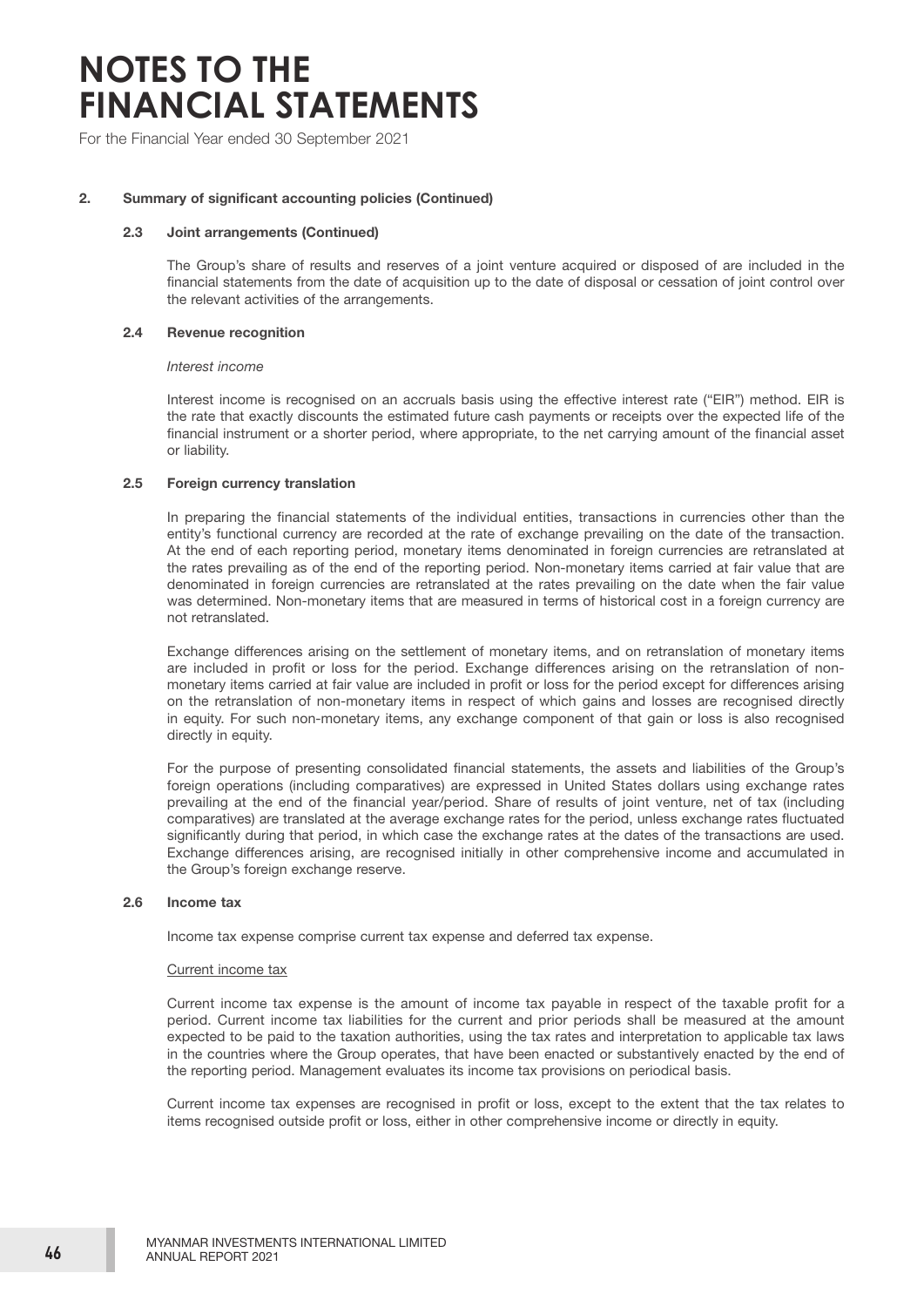# NOTES TO THE FINANCIAL STATEMENTS

For the Financial Year ended 30 September 2021

## 2. Summary of significant accounting policies (Continued)

### 2.3 Joint arrangements (Continued)

The Group's share of results and reserves of a joint venture acquired or disposed of are included in the financial statements from the date of acquisition up to the date of disposal or cessation of joint control over the relevant activities of the arrangements.

### 2.4 Revenue recognition

*Interest income*

Interest income is recognised on an accruals basis using the effective interest rate ("EIR") method. EIR is the rate that exactly discounts the estimated future cash payments or receipts over the expected life of the financial instrument or a shorter period, where appropriate, to the net carrying amount of the financial asset or liability.

### 2.5 Foreign currency translation

In preparing the financial statements of the individual entities, transactions in currencies other than the entity's functional currency are recorded at the rate of exchange prevailing on the date of the transaction. At the end of each reporting period, monetary items denominated in foreign currencies are retranslated at the rates prevailing as of the end of the reporting period. Non-monetary items carried at fair value that are denominated in foreign currencies are retranslated at the rates prevailing on the date when the fair value was determined. Non-monetary items that are measured in terms of historical cost in a foreign currency are not retranslated.

Exchange differences arising on the settlement of monetary items, and on retranslation of monetary items are included in profit or loss for the period. Exchange differences arising on the retranslation of non-monetary items carried at fair value are included in profit or loss for the period except for differences arising on the retranslation of non-monetary items in respect of which gains and losses are recognised directly in equity. For such non-monetary items, any exchange component of that gain or loss is also recognised directly in equity.

For the purpose of presenting consolidated financial statements, the assets and liabilities of the Group's foreign operations (including comparatives) are expressed in United States dollars using exchange rates prevailing at the end of the financial year/period. Share of results of joint venture, net of tax (including comparatives) are translated at the average exchange rates for the period, unless exchange rates fluctuated significantly during that period, in which case the exchange rates at the dates of the transactions are used. Exchange differences arising, are recognised initially in other comprehensive income and accumulated in the Group's foreign exchange reserve.

### 2.6 Income tax

Income tax expense comprise current tax expense and deferred tax expense.

Current income tax

Current income tax expense is the amount of income tax payable in respect of the taxable profit for a period. Current income tax liabilities for the current and prior periods shall be measured at the amount expected to be paid to the taxation authorities, using the tax rates and interpretation to applicable tax laws in the countries where the Group operates, that have been enacted or substantively enacted by the end of the reporting period. Management evaluates its income tax provisions on periodical basis.

Current income tax expenses are recognised in profit or loss, except to the extent that the tax relates to items recognised outside profit or loss, either in other comprehensive income or directly in equity.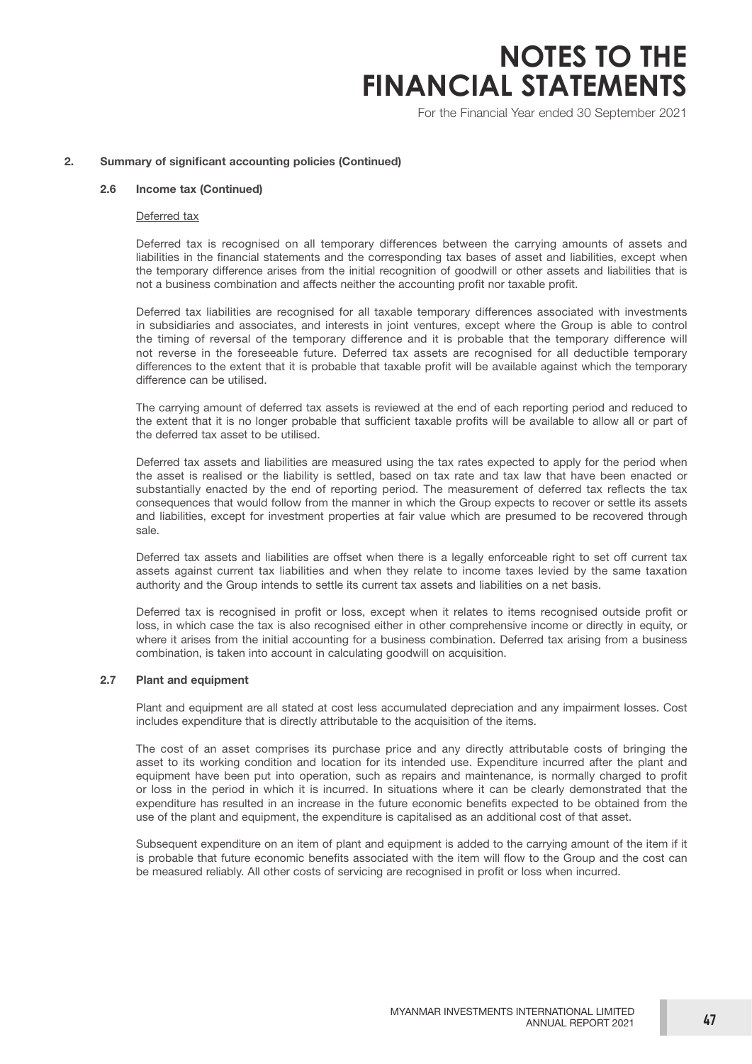## 2. Summary of significant accounting policies (Continued)

### 2.6 Income tax (Continued)

Deferred tax

Deferred tax is recognised on all temporary differences between the carrying amounts of assets and liabilities in the financial statements and the corresponding tax bases of asset and liabilities, except when the temporary difference arises from the initial recognition of goodwill or other assets and liabilities that is not a business combination and affects neither the accounting profit nor taxable profit.

Deferred tax liabilities are recognised for all taxable temporary differences associated with investments in subsidiaries and associates, and interests in joint ventures, except where the Group is able to control the timing of reversal of the temporary difference and it is probable that the temporary difference will not reverse in the foreseeable future. Deferred tax assets are recognised for all deductible temporary differences to the extent that it is probable that taxable profit will be available against which the temporary difference can be utilised.

The carrying amount of deferred tax assets is reviewed at the end of each reporting period and reduced to the extent that it is no longer probable that sufficient taxable profits will be available to allow all or part of the deferred tax asset to be utilised.

Deferred tax assets and liabilities are measured using the tax rates expected to apply for the period when the asset is realised or the liability is settled, based on tax rate and tax law that have been enacted or substantially enacted by the end of reporting period. The measurement of deferred tax reflects the tax consequences that would follow from the manner in which the Group expects to recover or settle its assets and liabilities, except for investment properties at fair value which are presumed to be recovered through sale.

Deferred tax assets and liabilities are offset when there is a legally enforceable right to set off current tax assets against current tax liabilities and when they relate to income taxes levied by the same taxation authority and the Group intends to settle its current tax assets and liabilities on a net basis.

Deferred tax is recognised in profit or loss, except when it relates to items recognised outside profit or loss, in which case the tax is also recognised either in other comprehensive income or directly in equity, or where it arises from the initial accounting for a business combination. Deferred tax arising from a business combination, is taken into account in calculating goodwill on acquisition.

### 2.7 Plant and equipment

Plant and equipment are all stated at cost less accumulated depreciation and any impairment losses. Cost includes expenditure that is directly attributable to the acquisition of the items.

The cost of an asset comprises its purchase price and any directly attributable costs of bringing the asset to its working condition and location for its intended use. Expenditure incurred after the plant and equipment have been put into operation, such as repairs and maintenance, is normally charged to profit or loss in the period in which it is incurred. In situations where it can be clearly demonstrated that the expenditure has resulted in an increase in the future economic benefits expected to be obtained from the use of the plant and equipment, the expenditure is capitalised as an additional cost of that asset.

Subsequent expenditure on an item of plant and equipment is added to the carrying amount of the item if it is probable that future economic benefits associated with the item will flow to the Group and the cost can be measured reliably. All other costs of servicing are recognised in profit or loss when incurred.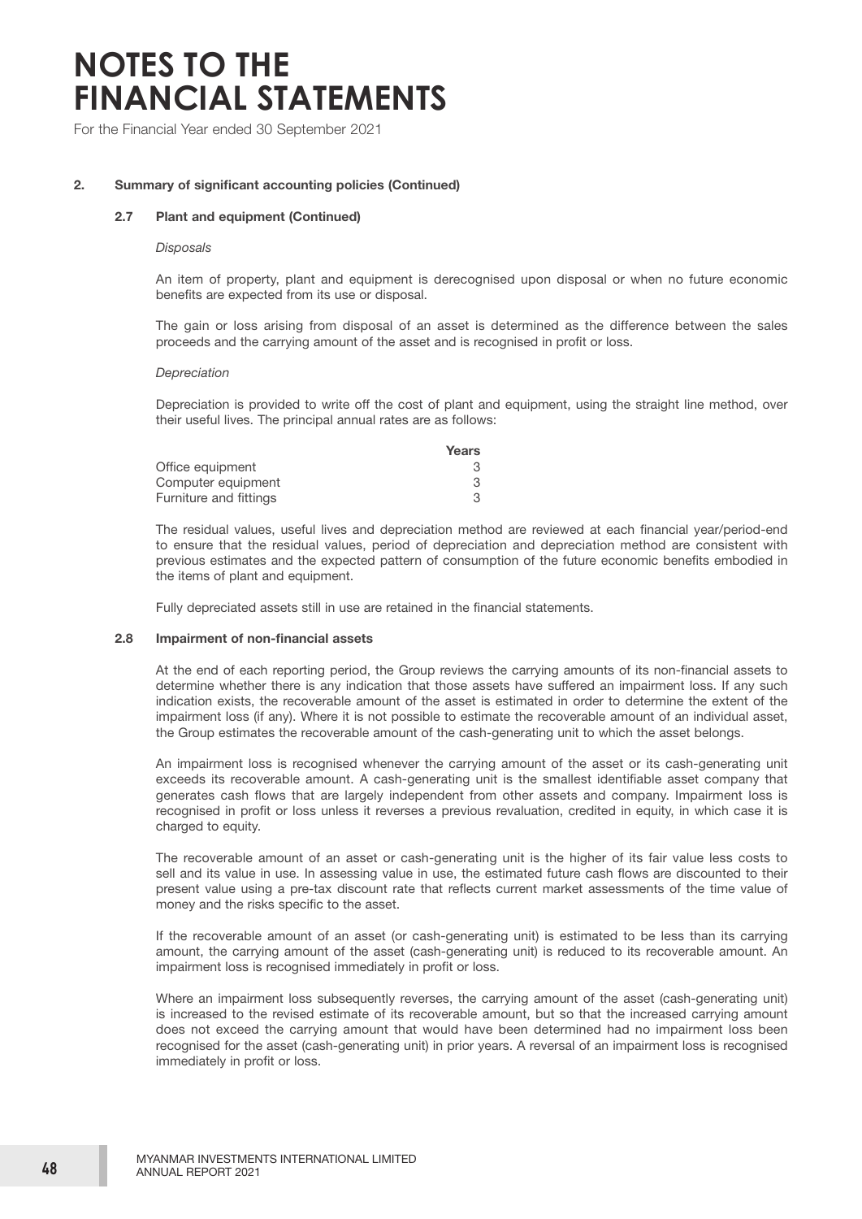# NOTES TO THE FINANCIAL STATEMENTS

For the Financial Year ended 30 September 2021

## 2. Summary of significant accounting policies (Continued)

### 2.7 Plant and equipment (Continued)

*Disposals*

An item of property, plant and equipment is derecognised upon disposal or when no future economic benefits are expected from its use or disposal.

The gain or loss arising from disposal of an asset is determined as the difference between the sales proceeds and the carrying amount of the asset and is recognised in profit or loss.

*Depreciation*

Depreciation is provided to write off the cost of plant and equipment, using the straight line method, over their useful lives. The principal annual rates are as follows:

| | **Years** |
|---|---|
| Office equipment | 3 |
| Computer equipment | 3 |
| Furniture and fittings | 3 |

The residual values, useful lives and depreciation method are reviewed at each financial year/period-end to ensure that the residual values, period of depreciation and depreciation method are consistent with previous estimates and the expected pattern of consumption of the future economic benefits embodied in the items of plant and equipment.

Fully depreciated assets still in use are retained in the financial statements.

### 2.8 Impairment of non-financial assets

At the end of each reporting period, the Group reviews the carrying amounts of its non-financial assets to determine whether there is any indication that those assets have suffered an impairment loss. If any such indication exists, the recoverable amount of the asset is estimated in order to determine the extent of the impairment loss (if any). Where it is not possible to estimate the recoverable amount of an individual asset, the Group estimates the recoverable amount of the cash-generating unit to which the asset belongs.

An impairment loss is recognised whenever the carrying amount of the asset or its cash-generating unit exceeds its recoverable amount. A cash-generating unit is the smallest identifiable asset company that generates cash flows that are largely independent from other assets and company. Impairment loss is recognised in profit or loss unless it reverses a previous revaluation, credited in equity, in which case it is charged to equity.

The recoverable amount of an asset or cash-generating unit is the higher of its fair value less costs to sell and its value in use. In assessing value in use, the estimated future cash flows are discounted to their present value using a pre-tax discount rate that reflects current market assessments of the time value of money and the risks specific to the asset.

If the recoverable amount of an asset (or cash-generating unit) is estimated to be less than its carrying amount, the carrying amount of the asset (cash-generating unit) is reduced to its recoverable amount. An impairment loss is recognised immediately in profit or loss.

Where an impairment loss subsequently reverses, the carrying amount of the asset (cash-generating unit) is increased to the revised estimate of its recoverable amount, but so that the increased carrying amount does not exceed the carrying amount that would have been determined had no impairment loss been recognised for the asset (cash-generating unit) in prior years. A reversal of an impairment loss is recognised immediately in profit or loss.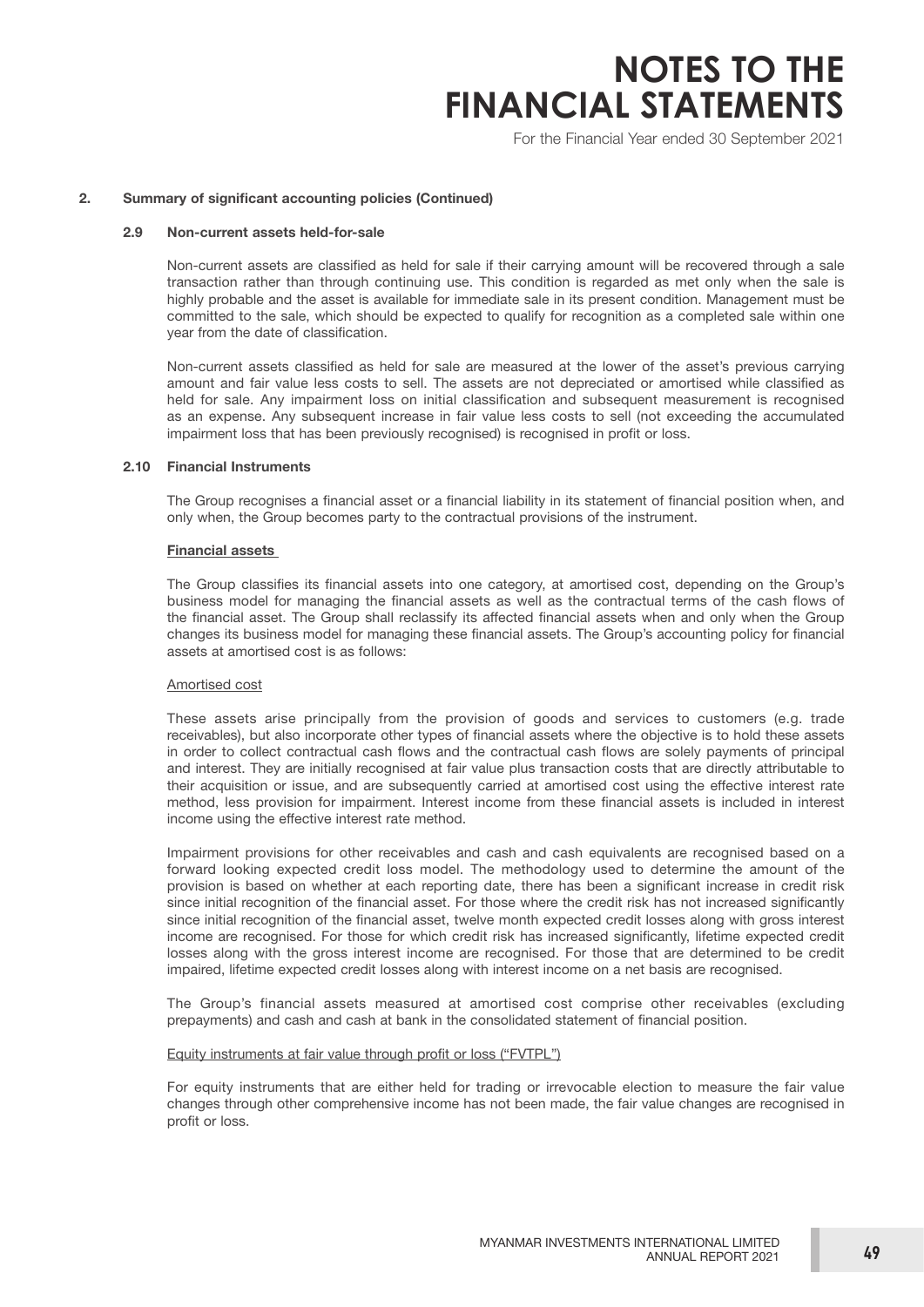## 2. Summary of significant accounting policies (Continued)

### 2.9 Non-current assets held-for-sale

Non-current assets are classified as held for sale if their carrying amount will be recovered through a sale transaction rather than through continuing use. This condition is regarded as met only when the sale is highly probable and the asset is available for immediate sale in its present condition. Management must be committed to the sale, which should be expected to qualify for recognition as a completed sale within one year from the date of classification.

Non-current assets classified as held for sale are measured at the lower of the asset's previous carrying amount and fair value less costs to sell. The assets are not depreciated or amortised while classified as held for sale. Any impairment loss on initial classification and subsequent measurement is recognised as an expense. Any subsequent increase in fair value less costs to sell (not exceeding the accumulated impairment loss that has been previously recognised) is recognised in profit or loss.

### 2.10 Financial Instruments

The Group recognises a financial asset or a financial liability in its statement of financial position when, and only when, the Group becomes party to the contractual provisions of the instrument.

**Financial assets**

The Group classifies its financial assets into one category, at amortised cost, depending on the Group's business model for managing the financial assets as well as the contractual terms of the cash flows of the financial asset. The Group shall reclassify its affected financial assets when and only when the Group changes its business model for managing these financial assets. The Group's accounting policy for financial assets at amortised cost is as follows:

Amortised cost

These assets arise principally from the provision of goods and services to customers (e.g. trade receivables), but also incorporate other types of financial assets where the objective is to hold these assets in order to collect contractual cash flows and the contractual cash flows are solely payments of principal and interest. They are initially recognised at fair value plus transaction costs that are directly attributable to their acquisition or issue, and are subsequently carried at amortised cost using the effective interest rate method, less provision for impairment. Interest income from these financial assets is included in interest income using the effective interest rate method.

Impairment provisions for other receivables and cash and cash equivalents are recognised based on a forward looking expected credit loss model. The methodology used to determine the amount of the provision is based on whether at each reporting date, there has been a significant increase in credit risk since initial recognition of the financial asset. For those where the credit risk has not increased significantly since initial recognition of the financial asset, twelve month expected credit losses along with gross interest income are recognised. For those for which credit risk has increased significantly, lifetime expected credit losses along with the gross interest income are recognised. For those that are determined to be credit impaired, lifetime expected credit losses along with interest income on a net basis are recognised.

The Group's financial assets measured at amortised cost comprise other receivables (excluding prepayments) and cash and cash at bank in the consolidated statement of financial position.

Equity instruments at fair value through profit or loss ("FVTPL")

For equity instruments that are either held for trading or irrevocable election to measure the fair value changes through other comprehensive income has not been made, the fair value changes are recognised in profit or loss.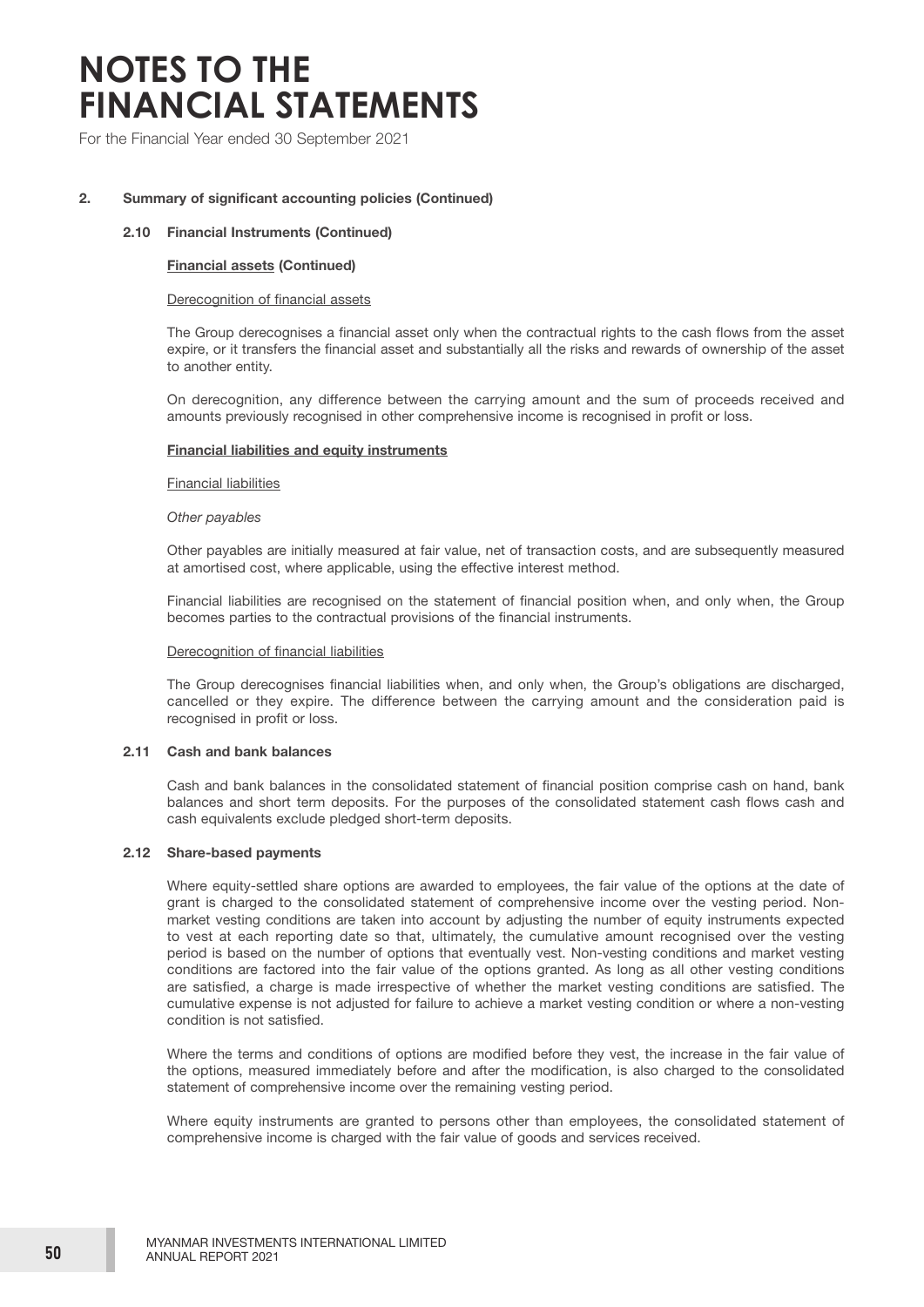# NOTES TO THE FINANCIAL STATEMENTS

For the Financial Year ended 30 September 2021

## 2. Summary of significant accounting policies (Continued)

### 2.10 Financial Instruments (Continued)

**Financial assets (Continued)**

Derecognition of financial assets

The Group derecognises a financial asset only when the contractual rights to the cash flows from the asset expire, or it transfers the financial asset and substantially all the risks and rewards of ownership of the asset to another entity.

On derecognition, any difference between the carrying amount and the sum of proceeds received and amounts previously recognised in other comprehensive income is recognised in profit or loss.

**Financial liabilities and equity instruments**

Financial liabilities

*Other payables*

Other payables are initially measured at fair value, net of transaction costs, and are subsequently measured at amortised cost, where applicable, using the effective interest method.

Financial liabilities are recognised on the statement of financial position when, and only when, the Group becomes parties to the contractual provisions of the financial instruments.

Derecognition of financial liabilities

The Group derecognises financial liabilities when, and only when, the Group's obligations are discharged, cancelled or they expire. The difference between the carrying amount and the consideration paid is recognised in profit or loss.

### 2.11 Cash and bank balances

Cash and bank balances in the consolidated statement of financial position comprise cash on hand, bank balances and short term deposits. For the purposes of the consolidated statement cash flows cash and cash equivalents exclude pledged short-term deposits.

### 2.12 Share-based payments

Where equity-settled share options are awarded to employees, the fair value of the options at the date of grant is charged to the consolidated statement of comprehensive income over the vesting period. Non-market vesting conditions are taken into account by adjusting the number of equity instruments expected to vest at each reporting date so that, ultimately, the cumulative amount recognised over the vesting period is based on the number of options that eventually vest. Non-vesting conditions and market vesting conditions are factored into the fair value of the options granted. As long as all other vesting conditions are satisfied, a charge is made irrespective of whether the market vesting conditions are satisfied. The cumulative expense is not adjusted for failure to achieve a market vesting condition or where a non-vesting condition is not satisfied.

Where the terms and conditions of options are modified before they vest, the increase in the fair value of the options, measured immediately before and after the modification, is also charged to the consolidated statement of comprehensive income over the remaining vesting period.

Where equity instruments are granted to persons other than employees, the consolidated statement of comprehensive income is charged with the fair value of goods and services received.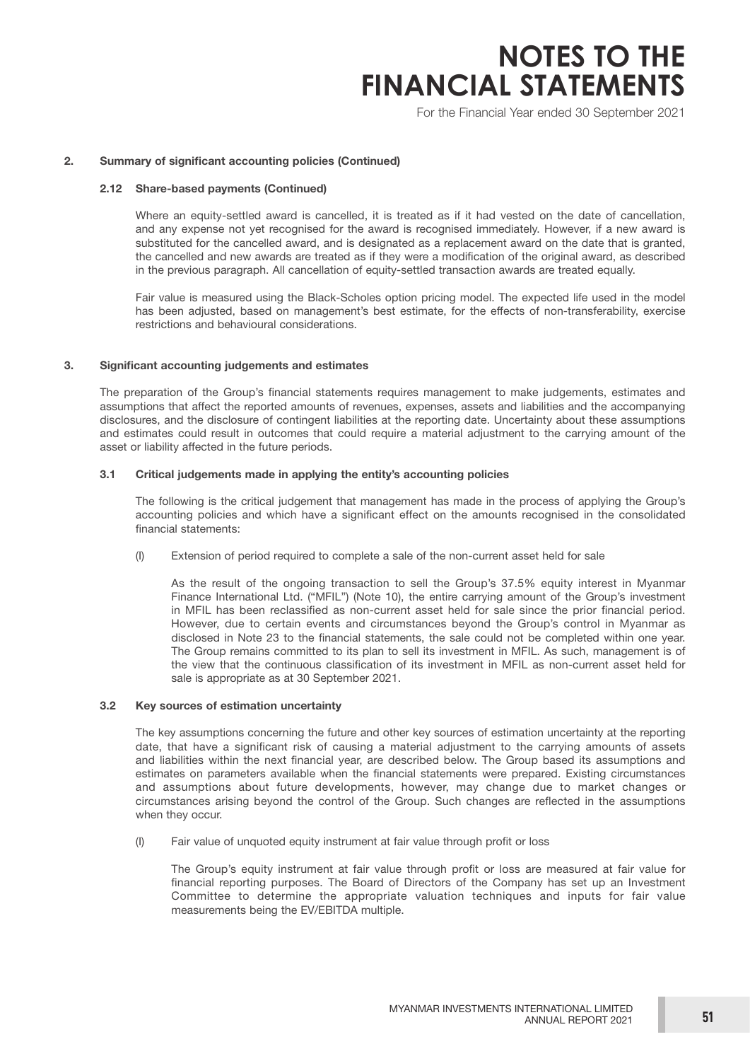## 2. Summary of significant accounting policies (Continued)

### 2.12 Share-based payments (Continued)

Where an equity-settled award is cancelled, it is treated as if it had vested on the date of cancellation, and any expense not yet recognised for the award is recognised immediately. However, if a new award is substituted for the cancelled award, and is designated as a replacement award on the date that is granted, the cancelled and new awards are treated as if they were a modification of the original award, as described in the previous paragraph. All cancellation of equity-settled transaction awards are treated equally.

Fair value is measured using the Black-Scholes option pricing model. The expected life used in the model has been adjusted, based on management's best estimate, for the effects of non-transferability, exercise restrictions and behavioural considerations.

## 3. Significant accounting judgements and estimates

The preparation of the Group's financial statements requires management to make judgements, estimates and assumptions that affect the reported amounts of revenues, expenses, assets and liabilities and the accompanying disclosures, and the disclosure of contingent liabilities at the reporting date. Uncertainty about these assumptions and estimates could result in outcomes that could require a material adjustment to the carrying amount of the asset or liability affected in the future periods.

### 3.1 Critical judgements made in applying the entity's accounting policies

The following is the critical judgement that management has made in the process of applying the Group's accounting policies and which have a significant effect on the amounts recognised in the consolidated financial statements:

(I) Extension of period required to complete a sale of the non-current asset held for sale

As the result of the ongoing transaction to sell the Group's 37.5% equity interest in Myanmar Finance International Ltd. ("MFIL") (Note 10), the entire carrying amount of the Group's investment in MFIL has been reclassified as non-current asset held for sale since the prior financial period. However, due to certain events and circumstances beyond the Group's control in Myanmar as disclosed in Note 23 to the financial statements, the sale could not be completed within one year. The Group remains committed to its plan to sell its investment in MFIL. As such, management is of the view that the continuous classification of its investment in MFIL as non-current asset held for sale is appropriate as at 30 September 2021.

### 3.2 Key sources of estimation uncertainty

The key assumptions concerning the future and other key sources of estimation uncertainty at the reporting date, that have a significant risk of causing a material adjustment to the carrying amounts of assets and liabilities within the next financial year, are described below. The Group based its assumptions and estimates on parameters available when the financial statements were prepared. Existing circumstances and assumptions about future developments, however, may change due to market changes or circumstances arising beyond the control of the Group. Such changes are reflected in the assumptions when they occur.

(I) Fair value of unquoted equity instrument at fair value through profit or loss

The Group's equity instrument at fair value through profit or loss are measured at fair value for financial reporting purposes. The Board of Directors of the Company has set up an Investment Committee to determine the appropriate valuation techniques and inputs for fair value measurements being the EV/EBITDA multiple.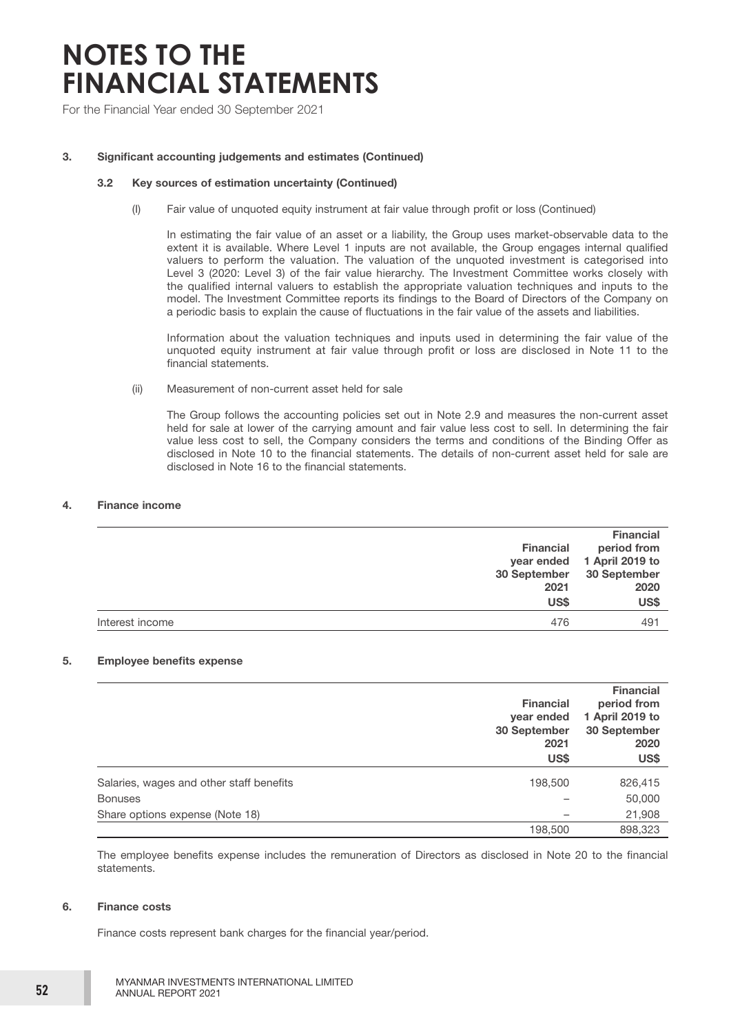# NOTES TO THE FINANCIAL STATEMENTS

For the Financial Year ended 30 September 2021

**3. Significant accounting judgements and estimates (Continued)**

**3.2 Key sources of estimation uncertainty (Continued)**

(I) Fair value of unquoted equity instrument at fair value through profit or loss (Continued)

In estimating the fair value of an asset or a liability, the Group uses market-observable data to the extent it is available. Where Level 1 inputs are not available, the Group engages internal qualified valuers to perform the valuation. The valuation of the unquoted investment is categorised into Level 3 (2020: Level 3) of the fair value hierarchy. The Investment Committee works closely with the qualified internal valuers to establish the appropriate valuation techniques and inputs to the model. The Investment Committee reports its findings to the Board of Directors of the Company on a periodic basis to explain the cause of fluctuations in the fair value of the assets and liabilities.

Information about the valuation techniques and inputs used in determining the fair value of the unquoted equity instrument at fair value through profit or loss are disclosed in Note 11 to the financial statements.

(ii) Measurement of non-current asset held for sale

The Group follows the accounting policies set out in Note 2.9 and measures the non-current asset held for sale at lower of the carrying amount and fair value less cost to sell. In determining the fair value less cost to sell, the Company considers the terms and conditions of the Binding Offer as disclosed in Note 10 to the financial statements. The details of non-current asset held for sale are disclosed in Note 16 to the financial statements.

**4. Finance income**

| | Financial year ended 30 September 2021 US$ | Financial period from 1 April 2019 to 30 September 2020 US$ |
|---|---|---|
| Interest income | 476 | 491 |

**5. Employee benefits expense**

| | Financial year ended 30 September 2021 US$ | Financial period from 1 April 2019 to 30 September 2020 US$ |
|---|---|---|
| Salaries, wages and other staff benefits | 198,500 | 826,415 |
| Bonuses | – | 50,000 |
| Share options expense (Note 18) | – | 21,908 |
| | 198,500 | 898,323 |

The employee benefits expense includes the remuneration of Directors as disclosed in Note 20 to the financial statements.

**6. Finance costs**

Finance costs represent bank charges for the financial year/period.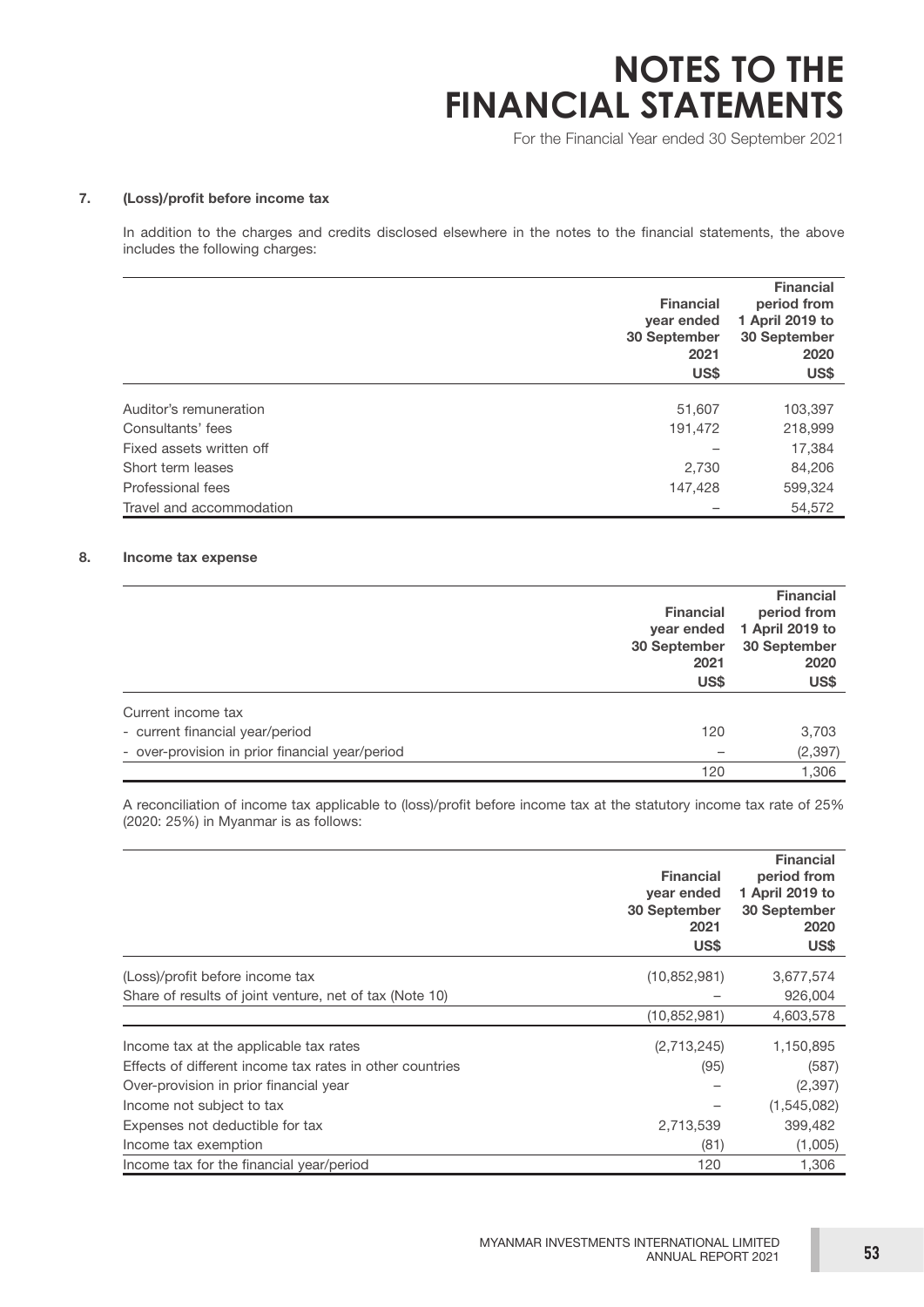### 7. (Loss)/profit before income tax

In addition to the charges and credits disclosed elsewhere in the notes to the financial statements, the above includes the following charges:

| | Financial year ended 30 September 2021 US$ | Financial period from 1 April 2019 to 30 September 2020 US$ |
|---|---|---|
| Auditor's remuneration | 51,607 | 103,397 |
| Consultants' fees | 191,472 | 218,999 |
| Fixed assets written off | – | 17,384 |
| Short term leases | 2,730 | 84,206 |
| Professional fees | 147,428 | 599,324 |
| Travel and accommodation | – | 54,572 |

### 8. Income tax expense

| | Financial year ended 30 September 2021 US$ | Financial period from 1 April 2019 to 30 September 2020 US$ |
|---|---|---|
| Current income tax | | |
| - current financial year/period | 120 | 3,703 |
| - over-provision in prior financial year/period | – | (2,397) |
| | 120 | 1,306 |

A reconciliation of income tax applicable to (loss)/profit before income tax at the statutory income tax rate of 25% (2020: 25%) in Myanmar is as follows:

| | Financial year ended 30 September 2021 US$ | Financial period from 1 April 2019 to 30 September 2020 US$ |
|---|---|---|
| (Loss)/profit before income tax | (10,852,981) | 3,677,574 |
| Share of results of joint venture, net of tax (Note 10) | – | 926,004 |
| | (10,852,981) | 4,603,578 |
| Income tax at the applicable tax rates | (2,713,245) | 1,150,895 |
| Effects of different income tax rates in other countries | (95) | (587) |
| Over-provision in prior financial year | – | (2,397) |
| Income not subject to tax | – | (1,545,082) |
| Expenses not deductible for tax | 2,713,539 | 399,482 |
| Income tax exemption | (81) | (1,005) |
| Income tax for the financial year/period | 120 | 1,306 |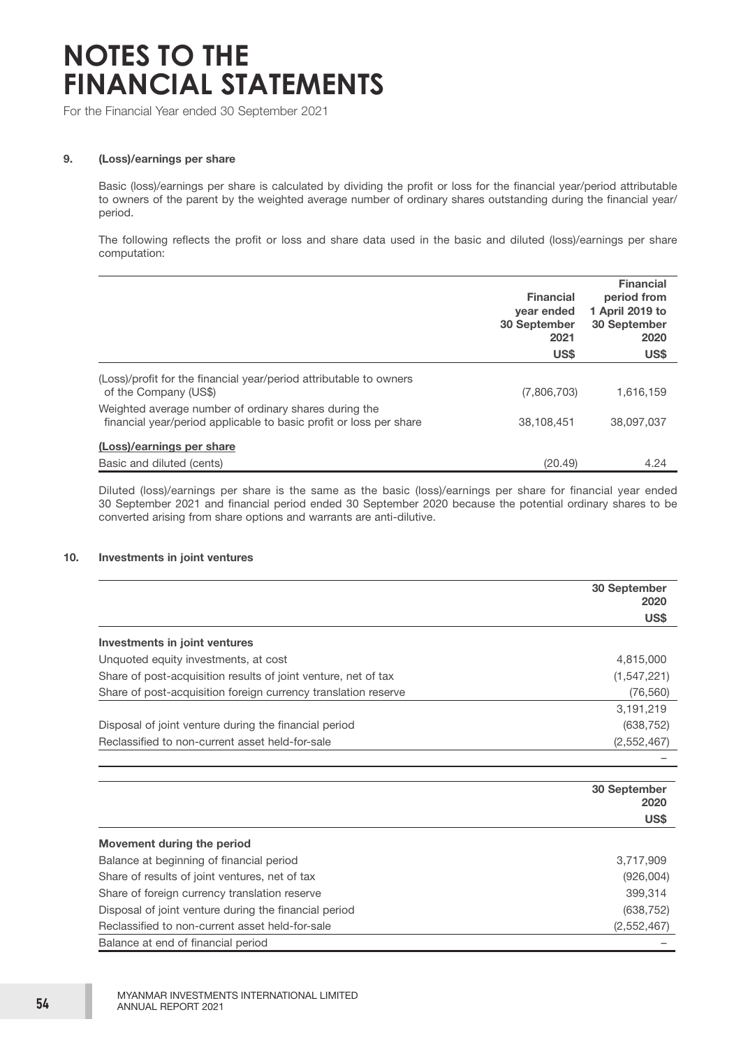# NOTES TO THE FINANCIAL STATEMENTS

For the Financial Year ended 30 September 2021

### 9. (Loss)/earnings per share

Basic (loss)/earnings per share is calculated by dividing the profit or loss for the financial year/period attributable to owners of the parent by the weighted average number of ordinary shares outstanding during the financial year/period.

The following reflects the profit or loss and share data used in the basic and diluted (loss)/earnings per share computation:

| | Financial year ended 30 September 2021 | Financial period from 1 April 2019 to 30 September 2020 |
|---|---|---|
| | US$ | US$ |
| (Loss)/profit for the financial year/period attributable to owners of the Company (US$) | (7,806,703) | 1,616,159 |
| Weighted average number of ordinary shares during the financial year/period applicable to basic profit or loss per share | 38,108,451 | 38,097,037 |
| **(Loss)/earnings per share** | | |
| Basic and diluted (cents) | (20.49) | 4.24 |

Diluted (loss)/earnings per share is the same as the basic (loss)/earnings per share for financial year ended 30 September 2021 and financial period ended 30 September 2020 because the potential ordinary shares to be converted arising from share options and warrants are anti-dilutive.

### 10. Investments in joint ventures

| | 30 September 2020 |
|---|---|
| | US$ |
| **Investments in joint ventures** | |
| Unquoted equity investments, at cost | 4,815,000 |
| Share of post-acquisition results of joint venture, net of tax | (1,547,221) |
| Share of post-acquisition foreign currency translation reserve | (76,560) |
| | 3,191,219 |
| Disposal of joint venture during the financial period | (638,752) |
| Reclassified to non-current asset held-for-sale | (2,552,467) |
| | – |

| | 30 September 2020 |
|---|---|
| | US$ |
| **Movement during the period** | |
| Balance at beginning of financial period | 3,717,909 |
| Share of results of joint ventures, net of tax | (926,004) |
| Share of foreign currency translation reserve | 399,314 |
| Disposal of joint venture during the financial period | (638,752) |
| Reclassified to non-current asset held-for-sale | (2,552,467) |
| Balance at end of financial period | – |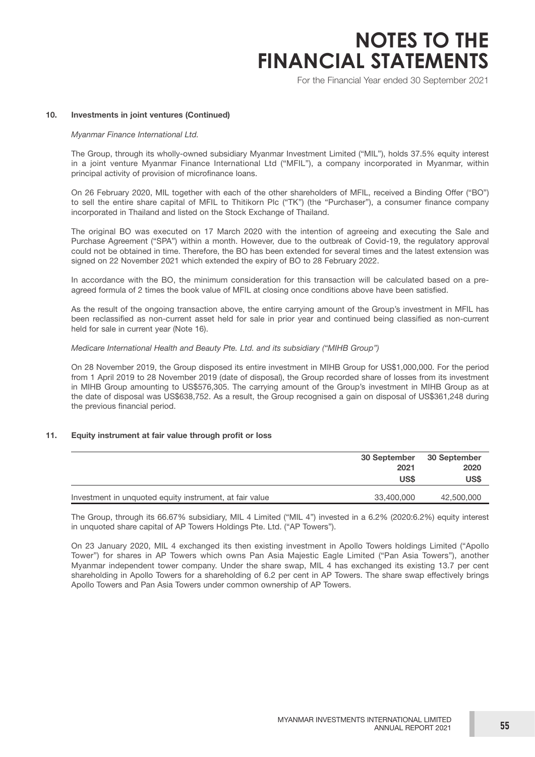## 10. Investments in joint ventures (Continued)

*Myanmar Finance International Ltd.*

The Group, through its wholly-owned subsidiary Myanmar Investment Limited ("MIL"), holds 37.5% equity interest in a joint venture Myanmar Finance International Ltd ("MFIL"), a company incorporated in Myanmar, within principal activity of provision of microfinance loans.

On 26 February 2020, MIL together with each of the other shareholders of MFIL, received a Binding Offer ("BO") to sell the entire share capital of MFIL to Thitikorn Plc ("TK") (the "Purchaser"), a consumer finance company incorporated in Thailand and listed on the Stock Exchange of Thailand.

The original BO was executed on 17 March 2020 with the intention of agreeing and executing the Sale and Purchase Agreement ("SPA") within a month. However, due to the outbreak of Covid-19, the regulatory approval could not be obtained in time. Therefore, the BO has been extended for several times and the latest extension was signed on 22 November 2021 which extended the expiry of BO to 28 February 2022.

In accordance with the BO, the minimum consideration for this transaction will be calculated based on a pre-agreed formula of 2 times the book value of MFIL at closing once conditions above have been satisfied.

As the result of the ongoing transaction above, the entire carrying amount of the Group's investment in MFIL has been reclassified as non-current asset held for sale in prior year and continued being classified as non-current held for sale in current year (Note 16).

*Medicare International Health and Beauty Pte. Ltd. and its subsidiary ("MIHB Group")*

On 28 November 2019, the Group disposed its entire investment in MIHB Group for US$1,000,000. For the period from 1 April 2019 to 28 November 2019 (date of disposal), the Group recorded share of losses from its investment in MIHB Group amounting to US$576,305. The carrying amount of the Group's investment in MIHB Group as at the date of disposal was US$638,752. As a result, the Group recognised a gain on disposal of US$361,248 during the previous financial period.

## 11. Equity instrument at fair value through profit or loss

| | 30 September 2021 US$ | 30 September 2020 US$ |
|---|---|---|
| Investment in unquoted equity instrument, at fair value | 33,400,000 | 42,500,000 |

The Group, through its 66.67% subsidiary, MIL 4 Limited ("MIL 4") invested in a 6.2% (2020:6.2%) equity interest in unquoted share capital of AP Towers Holdings Pte. Ltd. ("AP Towers").

On 23 January 2020, MIL 4 exchanged its then existing investment in Apollo Towers holdings Limited ("Apollo Tower") for shares in AP Towers which owns Pan Asia Majestic Eagle Limited ("Pan Asia Towers"), another Myanmar independent tower company. Under the share swap, MIL 4 has exchanged its existing 13.7 per cent shareholding in Apollo Towers for a shareholding of 6.2 per cent in AP Towers. The share swap effectively brings Apollo Towers and Pan Asia Towers under common ownership of AP Towers.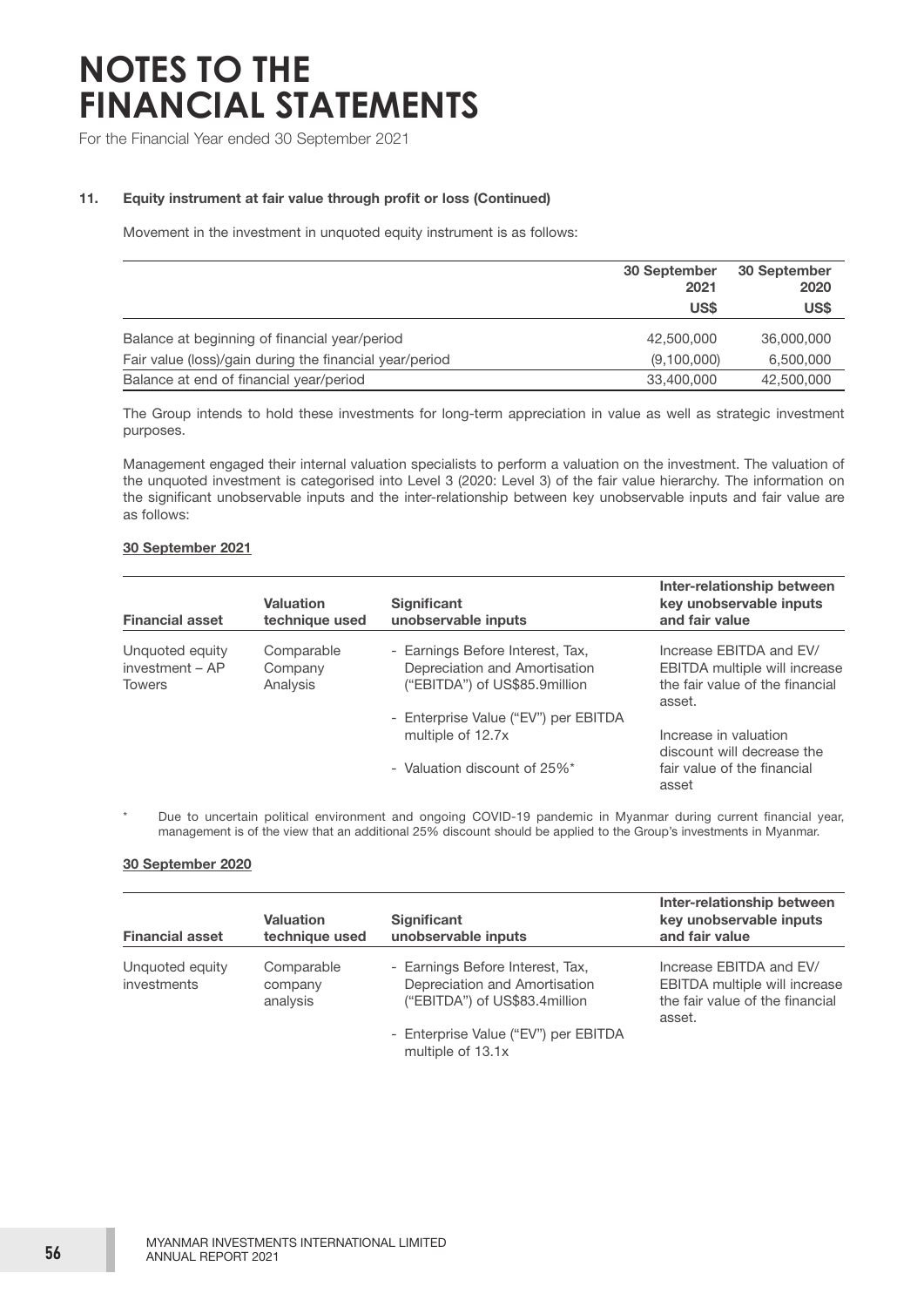# NOTES TO THE FINANCIAL STATEMENTS

For the Financial Year ended 30 September 2021

### 11. Equity instrument at fair value through profit or loss (Continued)

Movement in the investment in unquoted equity instrument is as follows:

| | 30 September 2021 | 30 September 2020 |
|---|---|---|
| | US$ | US$ |
| Balance at beginning of financial year/period | 42,500,000 | 36,000,000 |
| Fair value (loss)/gain during the financial year/period | (9,100,000) | 6,500,000 |
| Balance at end of financial year/period | 33,400,000 | 42,500,000 |

The Group intends to hold these investments for long-term appreciation in value as well as strategic investment purposes.

Management engaged their internal valuation specialists to perform a valuation on the investment. The valuation of the unquoted investment is categorised into Level 3 (2020: Level 3) of the fair value hierarchy. The information on the significant unobservable inputs and the inter-relationship between key unobservable inputs and fair value are as follows:

**30 September 2021**

| Financial asset | Valuation technique used | Significant unobservable inputs | Inter-relationship between key unobservable inputs and fair value |
|---|---|---|---|
| Unquoted equity investment – AP Towers | Comparable Company Analysis | - Earnings Before Interest, Tax, Depreciation and Amortisation ("EBITDA") of US$85.9million<br>- Enterprise Value ("EV") per EBITDA multiple of 12.7x<br>- Valuation discount of 25%* | Increase EBITDA and EV/ EBITDA multiple will increase the fair value of the financial asset.<br>Increase in valuation discount will decrease the fair value of the financial asset |

\* Due to uncertain political environment and ongoing COVID-19 pandemic in Myanmar during current financial year, management is of the view that an additional 25% discount should be applied to the Group's investments in Myanmar.

**30 September 2020**

| Financial asset | Valuation technique used | Significant unobservable inputs | Inter-relationship between key unobservable inputs and fair value |
|---|---|---|---|
| Unquoted equity investments | Comparable company analysis | - Earnings Before Interest, Tax, Depreciation and Amortisation ("EBITDA") of US$83.4million<br>- Enterprise Value ("EV") per EBITDA multiple of 13.1x | Increase EBITDA and EV/ EBITDA multiple will increase the fair value of the financial asset. |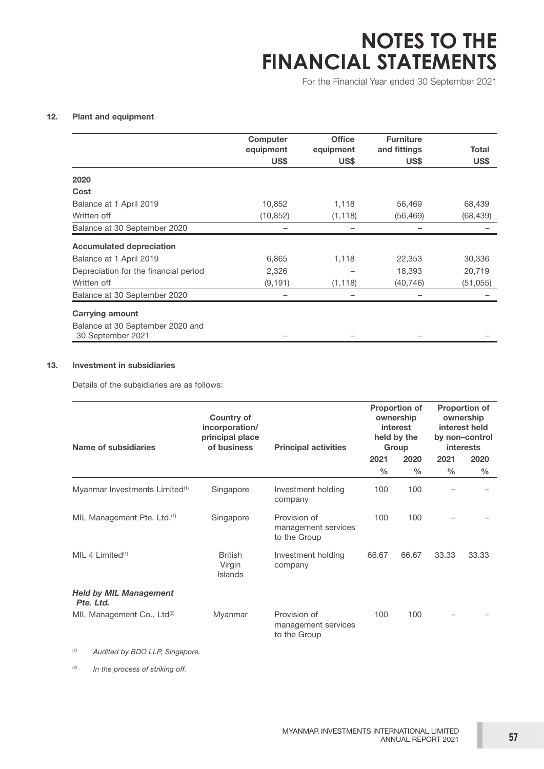# NOTES TO THE FINANCIAL STATEMENTS

For the Financial Year ended 30 September 2021

## 12. Plant and equipment

| | Computer equipment US$ | Office equipment US$ | Furniture and fittings US$ | Total US$ |
|---|---|---|---|---|
| **2020** | | | | |
| **Cost** | | | | |
| Balance at 1 April 2019 | 10,852 | 1,118 | 56,469 | 68,439 |
| Written off | (10,852) | (1,118) | (56,469) | (68,439) |
| Balance at 30 September 2020 | – | – | – | – |
| **Accumulated depreciation** | | | | |
| Balance at 1 April 2019 | 6,865 | 1,118 | 22,353 | 30,336 |
| Depreciation for the financial period | 2,326 | – | 18,393 | 20,719 |
| Written off | (9,191) | (1,118) | (40,746) | (51,055) |
| Balance at 30 September 2020 | – | – | – | – |
| **Carrying amount** | | | | |
| Balance at 30 September 2020 and 30 September 2021 | – | – | – | – |

## 13. Investment in subsidiaries

Details of the subsidiaries are as follows:

| Name of subsidiaries | Country of incorporation/ principal place of business | Principal activities | Proportion of ownership interest held by the Group | | Proportion of ownership interest held by non–control interests | |
|---|---|---|---|---|---|---|
| | | | 2021 | 2020 | 2021 | 2020 |
| | | | % | % | % | % |
| Myanmar Investments Limited[(1)] | Singapore | Investment holding company | 100 | 100 | – | – |
| MIL Management Pte. Ltd.[(1)] | Singapore | Provision of management services to the Group | 100 | 100 | – | – |
| MIL 4 Limited[(1)] | British Virgin Islands | Investment holding company | 66.67 | 66.67 | 33.33 | 33.33 |
| ***Held by MIL Management Pte. Ltd.*** | | | | | | |
| MIL Management Co., Ltd[(2)] | Myanmar | Provision of management services to the Group | 100 | 100 | – | – |

[(1)] *Audited by BDO LLP, Singapore.*

[(2)] *In the process of striking off.*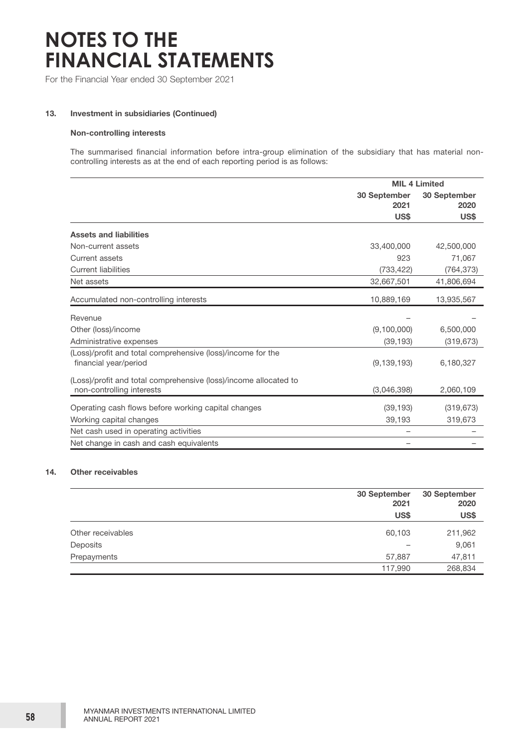# NOTES TO THE FINANCIAL STATEMENTS

For the Financial Year ended 30 September 2021

#### 13. Investment in subsidiaries (Continued)

**Non-controlling interests**

The summarised financial information before intra-group elimination of the subsidiary that has material non-controlling interests as at the end of each reporting period is as follows:

| | MIL 4 Limited | |
|---|---|---|
| | 30 September 2021 | 30 September 2020 |
| | US$ | US$ |
| **Assets and liabilities** | | |
| Non-current assets | 33,400,000 | 42,500,000 |
| Current assets | 923 | 71,067 |
| Current liabilities | (733,422) | (764,373) |
| Net assets | 32,667,501 | 41,806,694 |
| Accumulated non-controlling interests | 10,889,169 | 13,935,567 |
| Revenue | – | – |
| Other (loss)/income | (9,100,000) | 6,500,000 |
| Administrative expenses | (39,193) | (319,673) |
| (Loss)/profit and total comprehensive (loss)/income for the financial year/period | (9,139,193) | 6,180,327 |
| (Loss)/profit and total comprehensive (loss)/income allocated to non-controlling interests | (3,046,398) | 2,060,109 |
| Operating cash flows before working capital changes | (39,193) | (319,673) |
| Working capital changes | 39,193 | 319,673 |
| Net cash used in operating activities | – | – |
| Net change in cash and cash equivalents | – | – |

#### 14. Other receivables

| | 30 September 2021 | 30 September 2020 |
|---|---|---|
| | US$ | US$ |
| Other receivables | 60,103 | 211,962 |
| Deposits | – | 9,061 |
| Prepayments | 57,887 | 47,811 |
| | 117,990 | 268,834 |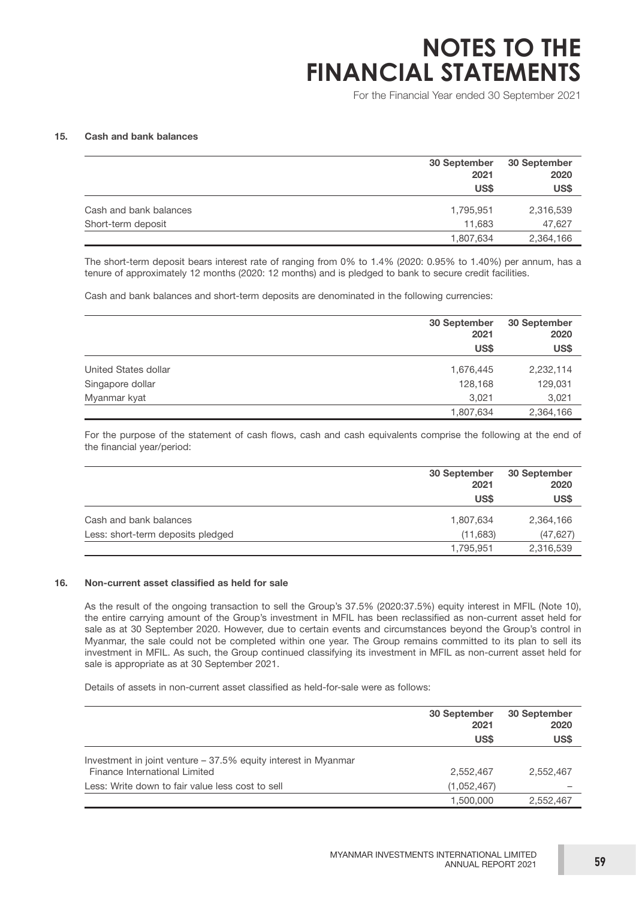## 15. Cash and bank balances

| | 30 September 2021 | 30 September 2020 |
|---|---|---|
| | US$ | US$ |
| Cash and bank balances | 1,795,951 | 2,316,539 |
| Short-term deposit | 11,683 | 47,627 |
| | 1,807,634 | 2,364,166 |

The short-term deposit bears interest rate of ranging from 0% to 1.4% (2020: 0.95% to 1.40%) per annum, has a tenure of approximately 12 months (2020: 12 months) and is pledged to bank to secure credit facilities.

Cash and bank balances and short-term deposits are denominated in the following currencies:

| | 30 September 2021 | 30 September 2020 |
|---|---|---|
| | US$ | US$ |
| United States dollar | 1,676,445 | 2,232,114 |
| Singapore dollar | 128,168 | 129,031 |
| Myanmar kyat | 3,021 | 3,021 |
| | 1,807,634 | 2,364,166 |

For the purpose of the statement of cash flows, cash and cash equivalents comprise the following at the end of the financial year/period:

| | 30 September 2021 | 30 September 2020 |
|---|---|---|
| | US$ | US$ |
| Cash and bank balances | 1,807,634 | 2,364,166 |
| Less: short-term deposits pledged | (11,683) | (47,627) |
| | 1,795,951 | 2,316,539 |

## 16. Non-current asset classified as held for sale

As the result of the ongoing transaction to sell the Group's 37.5% (2020:37.5%) equity interest in MFIL (Note 10), the entire carrying amount of the Group's investment in MFIL has been reclassified as non-current asset held for sale as at 30 September 2020. However, due to certain events and circumstances beyond the Group's control in Myanmar, the sale could not be completed within one year. The Group remains committed to its plan to sell its investment in MFIL. As such, the Group continued classifying its investment in MFIL as non-current asset held for sale is appropriate as at 30 September 2021.

Details of assets in non-current asset classified as held-for-sale were as follows:

| | 30 September 2021 | 30 September 2020 |
|---|---|---|
| | US$ | US$ |
| Investment in joint venture – 37.5% equity interest in Myanmar Finance International Limited | 2,552,467 | 2,552,467 |
| Less: Write down to fair value less cost to sell | (1,052,467) | – |
| | 1,500,000 | 2,552,467 |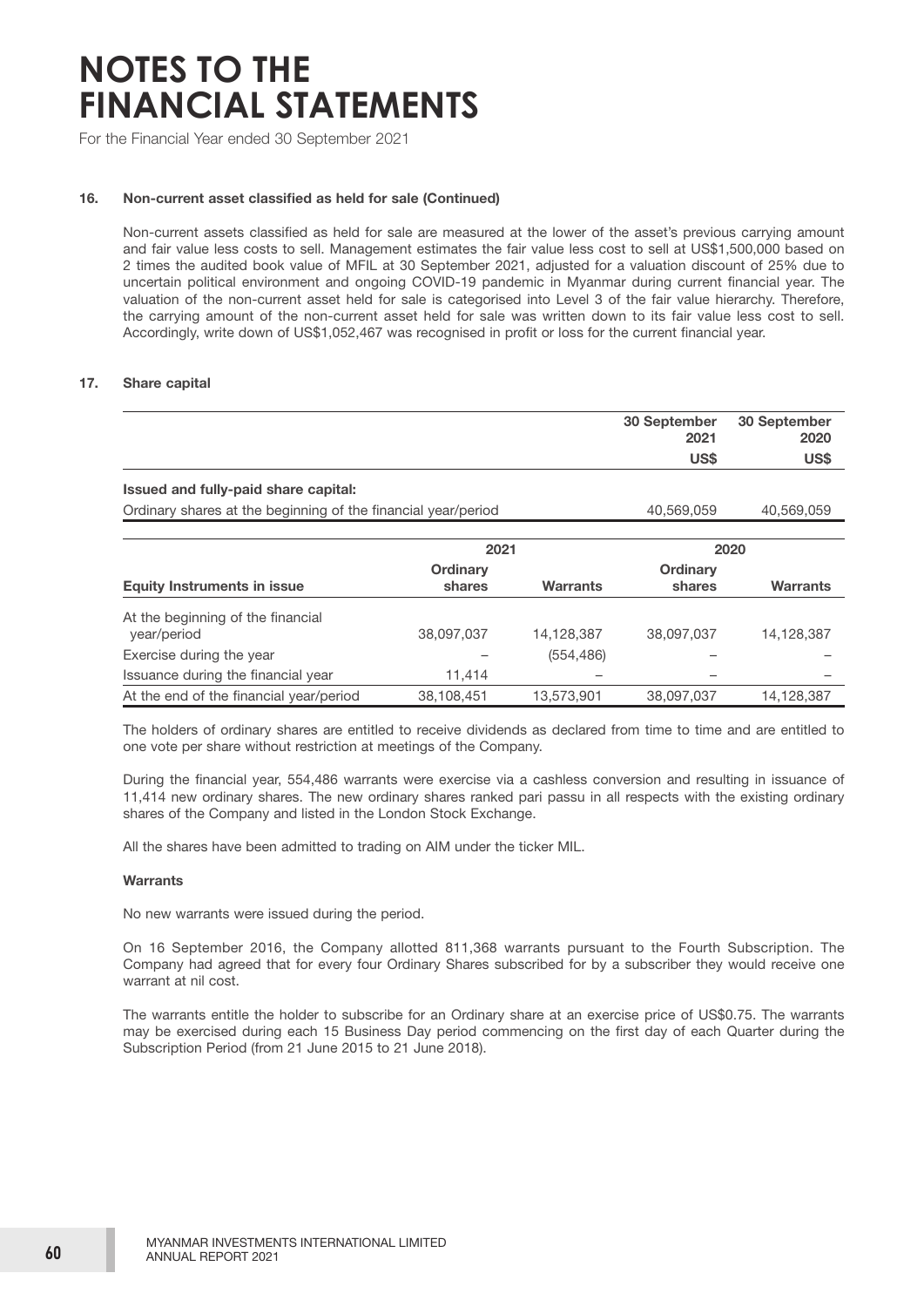# NOTES TO THE FINANCIAL STATEMENTS

For the Financial Year ended 30 September 2021

#### 16. Non-current asset classified as held for sale (Continued)

Non-current assets classified as held for sale are measured at the lower of the asset's previous carrying amount and fair value less costs to sell. Management estimates the fair value less cost to sell at US$1,500,000 based on 2 times the audited book value of MFIL at 30 September 2021, adjusted for a valuation discount of 25% due to uncertain political environment and ongoing COVID-19 pandemic in Myanmar during current financial year. The valuation of the non-current asset held for sale is categorised into Level 3 of the fair value hierarchy. Therefore, the carrying amount of the non-current asset held for sale was written down to its fair value less cost to sell. Accordingly, write down of US$1,052,467 was recognised in profit or loss for the current financial year.

#### 17. Share capital

| | 30 September 2021 | 30 September 2020 |
|---|---|---|
| | US$ | US$ |
| **Issued and fully-paid share capital:** | | |
| Ordinary shares at the beginning of the financial year/period | 40,569,059 | 40,569,059 |

| | 2021 | | 2020 | |
|---|---|---|---|---|
| **Equity Instruments in issue** | **Ordinary shares** | **Warrants** | **Ordinary shares** | **Warrants** |
| At the beginning of the financial year/period | 38,097,037 | 14,128,387 | 38,097,037 | 14,128,387 |
| Exercise during the year | – | (554,486) | – | – |
| Issuance during the financial year | 11,414 | – | – | – |
| At the end of the financial year/period | 38,108,451 | 13,573,901 | 38,097,037 | 14,128,387 |

The holders of ordinary shares are entitled to receive dividends as declared from time to time and are entitled to one vote per share without restriction at meetings of the Company.

During the financial year, 554,486 warrants were exercise via a cashless conversion and resulting in issuance of 11,414 new ordinary shares. The new ordinary shares ranked pari passu in all respects with the existing ordinary shares of the Company and listed in the London Stock Exchange.

All the shares have been admitted to trading on AIM under the ticker MIL.

**Warrants**

No new warrants were issued during the period.

On 16 September 2016, the Company allotted 811,368 warrants pursuant to the Fourth Subscription. The Company had agreed that for every four Ordinary Shares subscribed for by a subscriber they would receive one warrant at nil cost.

The warrants entitle the holder to subscribe for an Ordinary share at an exercise price of US$0.75. The warrants may be exercised during each 15 Business Day period commencing on the first day of each Quarter during the Subscription Period (from 21 June 2015 to 21 June 2018).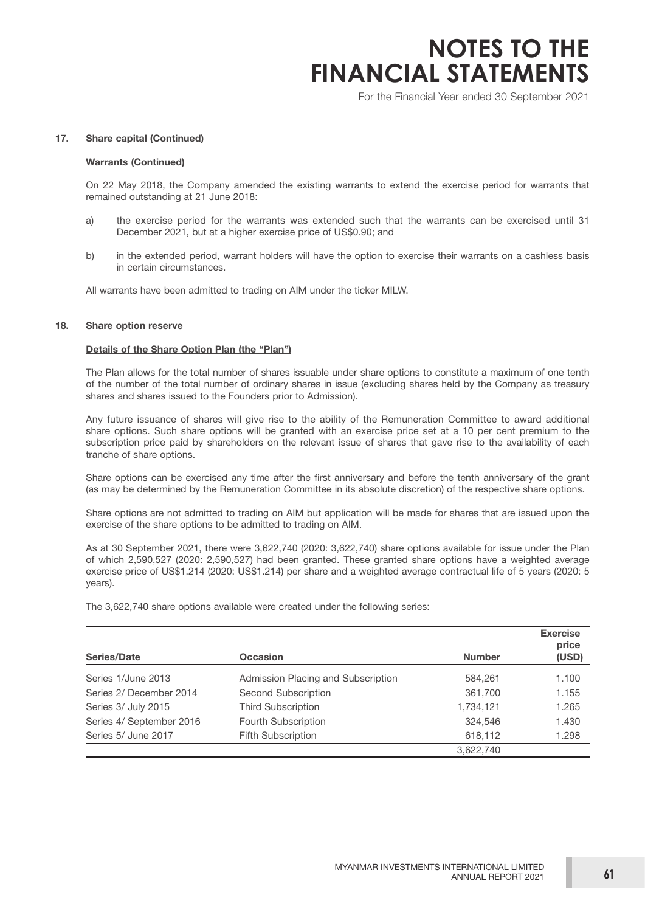### 17. Share capital (Continued)

**Warrants (Continued)**

On 22 May 2018, the Company amended the existing warrants to extend the exercise period for warrants that remained outstanding at 21 June 2018:

a) the exercise period for the warrants was extended such that the warrants can be exercised until 31 December 2021, but at a higher exercise price of US$0.90; and

b) in the extended period, warrant holders will have the option to exercise their warrants on a cashless basis in certain circumstances.

All warrants have been admitted to trading on AIM under the ticker MILW.

### 18. Share option reserve

**Details of the Share Option Plan (the "Plan")**

The Plan allows for the total number of shares issuable under share options to constitute a maximum of one tenth of the number of the total number of ordinary shares in issue (excluding shares held by the Company as treasury shares and shares issued to the Founders prior to Admission).

Any future issuance of shares will give rise to the ability of the Remuneration Committee to award additional share options. Such share options will be granted with an exercise price set at a 10 per cent premium to the subscription price paid by shareholders on the relevant issue of shares that gave rise to the availability of each tranche of share options.

Share options can be exercised any time after the first anniversary and before the tenth anniversary of the grant (as may be determined by the Remuneration Committee in its absolute discretion) of the respective share options.

Share options are not admitted to trading on AIM but application will be made for shares that are issued upon the exercise of the share options to be admitted to trading on AIM.

As at 30 September 2021, there were 3,622,740 (2020: 3,622,740) share options available for issue under the Plan of which 2,590,527 (2020: 2,590,527) had been granted. These granted share options have a weighted average exercise price of US$1.214 (2020: US$1.214) per share and a weighted average contractual life of 5 years (2020: 5 years).

The 3,622,740 share options available were created under the following series:

| Series/Date | Occasion | Number | Exercise price (USD) |
|---|---|---|---|
| Series 1/June 2013 | Admission Placing and Subscription | 584,261 | 1.100 |
| Series 2/ December 2014 | Second Subscription | 361,700 | 1.155 |
| Series 3/ July 2015 | Third Subscription | 1,734,121 | 1.265 |
| Series 4/ September 2016 | Fourth Subscription | 324,546 | 1.430 |
| Series 5/ June 2017 | Fifth Subscription | 618,112 | 1.298 |
| | | 3,622,740 | |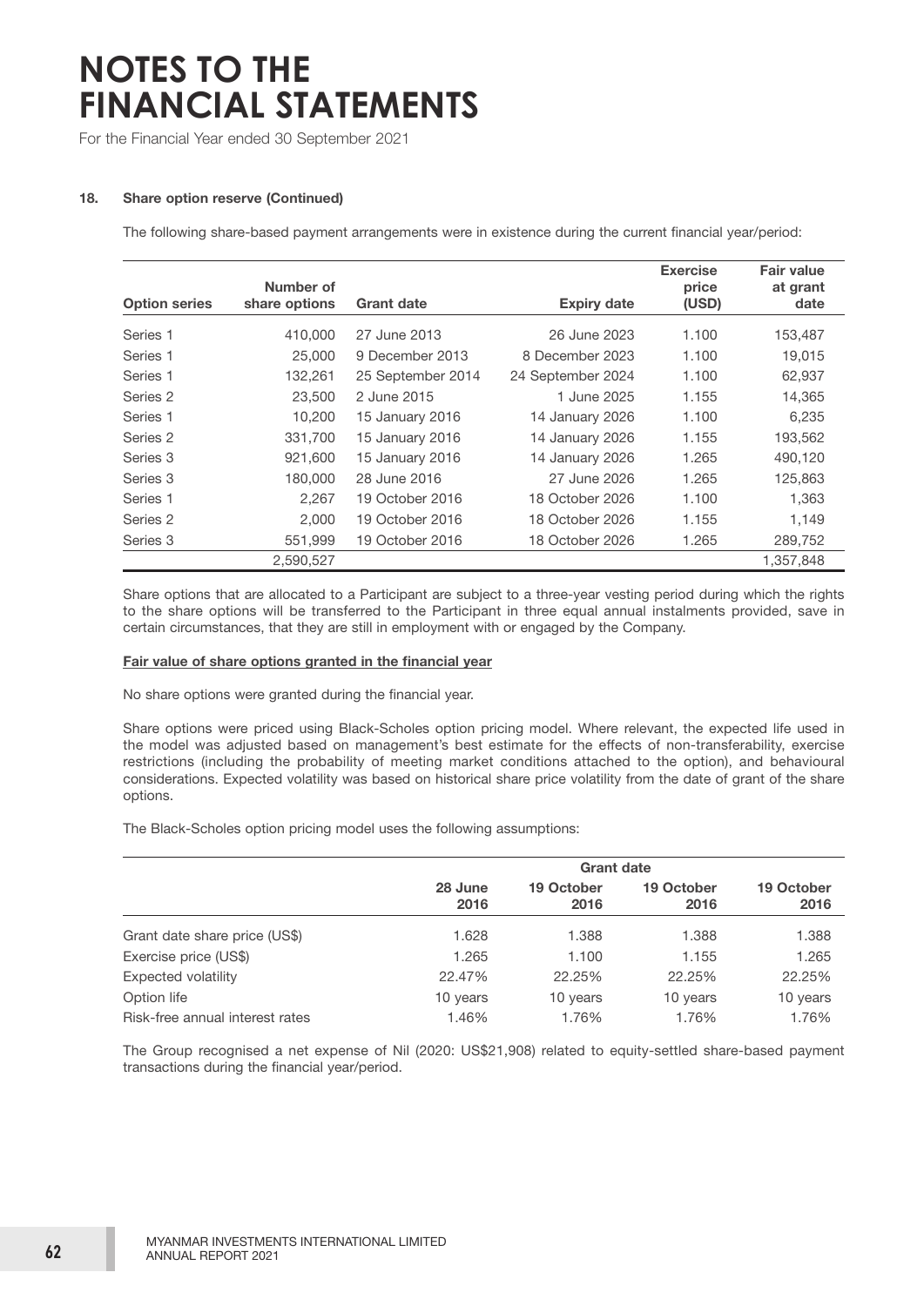# NOTES TO THE FINANCIAL STATEMENTS

For the Financial Year ended 30 September 2021

**18. Share option reserve (Continued)**

The following share-based payment arrangements were in existence during the current financial year/period:

| Option series | Number of share options | Grant date | Expiry date | Exercise price (USD) | Fair value at grant date |
|---|---|---|---|---|---|
| Series 1 | 410,000 | 27 June 2013 | 26 June 2023 | 1.100 | 153,487 |
| Series 1 | 25,000 | 9 December 2013 | 8 December 2023 | 1.100 | 19,015 |
| Series 1 | 132,261 | 25 September 2014 | 24 September 2024 | 1.100 | 62,937 |
| Series 2 | 23,500 | 2 June 2015 | 1 June 2025 | 1.155 | 14,365 |
| Series 1 | 10,200 | 15 January 2016 | 14 January 2026 | 1.100 | 6,235 |
| Series 2 | 331,700 | 15 January 2016 | 14 January 2026 | 1.155 | 193,562 |
| Series 3 | 921,600 | 15 January 2016 | 14 January 2026 | 1.265 | 490,120 |
| Series 3 | 180,000 | 28 June 2016 | 27 June 2026 | 1.265 | 125,863 |
| Series 1 | 2,267 | 19 October 2016 | 18 October 2026 | 1.100 | 1,363 |
| Series 2 | 2,000 | 19 October 2016 | 18 October 2026 | 1.155 | 1,149 |
| Series 3 | 551,999 | 19 October 2016 | 18 October 2026 | 1.265 | 289,752 |
| | 2,590,527 | | | | 1,357,848 |

Share options that are allocated to a Participant are subject to a three-year vesting period during which the rights to the share options will be transferred to the Participant in three equal annual instalments provided, save in certain circumstances, that they are still in employment with or engaged by the Company.

**Fair value of share options granted in the financial year**

No share options were granted during the financial year.

Share options were priced using Black-Scholes option pricing model. Where relevant, the expected life used in the model was adjusted based on management's best estimate for the effects of non-transferability, exercise restrictions (including the probability of meeting market conditions attached to the option), and behavioural considerations. Expected volatility was based on historical share price volatility from the date of grant of the share options.

The Black-Scholes option pricing model uses the following assumptions:

| | Grant date | | | |
|---|---|---|---|---|
| | 28 June 2016 | 19 October 2016 | 19 October 2016 | 19 October 2016 |
| Grant date share price (US$) | 1.628 | 1.388 | 1.388 | 1.388 |
| Exercise price (US$) | 1.265 | 1.100 | 1.155 | 1.265 |
| Expected volatility | 22.47% | 22.25% | 22.25% | 22.25% |
| Option life | 10 years | 10 years | 10 years | 10 years |
| Risk-free annual interest rates | 1.46% | 1.76% | 1.76% | 1.76% |

The Group recognised a net expense of Nil (2020: US$21,908) related to equity-settled share-based payment transactions during the financial year/period.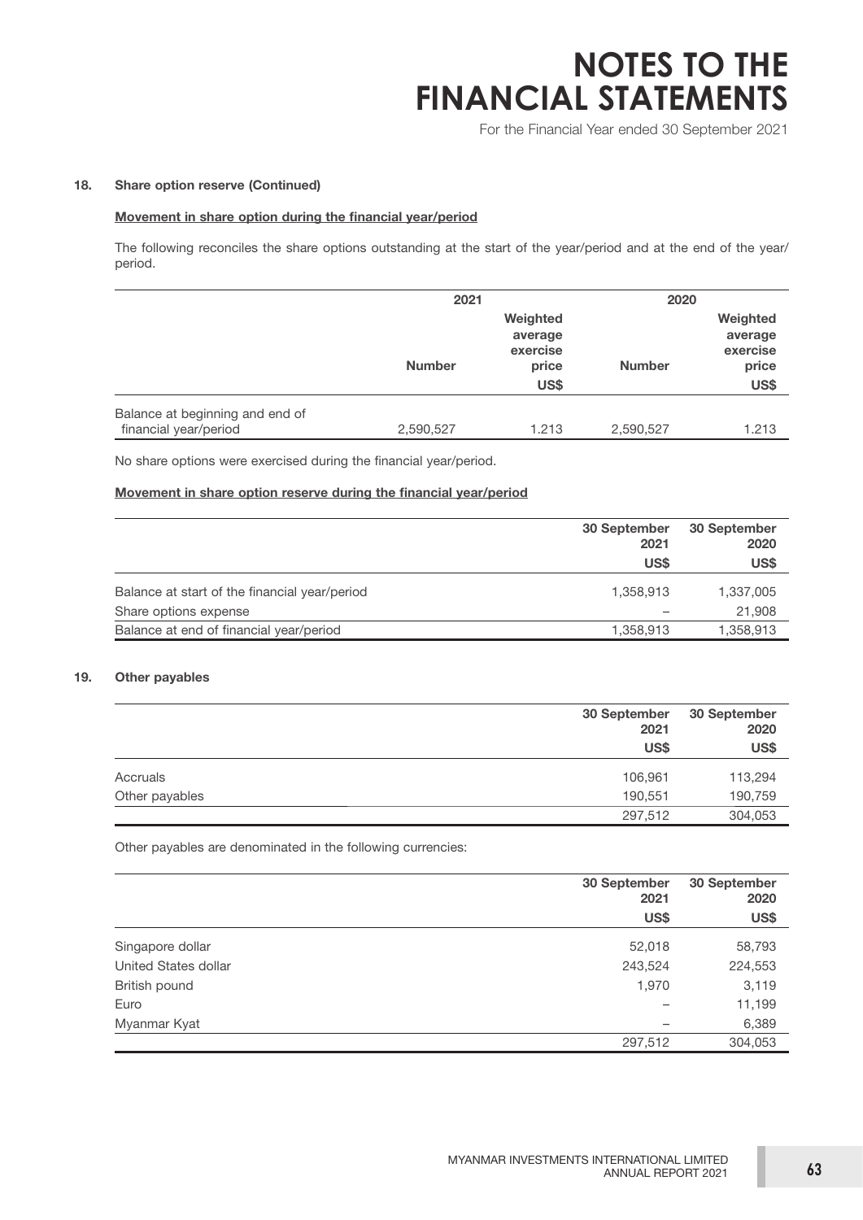#### 18. Share option reserve (Continued)

**Movement in share option during the financial year/period**

The following reconciles the share options outstanding at the start of the year/period and at the end of the year/period.

| | 2021 | | 2020 | |
|---|---|---|---|---|
| | **Number** | **Weighted average exercise price** | **Number** | **Weighted average exercise price** |
| | | **US$** | | **US$** |
| Balance at beginning and end of financial year/period | 2,590,527 | 1.213 | 2,590,527 | 1.213 |

No share options were exercised during the financial year/period.

**Movement in share option reserve during the financial year/period**

| | 30 September 2021 | 30 September 2020 |
|---|---|---|
| | **US$** | **US$** |
| Balance at start of the financial year/period | 1,358,913 | 1,337,005 |
| Share options expense | – | 21,908 |
| Balance at end of financial year/period | 1,358,913 | 1,358,913 |

#### 19. Other payables

| | 30 September 2021 | 30 September 2020 |
|---|---|---|
| | **US$** | **US$** |
| Accruals | 106,961 | 113,294 |
| Other payables | 190,551 | 190,759 |
| | 297,512 | 304,053 |

Other payables are denominated in the following currencies:

| | 30 September 2021 | 30 September 2020 |
|---|---|---|
| | **US$** | **US$** |
| Singapore dollar | 52,018 | 58,793 |
| United States dollar | 243,524 | 224,553 |
| British pound | 1,970 | 3,119 |
| Euro | – | 11,199 |
| Myanmar Kyat | – | 6,389 |
| | 297,512 | 304,053 |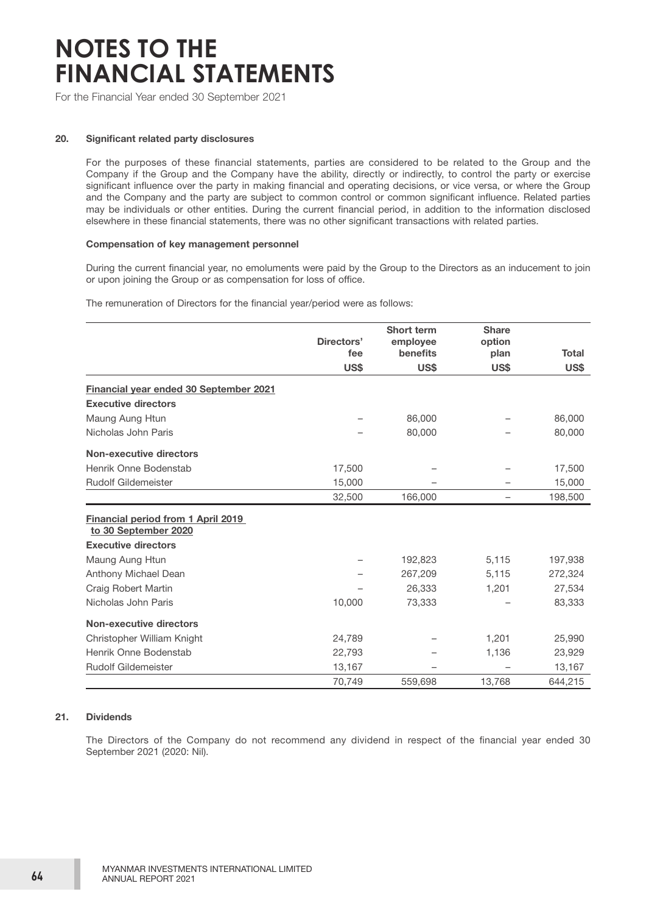# NOTES TO THE FINANCIAL STATEMENTS

For the Financial Year ended 30 September 2021

## 20. Significant related party disclosures

For the purposes of these financial statements, parties are considered to be related to the Group and the Company if the Group and the Company have the ability, directly or indirectly, to control the party or exercise significant influence over the party in making financial and operating decisions, or vice versa, or where the Group and the Company and the party are subject to common control or common significant influence. Related parties may be individuals or other entities. During the current financial period, in addition to the information disclosed elsewhere in these financial statements, there was no other significant transactions with related parties.

### Compensation of key management personnel

During the current financial year, no emoluments were paid by the Group to the Directors as an inducement to join or upon joining the Group or as compensation for loss of office.

The remuneration of Directors for the financial year/period were as follows:

| | Directors' fee | Short term employee benefits | Share option plan | Total |
|---|---|---|---|---|
| | US$ | US$ | US$ | US$ |
| **Financial year ended 30 September 2021** | | | | |
| **Executive directors** | | | | |
| Maung Aung Htun | – | 86,000 | – | 86,000 |
| Nicholas John Paris | – | 80,000 | – | 80,000 |
| **Non-executive directors** | | | | |
| Henrik Onne Bodenstab | 17,500 | – | – | 17,500 |
| Rudolf Gildemeister | 15,000 | – | – | 15,000 |
| | 32,500 | 166,000 | – | 198,500 |
| **Financial period from 1 April 2019 to 30 September 2020** | | | | |
| **Executive directors** | | | | |
| Maung Aung Htun | – | 192,823 | 5,115 | 197,938 |
| Anthony Michael Dean | – | 267,209 | 5,115 | 272,324 |
| Craig Robert Martin | – | 26,333 | 1,201 | 27,534 |
| Nicholas John Paris | 10,000 | 73,333 | – | 83,333 |
| **Non-executive directors** | | | | |
| Christopher William Knight | 24,789 | – | 1,201 | 25,990 |
| Henrik Onne Bodenstab | 22,793 | – | 1,136 | 23,929 |
| Rudolf Gildemeister | 13,167 | – | – | 13,167 |
| | 70,749 | 559,698 | 13,768 | 644,215 |

## 21. Dividends

The Directors of the Company do not recommend any dividend in respect of the financial year ended 30 September 2021 (2020: Nil).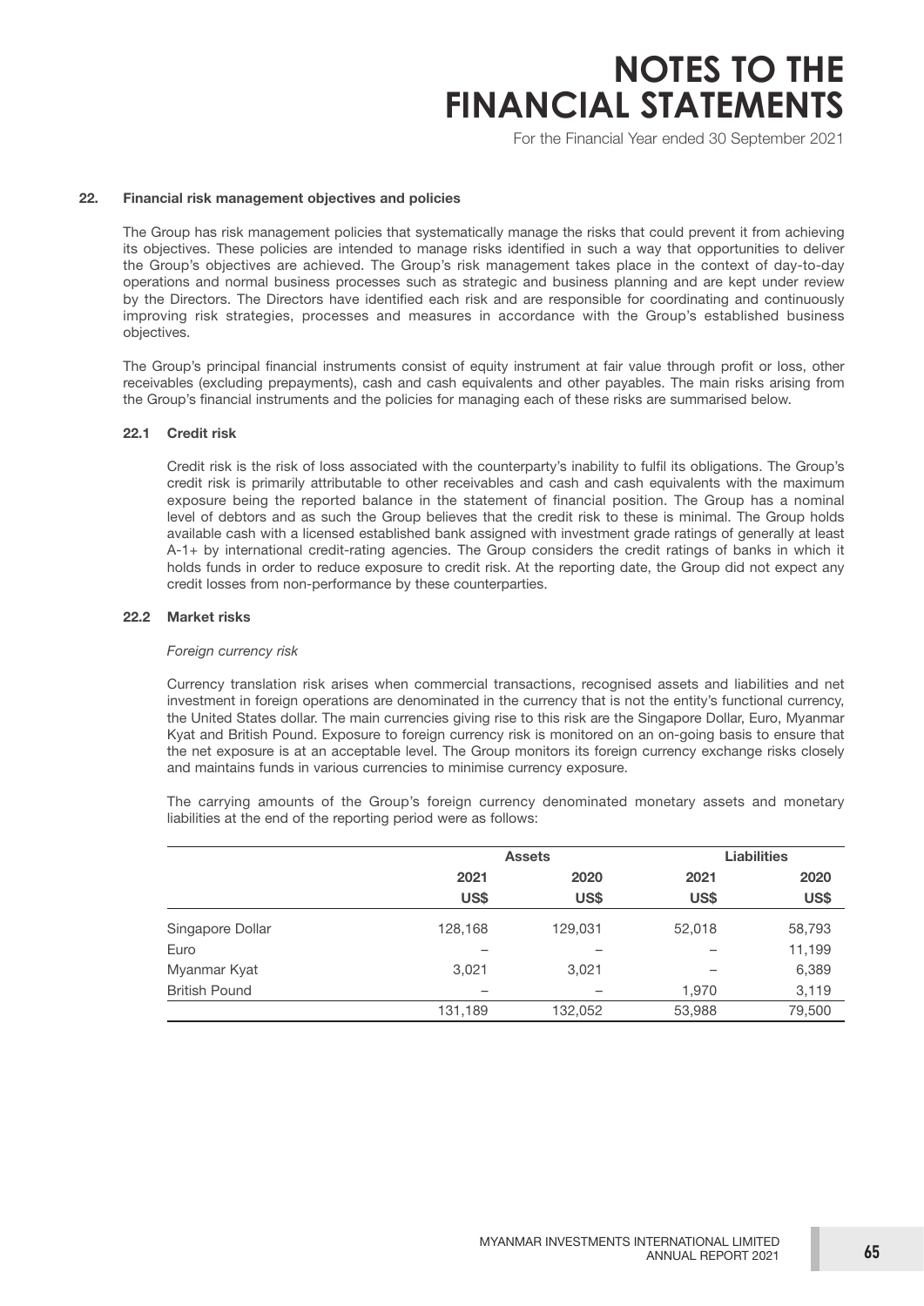# NOTES TO THE FINANCIAL STATEMENTS

For the Financial Year ended 30 September 2021

## 22. Financial risk management objectives and policies

The Group has risk management policies that systematically manage the risks that could prevent it from achieving its objectives. These policies are intended to manage risks identified in such a way that opportunities to deliver the Group's objectives are achieved. The Group's risk management takes place in the context of day-to-day operations and normal business processes such as strategic and business planning and are kept under review by the Directors. The Directors have identified each risk and are responsible for coordinating and continuously improving risk strategies, processes and measures in accordance with the Group's established business objectives.

The Group's principal financial instruments consist of equity instrument at fair value through profit or loss, other receivables (excluding prepayments), cash and cash equivalents and other payables. The main risks arising from the Group's financial instruments and the policies for managing each of these risks are summarised below.

### 22.1 Credit risk

Credit risk is the risk of loss associated with the counterparty's inability to fulfil its obligations. The Group's credit risk is primarily attributable to other receivables and cash and cash equivalents with the maximum exposure being the reported balance in the statement of financial position. The Group has a nominal level of debtors and as such the Group believes that the credit risk to these is minimal. The Group holds available cash with a licensed established bank assigned with investment grade ratings of generally at least A-1+ by international credit-rating agencies. The Group considers the credit ratings of banks in which it holds funds in order to reduce exposure to credit risk. At the reporting date, the Group did not expect any credit losses from non-performance by these counterparties.

### 22.2 Market risks

*Foreign currency risk*

Currency translation risk arises when commercial transactions, recognised assets and liabilities and net investment in foreign operations are denominated in the currency that is not the entity's functional currency, the United States dollar. The main currencies giving rise to this risk are the Singapore Dollar, Euro, Myanmar Kyat and British Pound. Exposure to foreign currency risk is monitored on an on-going basis to ensure that the net exposure is at an acceptable level. The Group monitors its foreign currency exchange risks closely and maintains funds in various currencies to minimise currency exposure.

The carrying amounts of the Group's foreign currency denominated monetary assets and monetary liabilities at the end of the reporting period were as follows:

| | Assets | | Liabilities | |
|---|---|---|---|---|
| | 2021 | 2020 | 2021 | 2020 |
| | US$ | US$ | US$ | US$ |
| Singapore Dollar | 128,168 | 129,031 | 52,018 | 58,793 |
| Euro | – | – | – | 11,199 |
| Myanmar Kyat | 3,021 | 3,021 | – | 6,389 |
| British Pound | – | – | 1,970 | 3,119 |
| | 131,189 | 132,052 | 53,988 | 79,500 |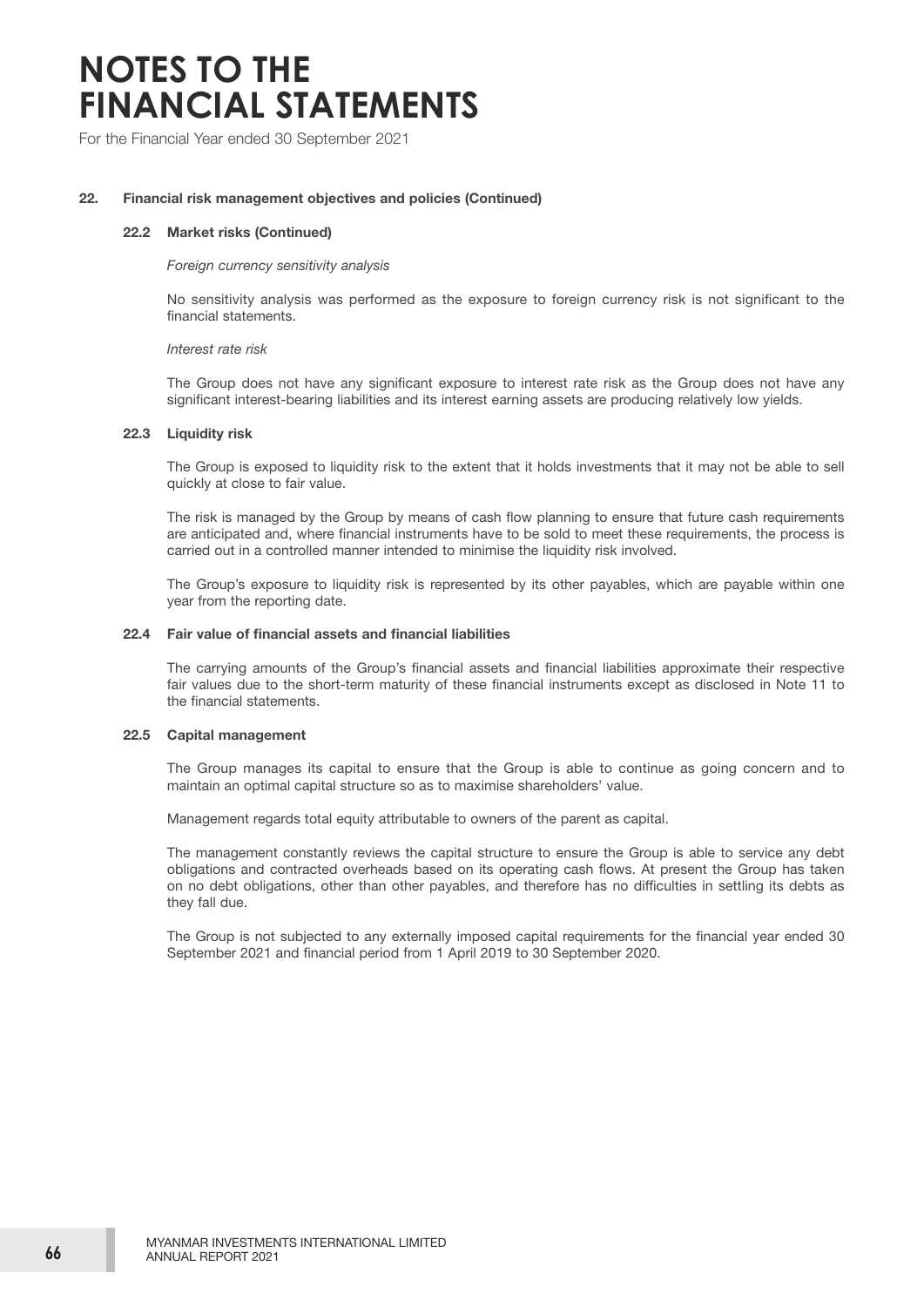# NOTES TO THE FINANCIAL STATEMENTS

For the Financial Year ended 30 September 2021

## 22. Financial risk management objectives and policies (Continued)

### 22.2 Market risks (Continued)

*Foreign currency sensitivity analysis*

No sensitivity analysis was performed as the exposure to foreign currency risk is not significant to the financial statements.

*Interest rate risk*

The Group does not have any significant exposure to interest rate risk as the Group does not have any significant interest-bearing liabilities and its interest earning assets are producing relatively low yields.

### 22.3 Liquidity risk

The Group is exposed to liquidity risk to the extent that it holds investments that it may not be able to sell quickly at close to fair value.

The risk is managed by the Group by means of cash flow planning to ensure that future cash requirements are anticipated and, where financial instruments have to be sold to meet these requirements, the process is carried out in a controlled manner intended to minimise the liquidity risk involved.

The Group's exposure to liquidity risk is represented by its other payables, which are payable within one year from the reporting date.

### 22.4 Fair value of financial assets and financial liabilities

The carrying amounts of the Group's financial assets and financial liabilities approximate their respective fair values due to the short-term maturity of these financial instruments except as disclosed in Note 11 to the financial statements.

### 22.5 Capital management

The Group manages its capital to ensure that the Group is able to continue as going concern and to maintain an optimal capital structure so as to maximise shareholders' value.

Management regards total equity attributable to owners of the parent as capital.

The management constantly reviews the capital structure to ensure the Group is able to service any debt obligations and contracted overheads based on its operating cash flows. At present the Group has taken on no debt obligations, other than other payables, and therefore has no difficulties in settling its debts as they fall due.

The Group is not subjected to any externally imposed capital requirements for the financial year ended 30 September 2021 and financial period from 1 April 2019 to 30 September 2020.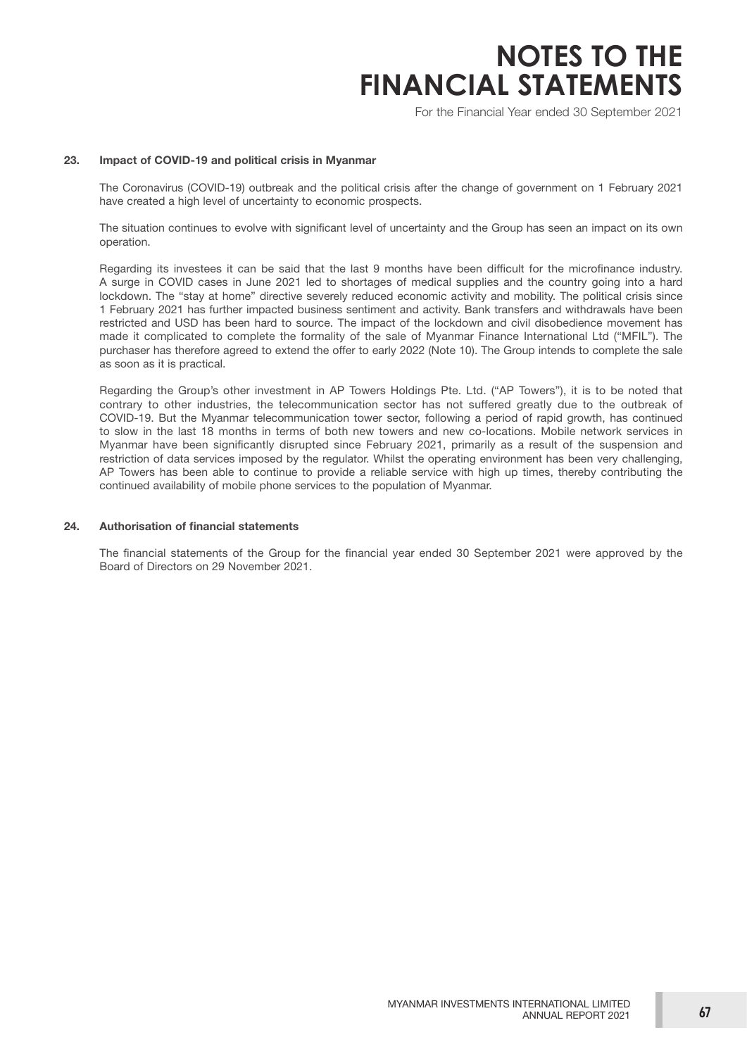### 23. Impact of COVID-19 and political crisis in Myanmar

The Coronavirus (COVID-19) outbreak and the political crisis after the change of government on 1 February 2021 have created a high level of uncertainty to economic prospects.

The situation continues to evolve with significant level of uncertainty and the Group has seen an impact on its own operation.

Regarding its investees it can be said that the last 9 months have been difficult for the microfinance industry. A surge in COVID cases in June 2021 led to shortages of medical supplies and the country going into a hard lockdown. The "stay at home" directive severely reduced economic activity and mobility. The political crisis since 1 February 2021 has further impacted business sentiment and activity. Bank transfers and withdrawals have been restricted and USD has been hard to source. The impact of the lockdown and civil disobedience movement has made it complicated to complete the formality of the sale of Myanmar Finance International Ltd ("MFIL"). The purchaser has therefore agreed to extend the offer to early 2022 (Note 10). The Group intends to complete the sale as soon as it is practical.

Regarding the Group's other investment in AP Towers Holdings Pte. Ltd. ("AP Towers"), it is to be noted that contrary to other industries, the telecommunication sector has not suffered greatly due to the outbreak of COVID-19. But the Myanmar telecommunication tower sector, following a period of rapid growth, has continued to slow in the last 18 months in terms of both new towers and new co-locations. Mobile network services in Myanmar have been significantly disrupted since February 2021, primarily as a result of the suspension and restriction of data services imposed by the regulator. Whilst the operating environment has been very challenging, AP Towers has been able to continue to provide a reliable service with high up times, thereby contributing the continued availability of mobile phone services to the population of Myanmar.

### 24. Authorisation of financial statements

The financial statements of the Group for the financial year ended 30 September 2021 were approved by the Board of Directors on 29 November 2021.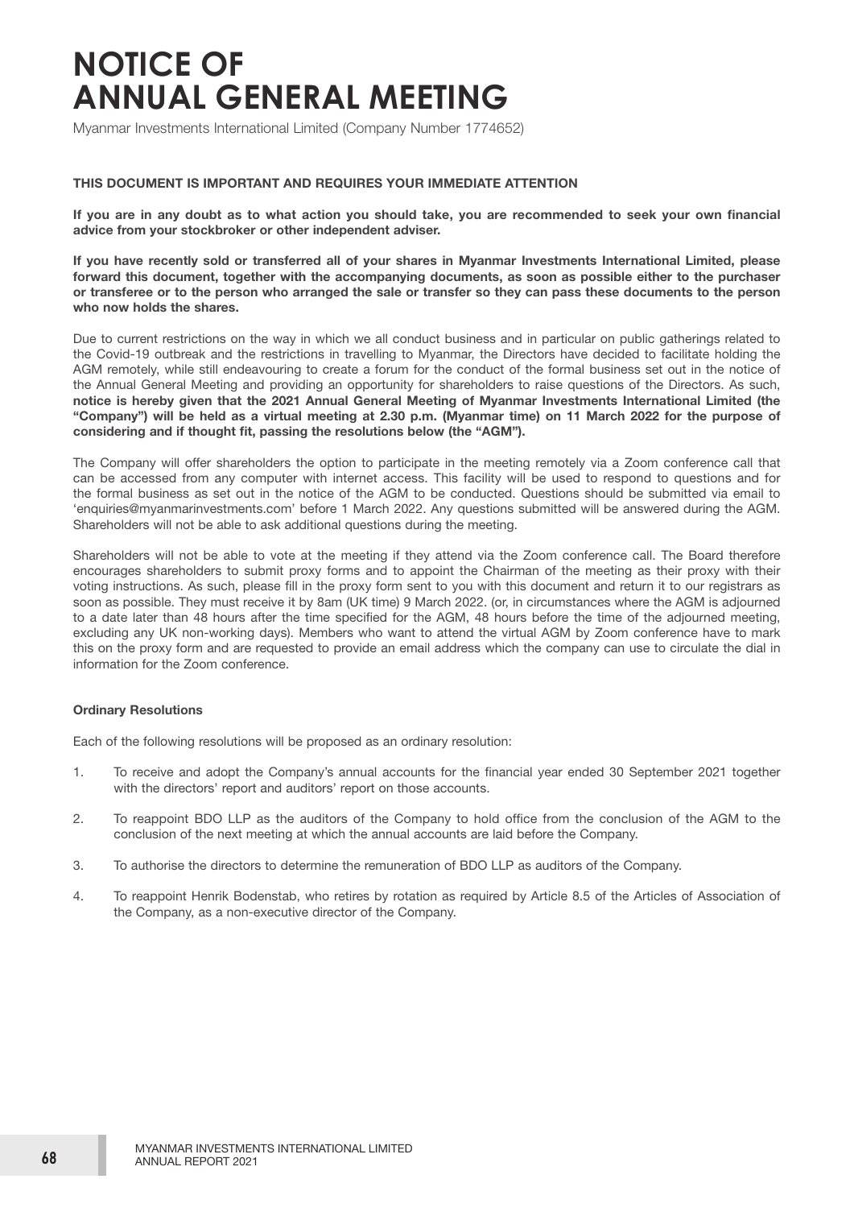# NOTICE OF ANNUAL GENERAL MEETING

Myanmar Investments International Limited (Company Number 1774652)

**THIS DOCUMENT IS IMPORTANT AND REQUIRES YOUR IMMEDIATE ATTENTION**

**If you are in any doubt as to what action you should take, you are recommended to seek your own financial advice from your stockbroker or other independent adviser.**

**If you have recently sold or transferred all of your shares in Myanmar Investments International Limited, please forward this document, together with the accompanying documents, as soon as possible either to the purchaser or transferee or to the person who arranged the sale or transfer so they can pass these documents to the person who now holds the shares.**

Due to current restrictions on the way in which we all conduct business and in particular on public gatherings related to the Covid-19 outbreak and the restrictions in travelling to Myanmar, the Directors have decided to facilitate holding the AGM remotely, while still endeavouring to create a forum for the conduct of the formal business set out in the notice of the Annual General Meeting and providing an opportunity for shareholders to raise questions of the Directors. As such, **notice is hereby given that the 2021 Annual General Meeting of Myanmar Investments International Limited (the "Company") will be held as a virtual meeting at 2.30 p.m. (Myanmar time) on 11 March 2022 for the purpose of considering and if thought fit, passing the resolutions below (the "AGM").**

The Company will offer shareholders the option to participate in the meeting remotely via a Zoom conference call that can be accessed from any computer with internet access. This facility will be used to respond to questions and for the formal business as set out in the notice of the AGM to be conducted. Questions should be submitted via email to 'enquiries@myanmarinvestments.com' before 1 March 2022. Any questions submitted will be answered during the AGM. Shareholders will not be able to ask additional questions during the meeting.

Shareholders will not be able to vote at the meeting if they attend via the Zoom conference call. The Board therefore encourages shareholders to submit proxy forms and to appoint the Chairman of the meeting as their proxy with their voting instructions. As such, please fill in the proxy form sent to you with this document and return it to our registrars as soon as possible. They must receive it by 8am (UK time) 9 March 2022. (or, in circumstances where the AGM is adjourned to a date later than 48 hours after the time specified for the AGM, 48 hours before the time of the adjourned meeting, excluding any UK non-working days). Members who want to attend the virtual AGM by Zoom conference have to mark this on the proxy form and are requested to provide an email address which the company can use to circulate the dial in information for the Zoom conference.

**Ordinary Resolutions**

Each of the following resolutions will be proposed as an ordinary resolution:

1. To receive and adopt the Company's annual accounts for the financial year ended 30 September 2021 together with the directors' report and auditors' report on those accounts.

2. To reappoint BDO LLP as the auditors of the Company to hold office from the conclusion of the AGM to the conclusion of the next meeting at which the annual accounts are laid before the Company.

3. To authorise the directors to determine the remuneration of BDO LLP as auditors of the Company.

4. To reappoint Henrik Bodenstab, who retires by rotation as required by Article 8.5 of the Articles of Association of the Company, as a non-executive director of the Company.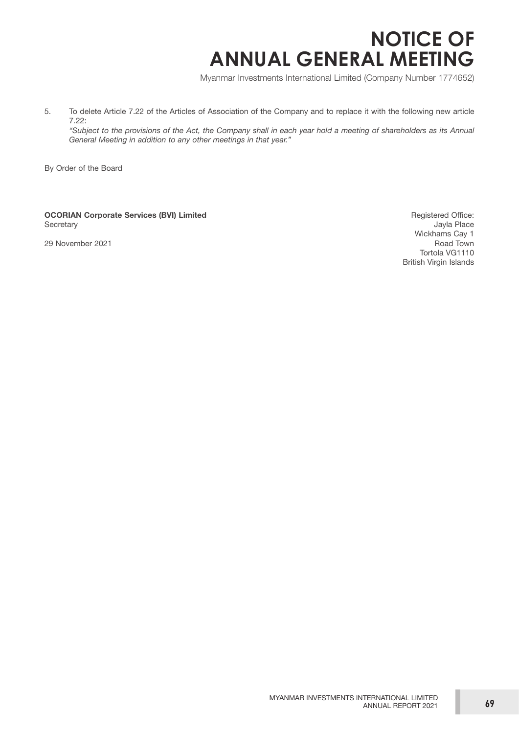# NOTICE OF ANNUAL GENERAL MEETING

Myanmar Investments International Limited (Company Number 1774652)

5. To delete Article 7.22 of the Articles of Association of the Company and to replace it with the following new article 7.22:

   *"Subject to the provisions of the Act, the Company shall in each year hold a meeting of shareholders as its Annual General Meeting in addition to any other meetings in that year."*

By Order of the Board

**OCORIAN Corporate Services (BVI) Limited**
Secretary

29 November 2021

Registered Office:
Jayla Place
Wickhams Cay 1
Road Town
Tortola VG1110
British Virgin Islands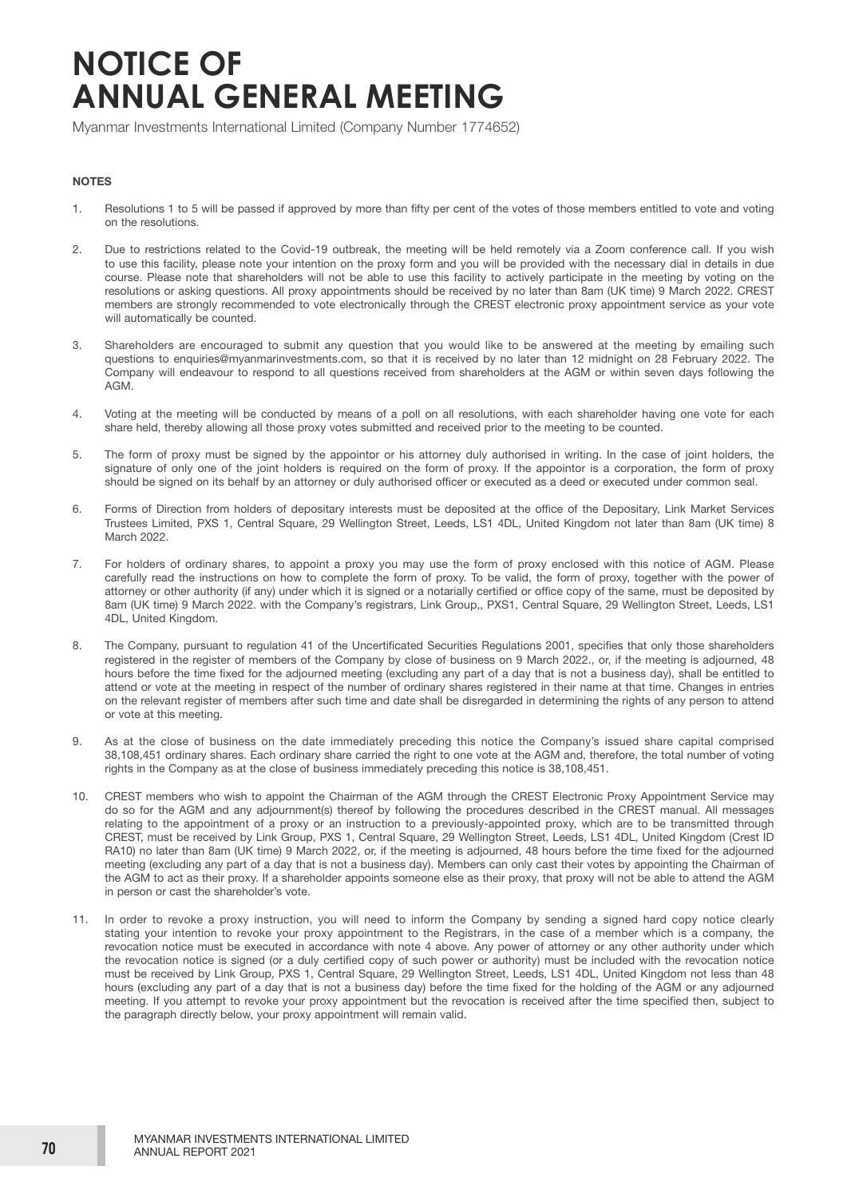# NOTICE OF ANNUAL GENERAL MEETING

Myanmar Investments International Limited (Company Number 1774652)

**NOTES**

1. Resolutions 1 to 5 will be passed if approved by more than fifty per cent of the votes of those members entitled to vote and voting on the resolutions.

2. Due to restrictions related to the Covid-19 outbreak, the meeting will be held remotely via a Zoom conference call. If you wish to use this facility, please note your intention on the proxy form and you will be provided with the necessary dial in details in due course. Please note that shareholders will not be able to use this facility to actively participate in the meeting by voting on the resolutions or asking questions. All proxy appointments should be received by no later than 8am (UK time) 9 March 2022. CREST members are strongly recommended to vote electronically through the CREST electronic proxy appointment service as your vote will automatically be counted.

3. Shareholders are encouraged to submit any question that you would like to be answered at the meeting by emailing such questions to enquiries@myanmarinvestments.com, so that it is received by no later than 12 midnight on 28 February 2022. The Company will endeavour to respond to all questions received from shareholders at the AGM or within seven days following the AGM.

4. Voting at the meeting will be conducted by means of a poll on all resolutions, with each shareholder having one vote for each share held, thereby allowing all those proxy votes submitted and received prior to the meeting to be counted.

5. The form of proxy must be signed by the appointor or his attorney duly authorised in writing. In the case of joint holders, the signature of only one of the joint holders is required on the form of proxy. If the appointor is a corporation, the form of proxy should be signed on its behalf by an attorney or duly authorised officer or executed as a deed or executed under common seal.

6. Forms of Direction from holders of depositary interests must be deposited at the office of the Depositary, Link Market Services Trustees Limited, PXS 1, Central Square, 29 Wellington Street, Leeds, LS1 4DL, United Kingdom not later than 8am (UK time) 8 March 2022.

7. For holders of ordinary shares, to appoint a proxy you may use the form of proxy enclosed with this notice of AGM. Please carefully read the instructions on how to complete the form of proxy. To be valid, the form of proxy, together with the power of attorney or other authority (if any) under which it is signed or a notarially certified or office copy of the same, must be deposited by 8am (UK time) 9 March 2022. with the Company's registrars, Link Group,, PXS1, Central Square, 29 Wellington Street, Leeds, LS1 4DL, United Kingdom.

8. The Company, pursuant to regulation 41 of the Uncertificated Securities Regulations 2001, specifies that only those shareholders registered in the register of members of the Company by close of business on 9 March 2022., or, if the meeting is adjourned, 48 hours before the time fixed for the adjourned meeting (excluding any part of a day that is not a business day), shall be entitled to attend or vote at the meeting in respect of the number of ordinary shares registered in their name at that time. Changes in entries on the relevant register of members after such time and date shall be disregarded in determining the rights of any person to attend or vote at this meeting.

9. As at the close of business on the date immediately preceding this notice the Company's issued share capital comprised 38,108,451 ordinary shares. Each ordinary share carried the right to one vote at the AGM and, therefore, the total number of voting rights in the Company as at the close of business immediately preceding this notice is 38,108,451.

10. CREST members who wish to appoint the Chairman of the AGM through the CREST Electronic Proxy Appointment Service may do so for the AGM and any adjournment(s) thereof by following the procedures described in the CREST manual. All messages relating to the appointment of a proxy or an instruction to a previously-appointed proxy, which are to be transmitted through CREST, must be received by Link Group, PXS 1, Central Square, 29 Wellington Street, Leeds, LS1 4DL, United Kingdom (Crest ID RA10) no later than 8am (UK time) 9 March 2022, or, if the meeting is adjourned, 48 hours before the time fixed for the adjourned meeting (excluding any part of a day that is not a business day). Members can only cast their votes by appointing the Chairman of the AGM to act as their proxy. If a shareholder appoints someone else as their proxy, that proxy will not be able to attend the AGM in person or cast the shareholder's vote.

11. In order to revoke a proxy instruction, you will need to inform the Company by sending a signed hard copy notice clearly stating your intention to revoke your proxy appointment to the Registrars, in the case of a member which is a company, the revocation notice must be executed in accordance with note 4 above. Any power of attorney or any other authority under which the revocation notice is signed (or a duly certified copy of such power or authority) must be included with the revocation notice must be received by Link Group, PXS 1, Central Square, 29 Wellington Street, Leeds, LS1 4DL, United Kingdom not less than 48 hours (excluding any part of a day that is not a business day) before the time fixed for the holding of the AGM or any adjourned meeting. If you attempt to revoke your proxy appointment but the revocation is received after the time specified then, subject to the paragraph directly below, your proxy appointment will remain valid.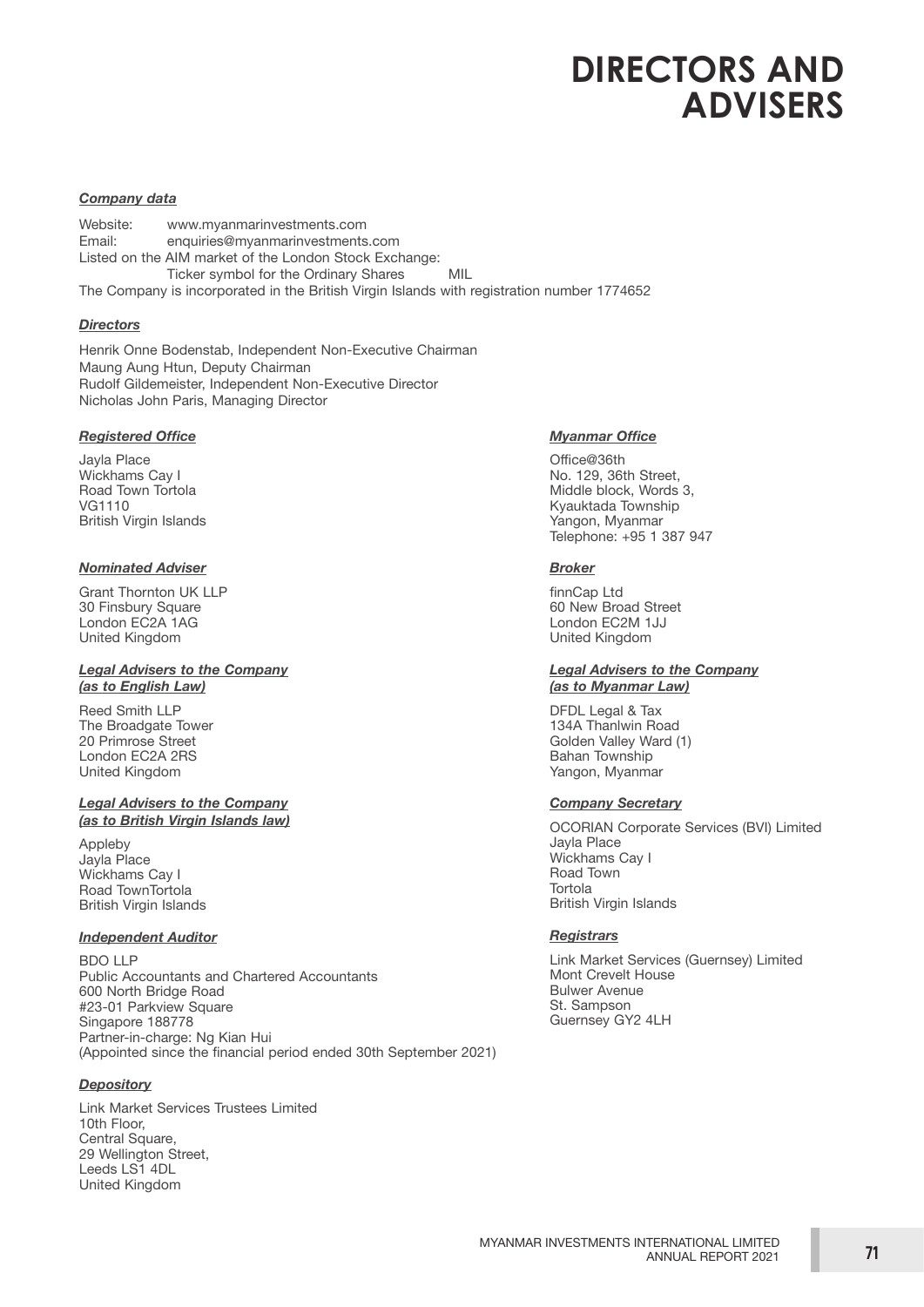# DIRECTORS AND ADVISERS

***Company data***

Website: www.myanmarinvestments.com
Email: enquiries@myanmarinvestments.com
Listed on the AIM market of the London Stock Exchange:
Ticker symbol for the Ordinary Shares MIL
The Company is incorporated in the British Virgin Islands with registration number 1774652

***Directors***

Henrik Onne Bodenstab, Independent Non-Executive Chairman
Maung Aung Htun, Deputy Chairman
Rudolf Gildemeister, Independent Non-Executive Director
Nicholas John Paris, Managing Director

***Registered Office***

Jayla Place
Wickhams Cay I
Road Town Tortola
VG1110
British Virgin Islands

***Nominated Adviser***

Grant Thornton UK LLP
30 Finsbury Square
London EC2A 1AG
United Kingdom

***Legal Advisers to the Company (as to English Law)***

Reed Smith LLP
The Broadgate Tower
20 Primrose Street
London EC2A 2RS
United Kingdom

***Legal Advisers to the Company (as to British Virgin Islands law)***

Appleby
Jayla Place
Wickhams Cay I
Road TownTortola
British Virgin Islands

***Independent Auditor***

BDO LLP
Public Accountants and Chartered Accountants
600 North Bridge Road
#23-01 Parkview Square
Singapore 188778
Partner-in-charge: Ng Kian Hui
(Appointed since the financial period ended 30th September 2021)

***Depository***

Link Market Services Trustees Limited
10th Floor,
Central Square,
29 Wellington Street,
Leeds LS1 4DL
United Kingdom

***Myanmar Office***

Office@36th
No. 129, 36th Street,
Middle block, Words 3,
Kyauktada Township
Yangon, Myanmar
Telephone: +95 1 387 947

***Broker***

finnCap Ltd
60 New Broad Street
London EC2M 1JJ
United Kingdom

***Legal Advisers to the Company (as to Myanmar Law)***

DFDL Legal & Tax
134A Thanlwin Road
Golden Valley Ward (1)
Bahan Township
Yangon, Myanmar

***Company Secretary***

OCORIAN Corporate Services (BVI) Limited
Jayla Place
Wickhams Cay I
Road Town
Tortola
British Virgin Islands

***Registrars***

Link Market Services (Guernsey) Limited
Mont Crevelt House
Bulwer Avenue
St. Sampson
Guernsey GY2 4LH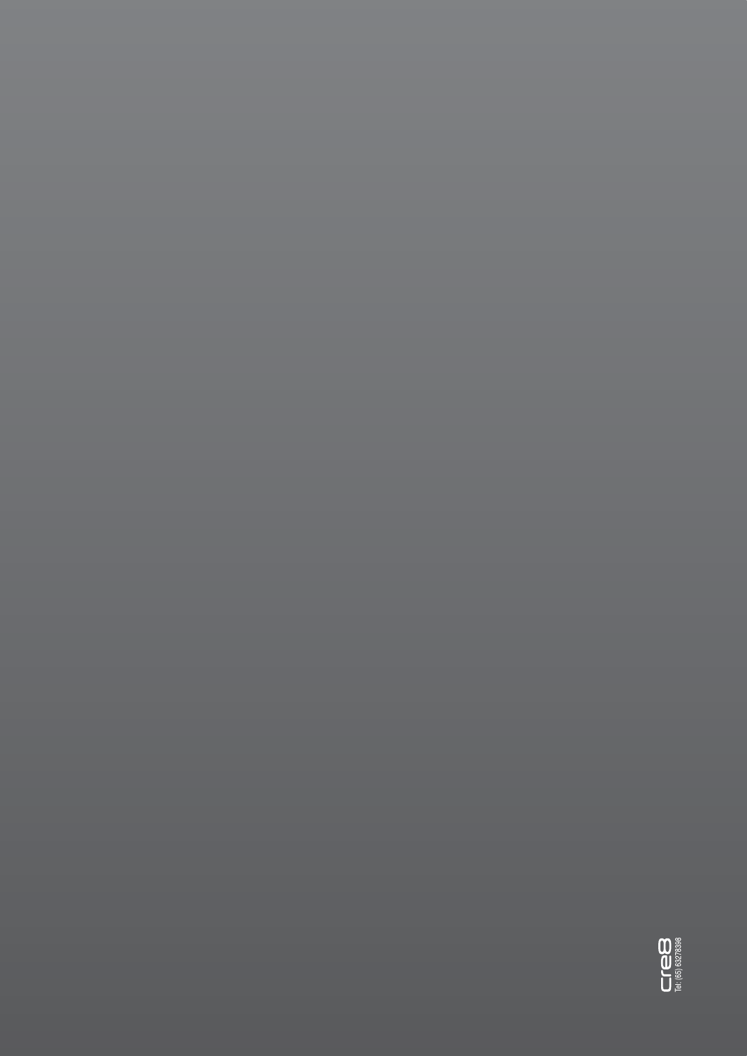cre8

Tel: (65) 63278398